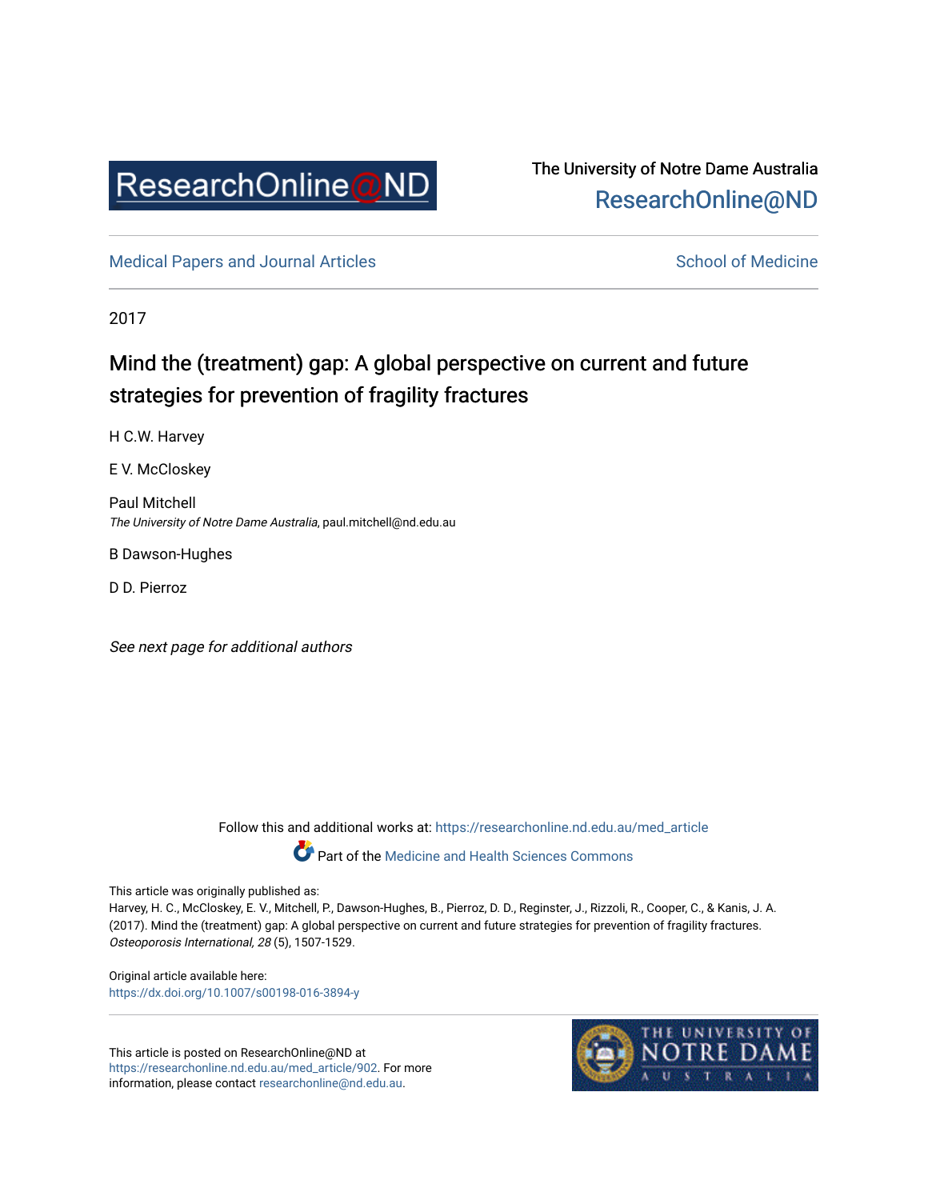ResearchOnline@ND

The University of Notre Dame Australia
ResearchOnline@ND

Medical Papers and Journal Articles

School of Medicine

2017

# Mind the (treatment) gap: A global perspective on current and future strategies for prevention of fragility fractures

H C.W. Harvey

E V. McCloskey

Paul Mitchell
*The University of Notre Dame Australia*, paul.mitchell@nd.edu.au

B Dawson-Hughes

D D. Pierroz

*See next page for additional authors*

Follow this and additional works at: https://researchonline.nd.edu.au/med_article

Part of the Medicine and Health Sciences Commons

This article was originally published as:
Harvey, H. C., McCloskey, E. V., Mitchell, P., Dawson-Hughes, B., Pierroz, D. D., Reginster, J., Rizzoli, R., Cooper, C., & Kanis, J. A. (2017). Mind the (treatment) gap: A global perspective on current and future strategies for prevention of fragility fractures. *Osteoporosis International, 28* (5), 1507-1529.

Original article available here:
https://dx.doi.org/10.1007/s00198-016-3894-y

This article is posted on ResearchOnline@ND at https://researchonline.nd.edu.au/med_article/902. For more information, please contact researchonline@nd.edu.au.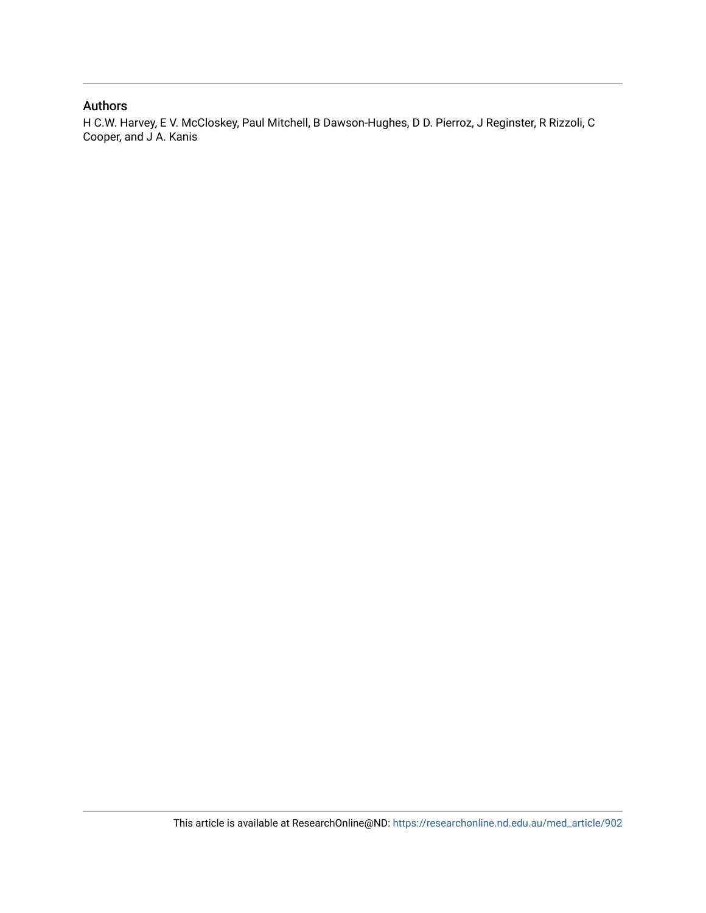## Authors

H C.W. Harvey, E V. McCloskey, Paul Mitchell, B Dawson-Hughes, D D. Pierroz, J Reginster, R Rizzoli, C Cooper, and J A. Kanis

This article is available at ResearchOnline@ND: https://researchonline.nd.edu.au/med_article/902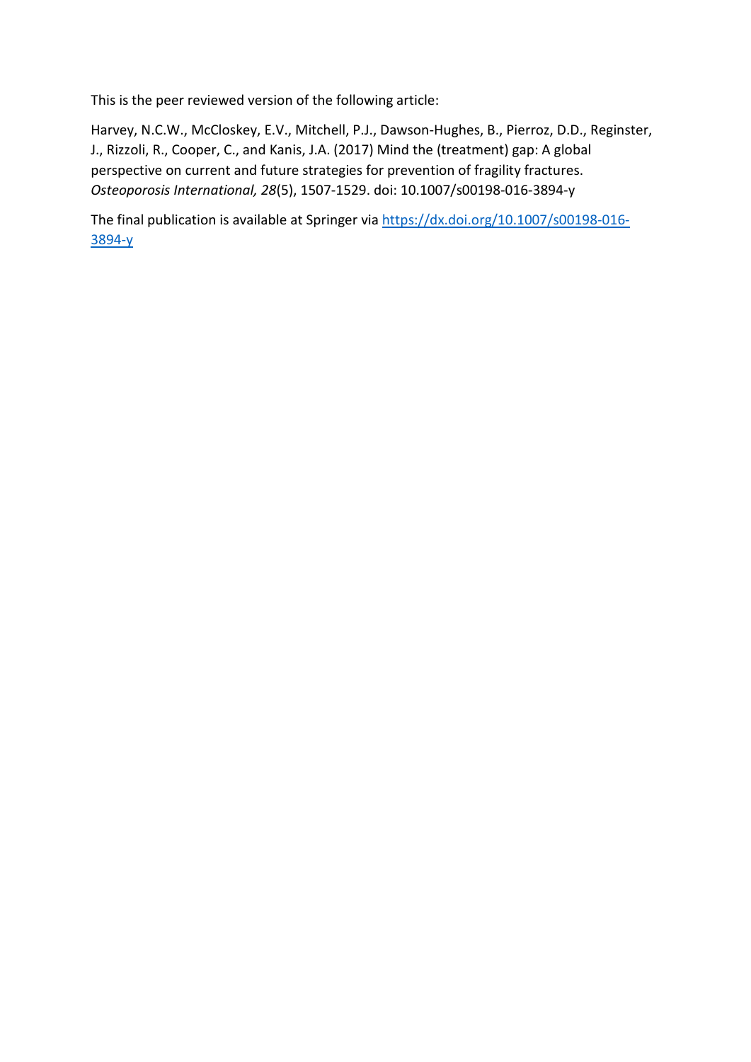This is the peer reviewed version of the following article:

Harvey, N.C.W., McCloskey, E.V., Mitchell, P.J., Dawson-Hughes, B., Pierroz, D.D., Reginster, J., Rizzoli, R., Cooper, C., and Kanis, J.A. (2017) Mind the (treatment) gap: A global perspective on current and future strategies for prevention of fragility fractures. *Osteoporosis International, 28*(5), 1507-1529. doi: 10.1007/s00198-016-3894-y

The final publication is available at Springer via [https://dx.doi.org/10.1007/s00198-016-3894-y](https://dx.doi.org/10.1007/s00198-016-3894-y)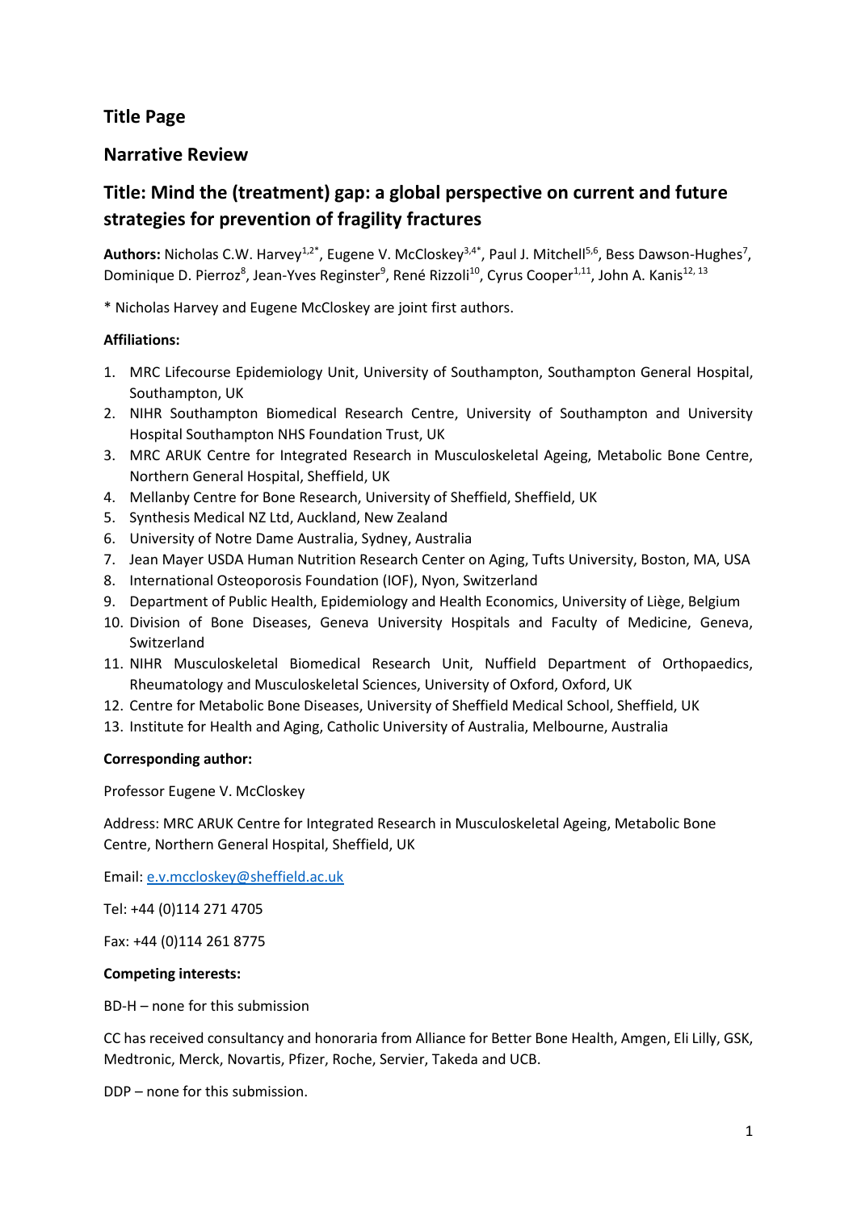# Title Page

## Narrative Review

## Title: Mind the (treatment) gap: a global perspective on current and future strategies for prevention of fragility fractures

**Authors:** Nicholas C.W. Harvey[1,2*], Eugene V. McCloskey[3,4*], Paul J. Mitchell[5,6], Bess Dawson-Hughes[7], Dominique D. Pierroz[8], Jean-Yves Reginster[9], René Rizzoli[10], Cyrus Cooper[1,11], John A. Kanis[12, 13]

\* Nicholas Harvey and Eugene McCloskey are joint first authors.

**Affiliations:**

1. MRC Lifecourse Epidemiology Unit, University of Southampton, Southampton General Hospital, Southampton, UK
2. NIHR Southampton Biomedical Research Centre, University of Southampton and University Hospital Southampton NHS Foundation Trust, UK
3. MRC ARUK Centre for Integrated Research in Musculoskeletal Ageing, Metabolic Bone Centre, Northern General Hospital, Sheffield, UK
4. Mellanby Centre for Bone Research, University of Sheffield, Sheffield, UK
5. Synthesis Medical NZ Ltd, Auckland, New Zealand
6. University of Notre Dame Australia, Sydney, Australia
7. Jean Mayer USDA Human Nutrition Research Center on Aging, Tufts University, Boston, MA, USA
8. International Osteoporosis Foundation (IOF), Nyon, Switzerland
9. Department of Public Health, Epidemiology and Health Economics, University of Liège, Belgium
10. Division of Bone Diseases, Geneva University Hospitals and Faculty of Medicine, Geneva, Switzerland
11. NIHR Musculoskeletal Biomedical Research Unit, Nuffield Department of Orthopaedics, Rheumatology and Musculoskeletal Sciences, University of Oxford, Oxford, UK
12. Centre for Metabolic Bone Diseases, University of Sheffield Medical School, Sheffield, UK
13. Institute for Health and Aging, Catholic University of Australia, Melbourne, Australia

**Corresponding author:**

Professor Eugene V. McCloskey

Address: MRC ARUK Centre for Integrated Research in Musculoskeletal Ageing, Metabolic Bone Centre, Northern General Hospital, Sheffield, UK

Email: e.v.mccloskey@sheffield.ac.uk

Tel: +44 (0)114 271 4705

Fax: +44 (0)114 261 8775

**Competing interests:**

BD-H – none for this submission

CC has received consultancy and honoraria from Alliance for Better Bone Health, Amgen, Eli Lilly, GSK, Medtronic, Merck, Novartis, Pfizer, Roche, Servier, Takeda and UCB.

DDP – none for this submission.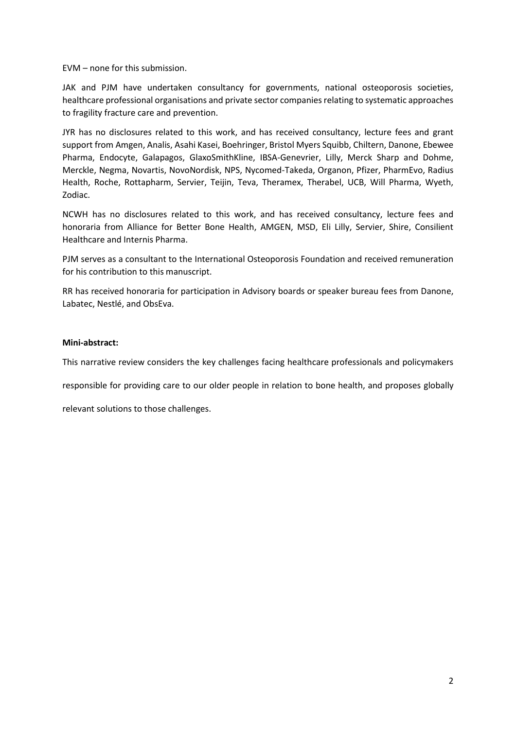EVM – none for this submission.

JAK and PJM have undertaken consultancy for governments, national osteoporosis societies, healthcare professional organisations and private sector companies relating to systematic approaches to fragility fracture care and prevention.

JYR has no disclosures related to this work, and has received consultancy, lecture fees and grant support from Amgen, Analis, Asahi Kasei, Boehringer, Bristol Myers Squibb, Chiltern, Danone, Ebewee Pharma, Endocyte, Galapagos, GlaxoSmithKline, IBSA-Genevrier, Lilly, Merck Sharp and Dohme, Merckle, Negma, Novartis, NovoNordisk, NPS, Nycomed-Takeda, Organon, Pfizer, PharmEvo, Radius Health, Roche, Rottapharm, Servier, Teijin, Teva, Theramex, Therabel, UCB, Will Pharma, Wyeth, Zodiac.

NCWH has no disclosures related to this work, and has received consultancy, lecture fees and honoraria from Alliance for Better Bone Health, AMGEN, MSD, Eli Lilly, Servier, Shire, Consilient Healthcare and Internis Pharma.

PJM serves as a consultant to the International Osteoporosis Foundation and received remuneration for his contribution to this manuscript.

RR has received honoraria for participation in Advisory boards or speaker bureau fees from Danone, Labatec, Nestlé, and ObsEva.

**Mini-abstract:**

This narrative review considers the key challenges facing healthcare professionals and policymakers responsible for providing care to our older people in relation to bone health, and proposes globally relevant solutions to those challenges.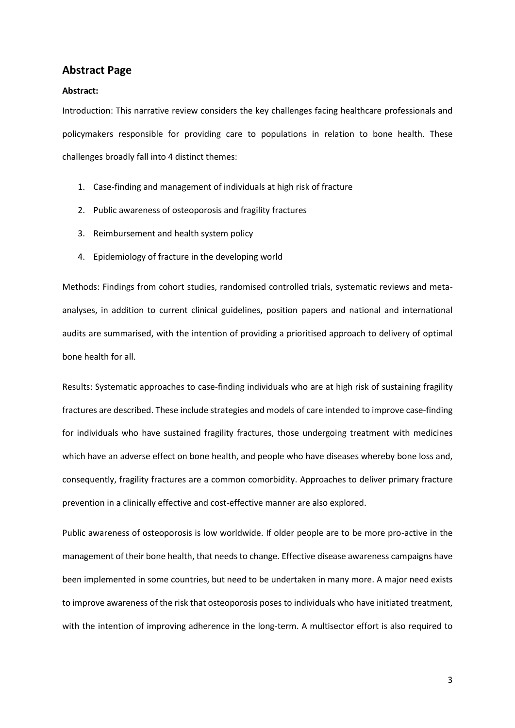## Abstract Page

**Abstract:**

Introduction: This narrative review considers the key challenges facing healthcare professionals and policymakers responsible for providing care to populations in relation to bone health. These challenges broadly fall into 4 distinct themes:

1. Case-finding and management of individuals at high risk of fracture
2. Public awareness of osteoporosis and fragility fractures
3. Reimbursement and health system policy
4. Epidemiology of fracture in the developing world

Methods: Findings from cohort studies, randomised controlled trials, systematic reviews and meta-analyses, in addition to current clinical guidelines, position papers and national and international audits are summarised, with the intention of providing a prioritised approach to delivery of optimal bone health for all.

Results: Systematic approaches to case-finding individuals who are at high risk of sustaining fragility fractures are described. These include strategies and models of care intended to improve case-finding for individuals who have sustained fragility fractures, those undergoing treatment with medicines which have an adverse effect on bone health, and people who have diseases whereby bone loss and, consequently, fragility fractures are a common comorbidity. Approaches to deliver primary fracture prevention in a clinically effective and cost-effective manner are also explored.

Public awareness of osteoporosis is low worldwide. If older people are to be more pro-active in the management of their bone health, that needs to change. Effective disease awareness campaigns have been implemented in some countries, but need to be undertaken in many more. A major need exists to improve awareness of the risk that osteoporosis poses to individuals who have initiated treatment, with the intention of improving adherence in the long-term. A multisector effort is also required to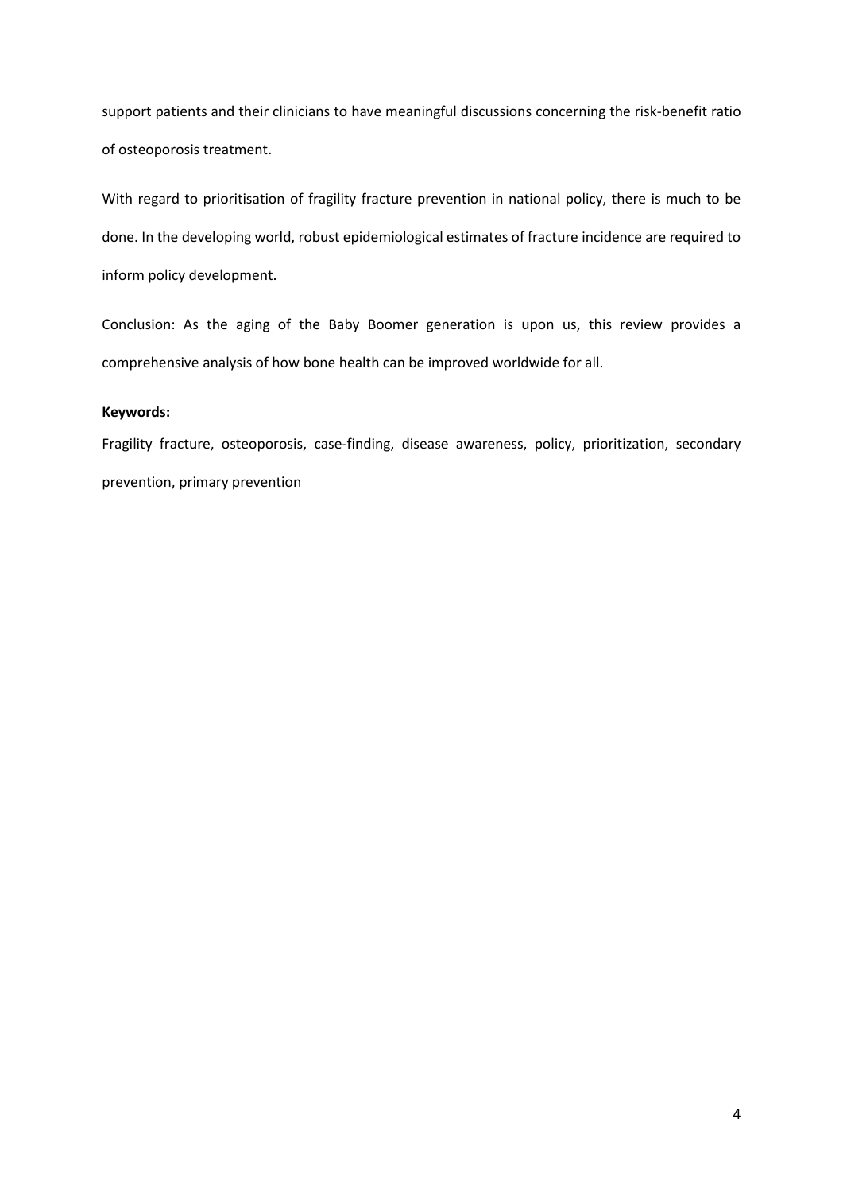support patients and their clinicians to have meaningful discussions concerning the risk-benefit ratio of osteoporosis treatment.

With regard to prioritisation of fragility fracture prevention in national policy, there is much to be done. In the developing world, robust epidemiological estimates of fracture incidence are required to inform policy development.

Conclusion: As the aging of the Baby Boomer generation is upon us, this review provides a comprehensive analysis of how bone health can be improved worldwide for all.

**Keywords:**

Fragility fracture, osteoporosis, case-finding, disease awareness, policy, prioritization, secondary prevention, primary prevention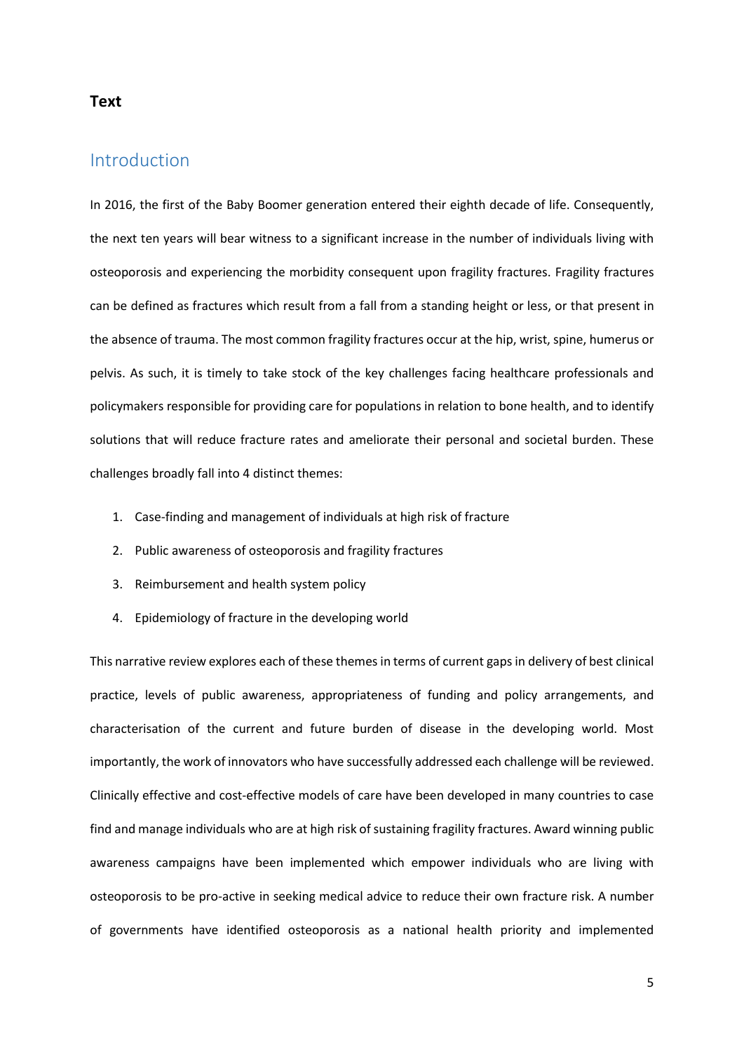**Text**

## Introduction

In 2016, the first of the Baby Boomer generation entered their eighth decade of life. Consequently, the next ten years will bear witness to a significant increase in the number of individuals living with osteoporosis and experiencing the morbidity consequent upon fragility fractures. Fragility fractures can be defined as fractures which result from a fall from a standing height or less, or that present in the absence of trauma. The most common fragility fractures occur at the hip, wrist, spine, humerus or pelvis. As such, it is timely to take stock of the key challenges facing healthcare professionals and policymakers responsible for providing care for populations in relation to bone health, and to identify solutions that will reduce fracture rates and ameliorate their personal and societal burden. These challenges broadly fall into 4 distinct themes:

1. Case-finding and management of individuals at high risk of fracture
2. Public awareness of osteoporosis and fragility fractures
3. Reimbursement and health system policy
4. Epidemiology of fracture in the developing world

This narrative review explores each of these themes in terms of current gaps in delivery of best clinical practice, levels of public awareness, appropriateness of funding and policy arrangements, and characterisation of the current and future burden of disease in the developing world. Most importantly, the work of innovators who have successfully addressed each challenge will be reviewed. Clinically effective and cost-effective models of care have been developed in many countries to case find and manage individuals who are at high risk of sustaining fragility fractures. Award winning public awareness campaigns have been implemented which empower individuals who are living with osteoporosis to be pro-active in seeking medical advice to reduce their own fracture risk. A number of governments have identified osteoporosis as a national health priority and implemented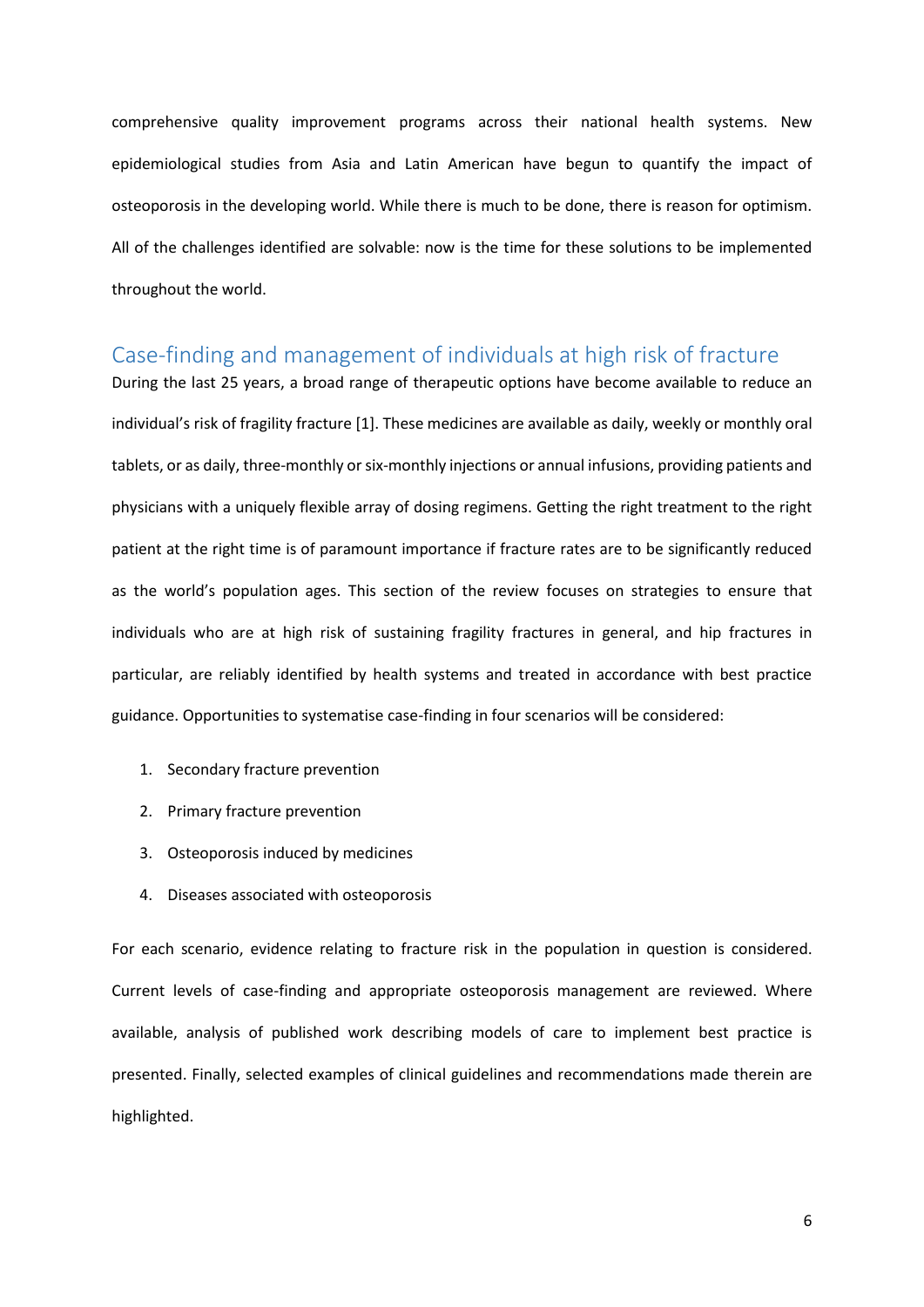comprehensive quality improvement programs across their national health systems. New epidemiological studies from Asia and Latin American have begun to quantify the impact of osteoporosis in the developing world. While there is much to be done, there is reason for optimism. All of the challenges identified are solvable: now is the time for these solutions to be implemented throughout the world.

## Case-finding and management of individuals at high risk of fracture

During the last 25 years, a broad range of therapeutic options have become available to reduce an individual's risk of fragility fracture [1]. These medicines are available as daily, weekly or monthly oral tablets, or as daily, three-monthly or six-monthly injections or annual infusions, providing patients and physicians with a uniquely flexible array of dosing regimens. Getting the right treatment to the right patient at the right time is of paramount importance if fracture rates are to be significantly reduced as the world's population ages. This section of the review focuses on strategies to ensure that individuals who are at high risk of sustaining fragility fractures in general, and hip fractures in particular, are reliably identified by health systems and treated in accordance with best practice guidance. Opportunities to systematise case-finding in four scenarios will be considered:

1. Secondary fracture prevention
2. Primary fracture prevention
3. Osteoporosis induced by medicines
4. Diseases associated with osteoporosis

For each scenario, evidence relating to fracture risk in the population in question is considered. Current levels of case-finding and appropriate osteoporosis management are reviewed. Where available, analysis of published work describing models of care to implement best practice is presented. Finally, selected examples of clinical guidelines and recommendations made therein are highlighted.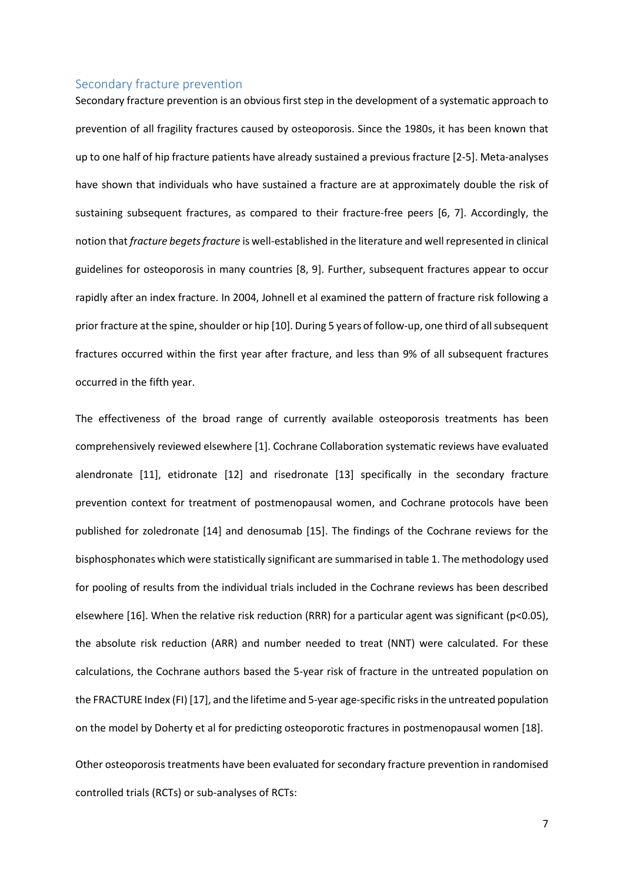## Secondary fracture prevention

Secondary fracture prevention is an obvious first step in the development of a systematic approach to prevention of all fragility fractures caused by osteoporosis. Since the 1980s, it has been known that up to one half of hip fracture patients have already sustained a previous fracture [2-5]. Meta-analyses have shown that individuals who have sustained a fracture are at approximately double the risk of sustaining subsequent fractures, as compared to their fracture-free peers [6, 7]. Accordingly, the notion that *fracture begets fracture* is well-established in the literature and well represented in clinical guidelines for osteoporosis in many countries [8, 9]. Further, subsequent fractures appear to occur rapidly after an index fracture. In 2004, Johnell et al examined the pattern of fracture risk following a prior fracture at the spine, shoulder or hip [10]. During 5 years of follow-up, one third of all subsequent fractures occurred within the first year after fracture, and less than 9% of all subsequent fractures occurred in the fifth year.

The effectiveness of the broad range of currently available osteoporosis treatments has been comprehensively reviewed elsewhere [1]. Cochrane Collaboration systematic reviews have evaluated alendronate [11], etidronate [12] and risedronate [13] specifically in the secondary fracture prevention context for treatment of postmenopausal women, and Cochrane protocols have been published for zoledronate [14] and denosumab [15]. The findings of the Cochrane reviews for the bisphosphonates which were statistically significant are summarised in table 1. The methodology used for pooling of results from the individual trials included in the Cochrane reviews has been described elsewhere [16]. When the relative risk reduction (RRR) for a particular agent was significant ($p<0.05$), the absolute risk reduction (ARR) and number needed to treat (NNT) were calculated. For these calculations, the Cochrane authors based the 5-year risk of fracture in the untreated population on the FRACTURE Index (FI) [17], and the lifetime and 5-year age-specific risks in the untreated population on the model by Doherty et al for predicting osteoporotic fractures in postmenopausal women [18].

Other osteoporosis treatments have been evaluated for secondary fracture prevention in randomised controlled trials (RCTs) or sub-analyses of RCTs: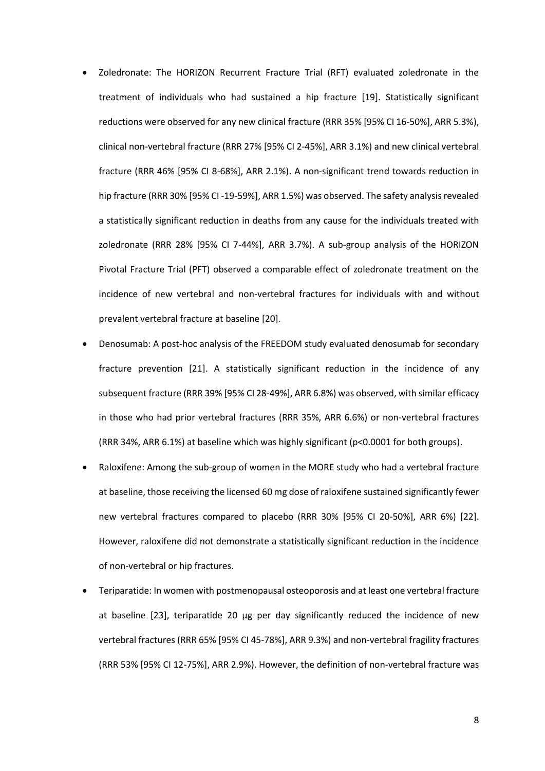- Zoledronate: The HORIZON Recurrent Fracture Trial (RFT) evaluated zoledronate in the treatment of individuals who had sustained a hip fracture [19]. Statistically significant reductions were observed for any new clinical fracture (RRR 35% [95% CI 16-50%], ARR 5.3%), clinical non-vertebral fracture (RRR 27% [95% CI 2-45%], ARR 3.1%) and new clinical vertebral fracture (RRR 46% [95% CI 8-68%], ARR 2.1%). A non-significant trend towards reduction in hip fracture (RRR 30% [95% CI -19-59%], ARR 1.5%) was observed. The safety analysis revealed a statistically significant reduction in deaths from any cause for the individuals treated with zoledronate (RRR 28% [95% CI 7-44%], ARR 3.7%). A sub-group analysis of the HORIZON Pivotal Fracture Trial (PFT) observed a comparable effect of zoledronate treatment on the incidence of new vertebral and non-vertebral fractures for individuals with and without prevalent vertebral fracture at baseline [20].
- Denosumab: A post-hoc analysis of the FREEDOM study evaluated denosumab for secondary fracture prevention [21]. A statistically significant reduction in the incidence of any subsequent fracture (RRR 39% [95% CI 28-49%], ARR 6.8%) was observed, with similar efficacy in those who had prior vertebral fractures (RRR 35%, ARR 6.6%) or non-vertebral fractures (RRR 34%, ARR 6.1%) at baseline which was highly significant ($p<0.0001$ for both groups).
- Raloxifene: Among the sub-group of women in the MORE study who had a vertebral fracture at baseline, those receiving the licensed 60 mg dose of raloxifene sustained significantly fewer new vertebral fractures compared to placebo (RRR 30% [95% CI 20-50%], ARR 6%) [22]. However, raloxifene did not demonstrate a statistically significant reduction in the incidence of non-vertebral or hip fractures.
- Teriparatide: In women with postmenopausal osteoporosis and at least one vertebral fracture at baseline [23], teriparatide 20 µg per day significantly reduced the incidence of new vertebral fractures (RRR 65% [95% CI 45-78%], ARR 9.3%) and non-vertebral fragility fractures (RRR 53% [95% CI 12-75%], ARR 2.9%). However, the definition of non-vertebral fracture was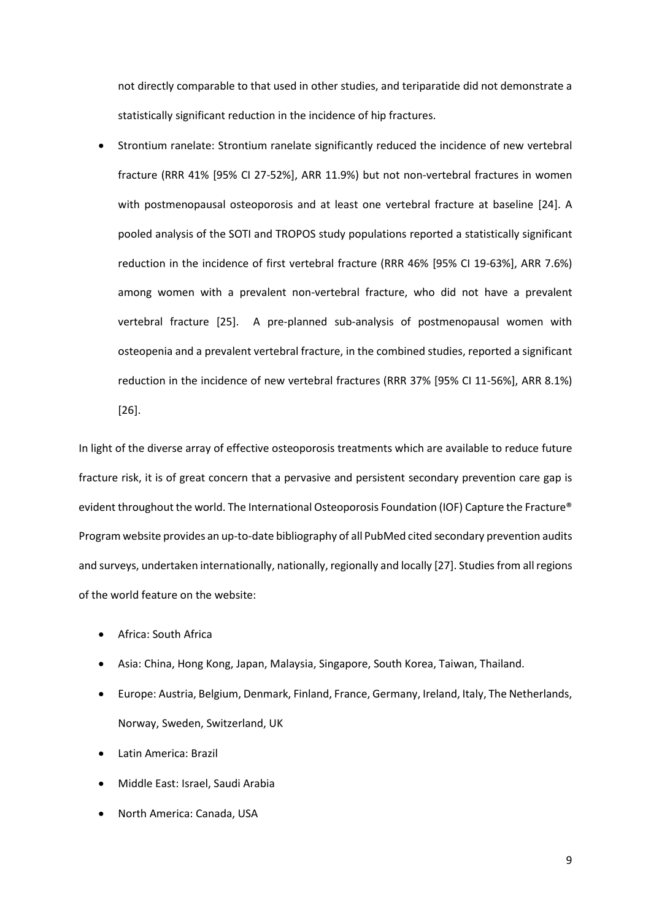not directly comparable to that used in other studies, and teriparatide did not demonstrate a statistically significant reduction in the incidence of hip fractures.

- Strontium ranelate: Strontium ranelate significantly reduced the incidence of new vertebral fracture (RRR 41% [95% CI 27-52%], ARR 11.9%) but not non-vertebral fractures in women with postmenopausal osteoporosis and at least one vertebral fracture at baseline [24]. A pooled analysis of the SOTI and TROPOS study populations reported a statistically significant reduction in the incidence of first vertebral fracture (RRR 46% [95% CI 19-63%], ARR 7.6%) among women with a prevalent non-vertebral fracture, who did not have a prevalent vertebral fracture [25]. A pre-planned sub-analysis of postmenopausal women with osteopenia and a prevalent vertebral fracture, in the combined studies, reported a significant reduction in the incidence of new vertebral fractures (RRR 37% [95% CI 11-56%], ARR 8.1%) [26].

In light of the diverse array of effective osteoporosis treatments which are available to reduce future fracture risk, it is of great concern that a pervasive and persistent secondary prevention care gap is evident throughout the world. The International Osteoporosis Foundation (IOF) Capture the Fracture® Program website provides an up-to-date bibliography of all PubMed cited secondary prevention audits and surveys, undertaken internationally, nationally, regionally and locally [27]. Studies from all regions of the world feature on the website:

- Africa: South Africa
- Asia: China, Hong Kong, Japan, Malaysia, Singapore, South Korea, Taiwan, Thailand.
- Europe: Austria, Belgium, Denmark, Finland, France, Germany, Ireland, Italy, The Netherlands, Norway, Sweden, Switzerland, UK
- Latin America: Brazil
- Middle East: Israel, Saudi Arabia
- North America: Canada, USA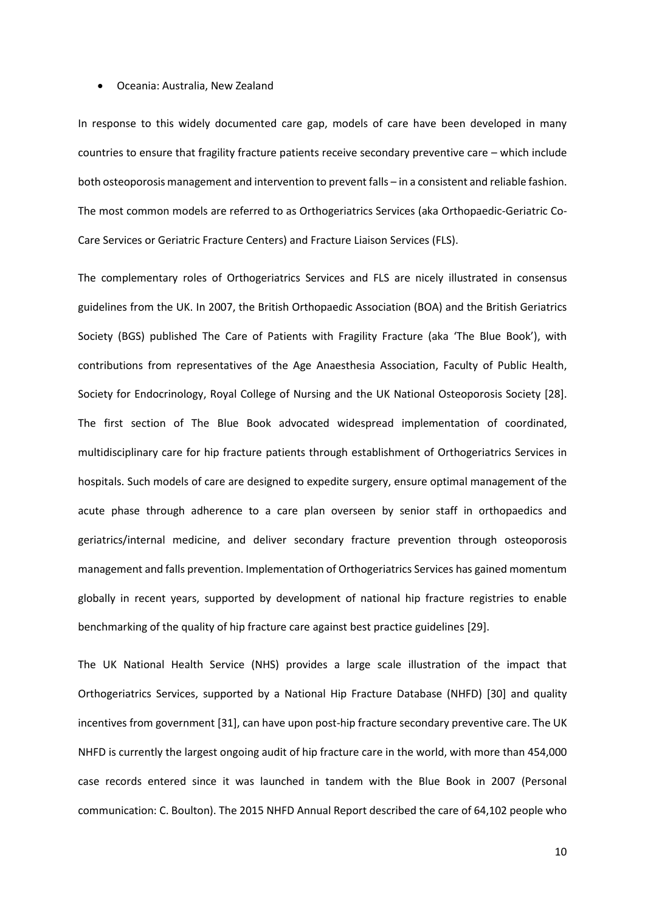- Oceania: Australia, New Zealand

In response to this widely documented care gap, models of care have been developed in many countries to ensure that fragility fracture patients receive secondary preventive care – which include both osteoporosis management and intervention to prevent falls – in a consistent and reliable fashion. The most common models are referred to as Orthogeriatrics Services (aka Orthopaedic-Geriatric Co-Care Services or Geriatric Fracture Centers) and Fracture Liaison Services (FLS).

The complementary roles of Orthogeriatrics Services and FLS are nicely illustrated in consensus guidelines from the UK. In 2007, the British Orthopaedic Association (BOA) and the British Geriatrics Society (BGS) published The Care of Patients with Fragility Fracture (aka 'The Blue Book'), with contributions from representatives of the Age Anaesthesia Association, Faculty of Public Health, Society for Endocrinology, Royal College of Nursing and the UK National Osteoporosis Society [28]. The first section of The Blue Book advocated widespread implementation of coordinated, multidisciplinary care for hip fracture patients through establishment of Orthogeriatrics Services in hospitals. Such models of care are designed to expedite surgery, ensure optimal management of the acute phase through adherence to a care plan overseen by senior staff in orthopaedics and geriatrics/internal medicine, and deliver secondary fracture prevention through osteoporosis management and falls prevention. Implementation of Orthogeriatrics Services has gained momentum globally in recent years, supported by development of national hip fracture registries to enable benchmarking of the quality of hip fracture care against best practice guidelines [29].

The UK National Health Service (NHS) provides a large scale illustration of the impact that Orthogeriatrics Services, supported by a National Hip Fracture Database (NHFD) [30] and quality incentives from government [31], can have upon post-hip fracture secondary preventive care. The UK NHFD is currently the largest ongoing audit of hip fracture care in the world, with more than 454,000 case records entered since it was launched in tandem with the Blue Book in 2007 (Personal communication: C. Boulton). The 2015 NHFD Annual Report described the care of 64,102 people who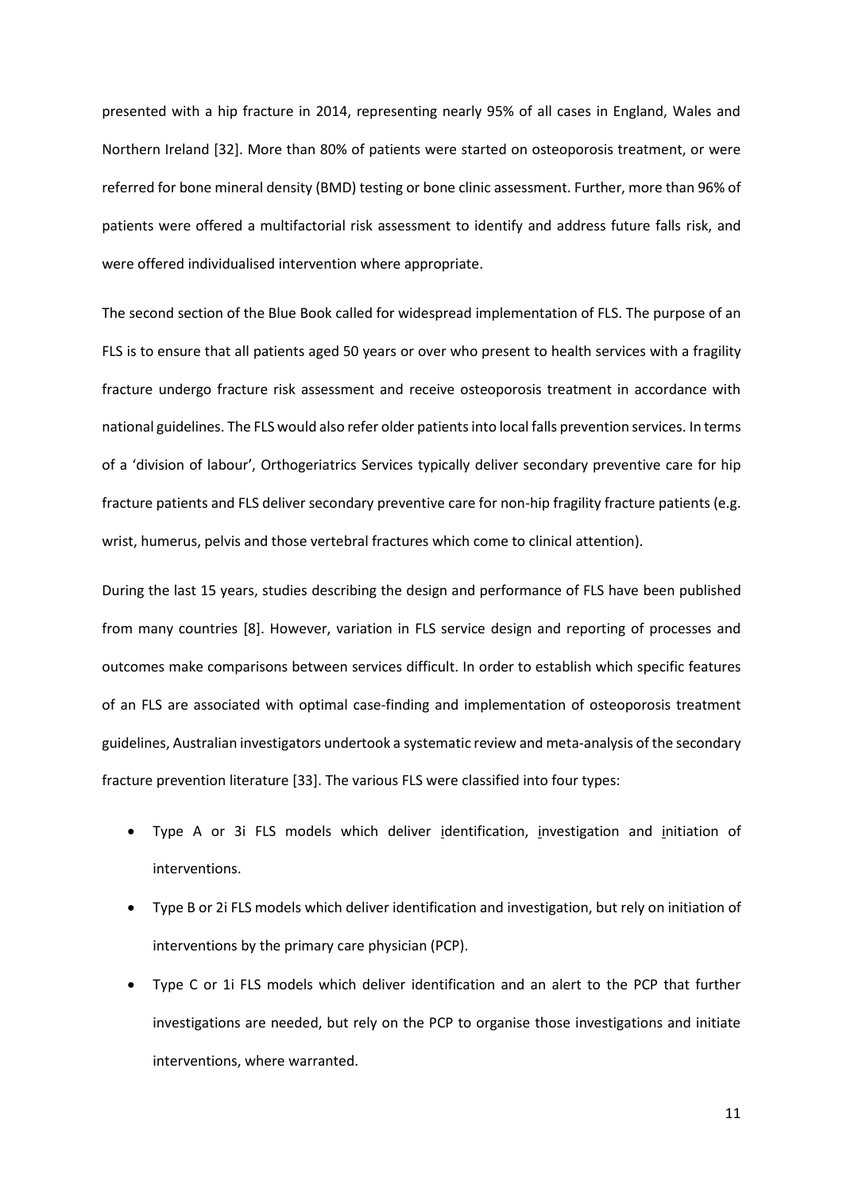presented with a hip fracture in 2014, representing nearly 95% of all cases in England, Wales and Northern Ireland [32]. More than 80% of patients were started on osteoporosis treatment, or were referred for bone mineral density (BMD) testing or bone clinic assessment. Further, more than 96% of patients were offered a multifactorial risk assessment to identify and address future falls risk, and were offered individualised intervention where appropriate.

The second section of the Blue Book called for widespread implementation of FLS. The purpose of an FLS is to ensure that all patients aged 50 years or over who present to health services with a fragility fracture undergo fracture risk assessment and receive osteoporosis treatment in accordance with national guidelines. The FLS would also refer older patients into local falls prevention services. In terms of a 'division of labour', Orthogeriatrics Services typically deliver secondary preventive care for hip fracture patients and FLS deliver secondary preventive care for non-hip fragility fracture patients (e.g. wrist, humerus, pelvis and those vertebral fractures which come to clinical attention).

During the last 15 years, studies describing the design and performance of FLS have been published from many countries [8]. However, variation in FLS service design and reporting of processes and outcomes make comparisons between services difficult. In order to establish which specific features of an FLS are associated with optimal case-finding and implementation of osteoporosis treatment guidelines, Australian investigators undertook a systematic review and meta-analysis of the secondary fracture prevention literature [33]. The various FLS were classified into four types:

- Type A or 3i FLS models which deliver identification, investigation and initiation of interventions.
- Type B or 2i FLS models which deliver identification and investigation, but rely on initiation of interventions by the primary care physician (PCP).
- Type C or 1i FLS models which deliver identification and an alert to the PCP that further investigations are needed, but rely on the PCP to organise those investigations and initiate interventions, where warranted.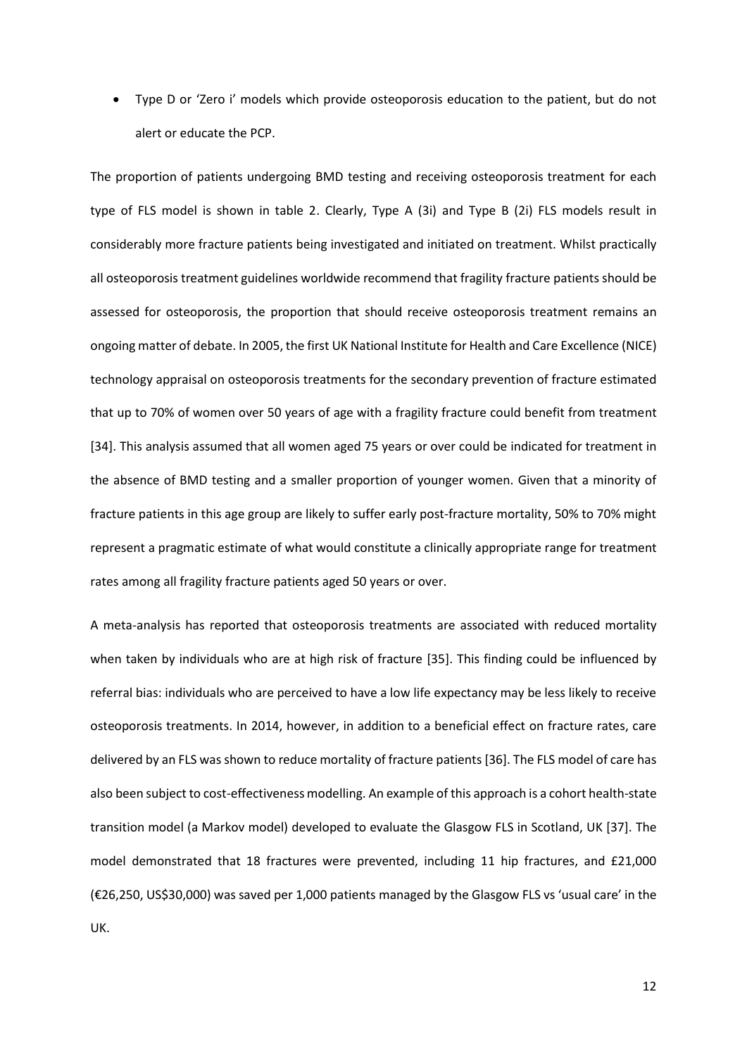- Type D or 'Zero i' models which provide osteoporosis education to the patient, but do not alert or educate the PCP.

The proportion of patients undergoing BMD testing and receiving osteoporosis treatment for each type of FLS model is shown in table 2. Clearly, Type A (3i) and Type B (2i) FLS models result in considerably more fracture patients being investigated and initiated on treatment. Whilst practically all osteoporosis treatment guidelines worldwide recommend that fragility fracture patients should be assessed for osteoporosis, the proportion that should receive osteoporosis treatment remains an ongoing matter of debate. In 2005, the first UK National Institute for Health and Care Excellence (NICE) technology appraisal on osteoporosis treatments for the secondary prevention of fracture estimated that up to 70% of women over 50 years of age with a fragility fracture could benefit from treatment [34]. This analysis assumed that all women aged 75 years or over could be indicated for treatment in the absence of BMD testing and a smaller proportion of younger women. Given that a minority of fracture patients in this age group are likely to suffer early post-fracture mortality, 50% to 70% might represent a pragmatic estimate of what would constitute a clinically appropriate range for treatment rates among all fragility fracture patients aged 50 years or over.

A meta-analysis has reported that osteoporosis treatments are associated with reduced mortality when taken by individuals who are at high risk of fracture [35]. This finding could be influenced by referral bias: individuals who are perceived to have a low life expectancy may be less likely to receive osteoporosis treatments. In 2014, however, in addition to a beneficial effect on fracture rates, care delivered by an FLS was shown to reduce mortality of fracture patients [36]. The FLS model of care has also been subject to cost-effectiveness modelling. An example of this approach is a cohort health-state transition model (a Markov model) developed to evaluate the Glasgow FLS in Scotland, UK [37]. The model demonstrated that 18 fractures were prevented, including 11 hip fractures, and £21,000 (€26,250, US$30,000) was saved per 1,000 patients managed by the Glasgow FLS vs 'usual care' in the UK.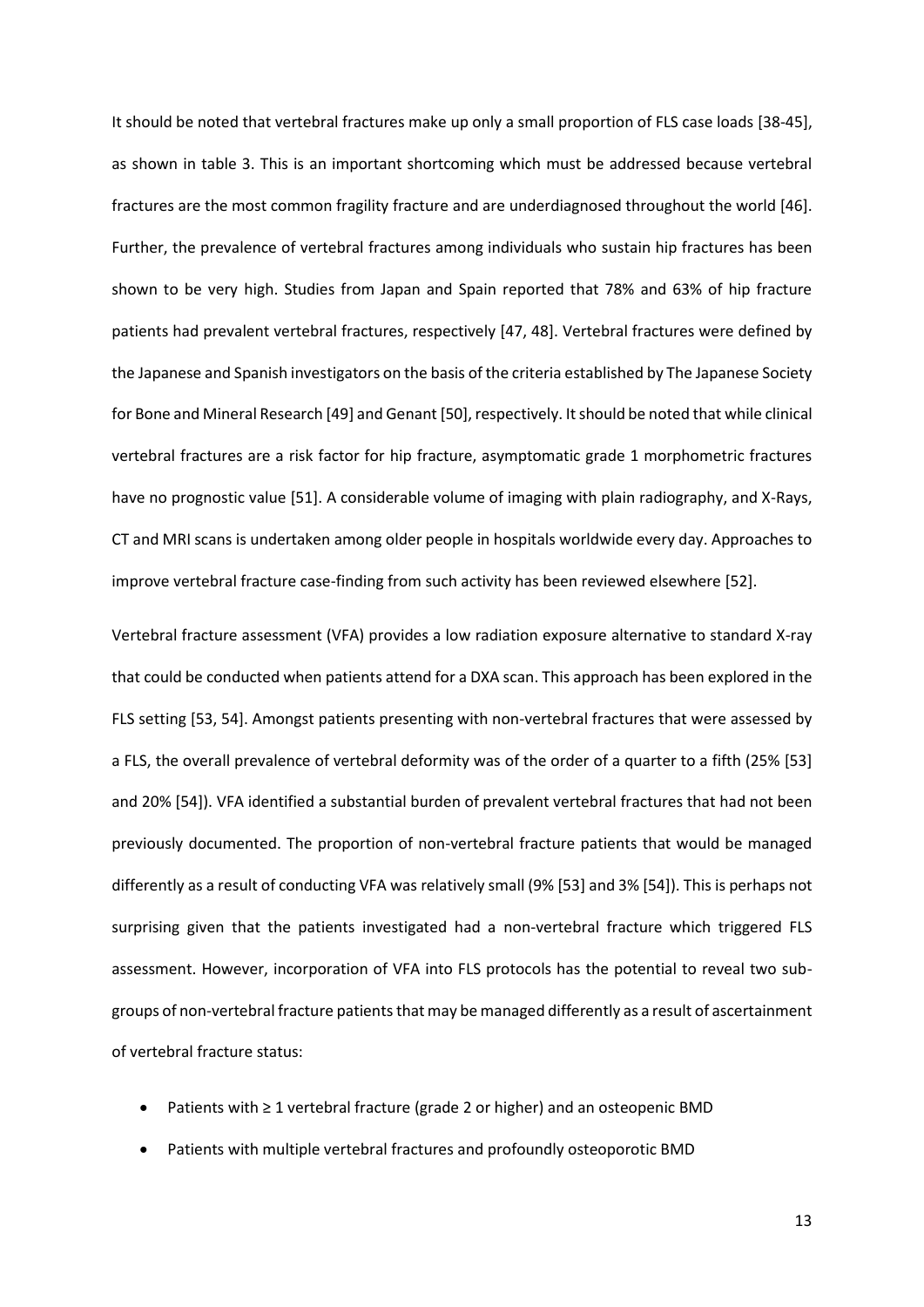It should be noted that vertebral fractures make up only a small proportion of FLS case loads [38-45], as shown in table 3. This is an important shortcoming which must be addressed because vertebral fractures are the most common fragility fracture and are underdiagnosed throughout the world [46]. Further, the prevalence of vertebral fractures among individuals who sustain hip fractures has been shown to be very high. Studies from Japan and Spain reported that 78% and 63% of hip fracture patients had prevalent vertebral fractures, respectively [47, 48]. Vertebral fractures were defined by the Japanese and Spanish investigators on the basis of the criteria established by The Japanese Society for Bone and Mineral Research [49] and Genant [50], respectively. It should be noted that while clinical vertebral fractures are a risk factor for hip fracture, asymptomatic grade 1 morphometric fractures have no prognostic value [51]. A considerable volume of imaging with plain radiography, and X-Rays, CT and MRI scans is undertaken among older people in hospitals worldwide every day. Approaches to improve vertebral fracture case-finding from such activity has been reviewed elsewhere [52].

Vertebral fracture assessment (VFA) provides a low radiation exposure alternative to standard X-ray that could be conducted when patients attend for a DXA scan. This approach has been explored in the FLS setting [53, 54]. Amongst patients presenting with non-vertebral fractures that were assessed by a FLS, the overall prevalence of vertebral deformity was of the order of a quarter to a fifth (25% [53] and 20% [54]). VFA identified a substantial burden of prevalent vertebral fractures that had not been previously documented. The proportion of non-vertebral fracture patients that would be managed differently as a result of conducting VFA was relatively small (9% [53] and 3% [54]). This is perhaps not surprising given that the patients investigated had a non-vertebral fracture which triggered FLS assessment. However, incorporation of VFA into FLS protocols has the potential to reveal two sub-groups of non-vertebral fracture patients that may be managed differently as a result of ascertainment of vertebral fracture status:

- Patients with ≥ 1 vertebral fracture (grade 2 or higher) and an osteopenic BMD
- Patients with multiple vertebral fractures and profoundly osteoporotic BMD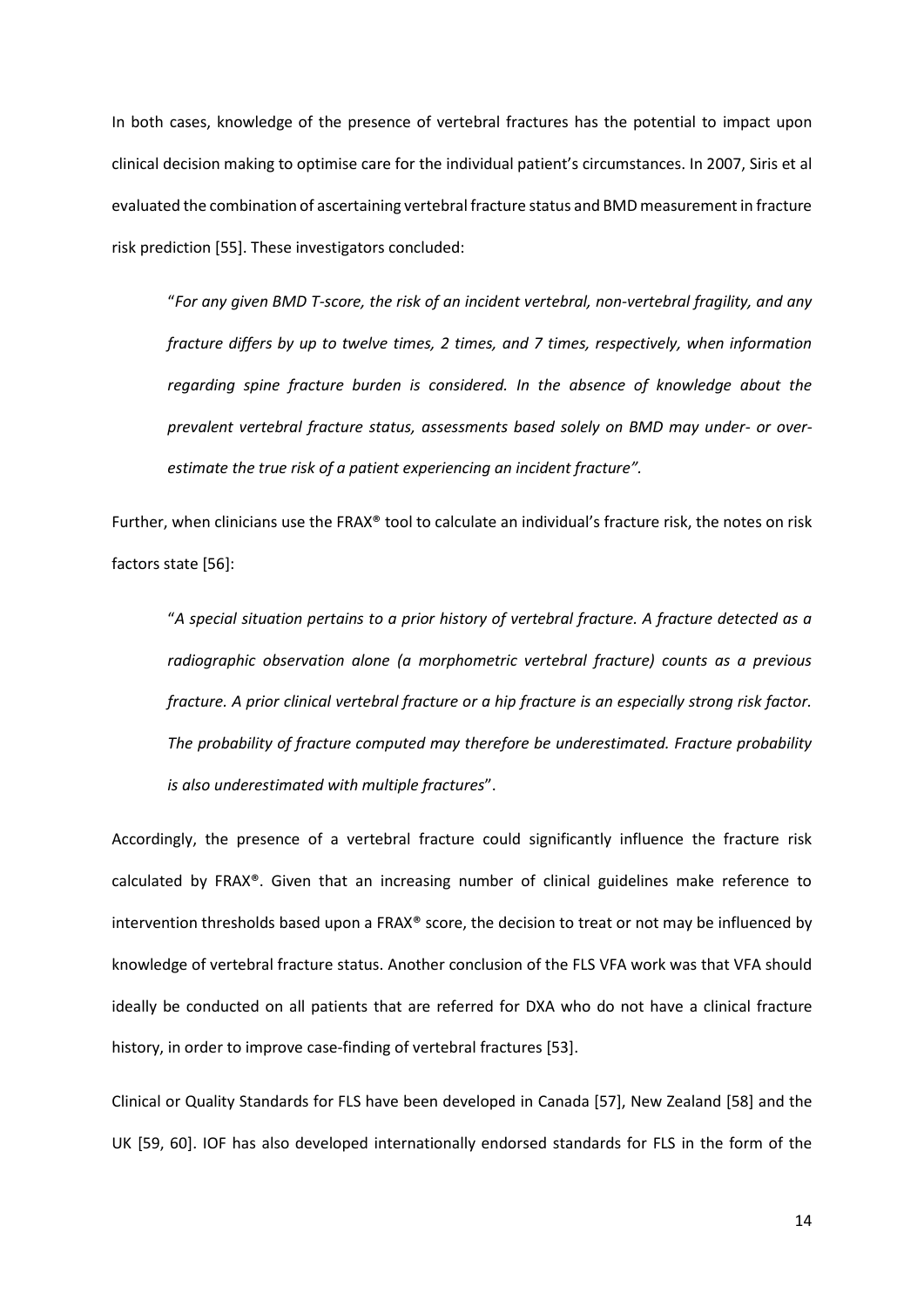In both cases, knowledge of the presence of vertebral fractures has the potential to impact upon clinical decision making to optimise care for the individual patient's circumstances. In 2007, Siris et al evaluated the combination of ascertaining vertebral fracture status and BMD measurement in fracture risk prediction [55]. These investigators concluded:

> "*For any given BMD T-score, the risk of an incident vertebral, non-vertebral fragility, and any fracture differs by up to twelve times, 2 times, and 7 times, respectively, when information regarding spine fracture burden is considered. In the absence of knowledge about the prevalent vertebral fracture status, assessments based solely on BMD may under- or over-estimate the true risk of a patient experiencing an incident fracture".*

Further, when clinicians use the FRAX® tool to calculate an individual's fracture risk, the notes on risk factors state [56]:

> "*A special situation pertains to a prior history of vertebral fracture. A fracture detected as a radiographic observation alone (a morphometric vertebral fracture) counts as a previous fracture. A prior clinical vertebral fracture or a hip fracture is an especially strong risk factor. The probability of fracture computed may therefore be underestimated. Fracture probability is also underestimated with multiple fractures*".

Accordingly, the presence of a vertebral fracture could significantly influence the fracture risk calculated by FRAX®. Given that an increasing number of clinical guidelines make reference to intervention thresholds based upon a FRAX® score, the decision to treat or not may be influenced by knowledge of vertebral fracture status. Another conclusion of the FLS VFA work was that VFA should ideally be conducted on all patients that are referred for DXA who do not have a clinical fracture history, in order to improve case-finding of vertebral fractures [53].

Clinical or Quality Standards for FLS have been developed in Canada [57], New Zealand [58] and the UK [59, 60]. IOF has also developed internationally endorsed standards for FLS in the form of the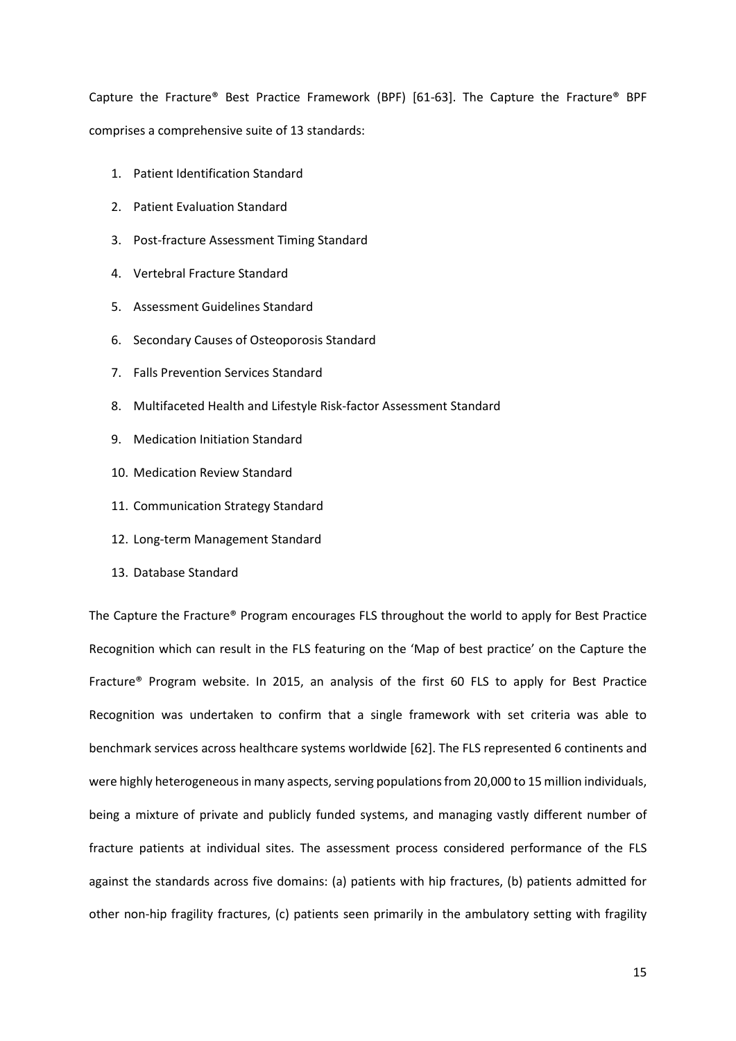Capture the Fracture® Best Practice Framework (BPF) [61-63]. The Capture the Fracture® BPF comprises a comprehensive suite of 13 standards:

1. Patient Identification Standard
2. Patient Evaluation Standard
3. Post-fracture Assessment Timing Standard
4. Vertebral Fracture Standard
5. Assessment Guidelines Standard
6. Secondary Causes of Osteoporosis Standard
7. Falls Prevention Services Standard
8. Multifaceted Health and Lifestyle Risk-factor Assessment Standard
9. Medication Initiation Standard
10. Medication Review Standard
11. Communication Strategy Standard
12. Long-term Management Standard
13. Database Standard

The Capture the Fracture® Program encourages FLS throughout the world to apply for Best Practice Recognition which can result in the FLS featuring on the 'Map of best practice' on the Capture the Fracture® Program website. In 2015, an analysis of the first 60 FLS to apply for Best Practice Recognition was undertaken to confirm that a single framework with set criteria was able to benchmark services across healthcare systems worldwide [62]. The FLS represented 6 continents and were highly heterogeneous in many aspects, serving populations from 20,000 to 15 million individuals, being a mixture of private and publicly funded systems, and managing vastly different number of fracture patients at individual sites. The assessment process considered performance of the FLS against the standards across five domains: (a) patients with hip fractures, (b) patients admitted for other non-hip fragility fractures, (c) patients seen primarily in the ambulatory setting with fragility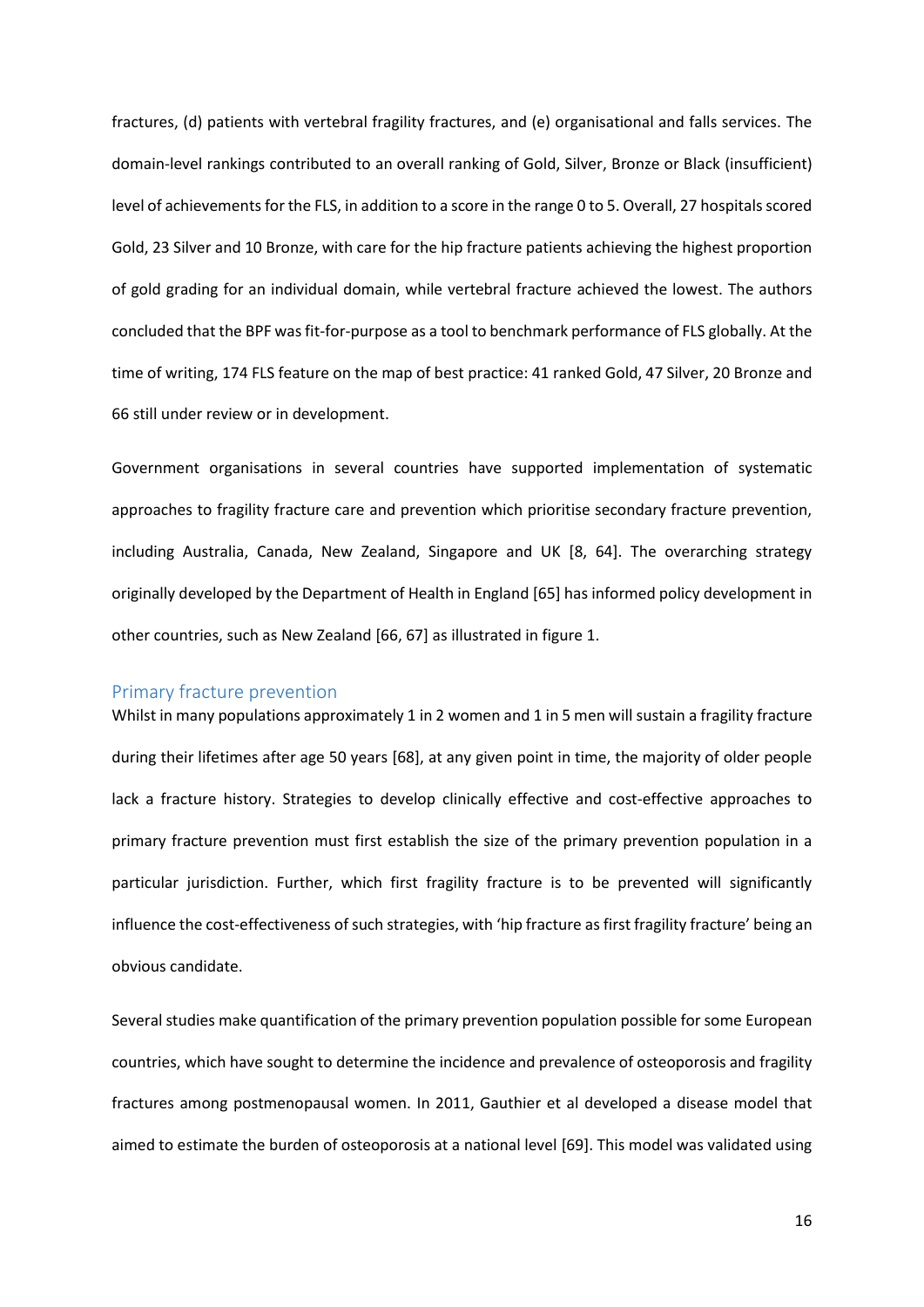fractures, (d) patients with vertebral fragility fractures, and (e) organisational and falls services. The domain-level rankings contributed to an overall ranking of Gold, Silver, Bronze or Black (insufficient) level of achievements for the FLS, in addition to a score in the range 0 to 5. Overall, 27 hospitals scored Gold, 23 Silver and 10 Bronze, with care for the hip fracture patients achieving the highest proportion of gold grading for an individual domain, while vertebral fracture achieved the lowest. The authors concluded that the BPF was fit-for-purpose as a tool to benchmark performance of FLS globally. At the time of writing, 174 FLS feature on the map of best practice: 41 ranked Gold, 47 Silver, 20 Bronze and 66 still under review or in development.

Government organisations in several countries have supported implementation of systematic approaches to fragility fracture care and prevention which prioritise secondary fracture prevention, including Australia, Canada, New Zealand, Singapore and UK [8, 64]. The overarching strategy originally developed by the Department of Health in England [65] has informed policy development in other countries, such as New Zealand [66, 67] as illustrated in figure 1.

## Primary fracture prevention

Whilst in many populations approximately 1 in 2 women and 1 in 5 men will sustain a fragility fracture during their lifetimes after age 50 years [68], at any given point in time, the majority of older people lack a fracture history. Strategies to develop clinically effective and cost-effective approaches to primary fracture prevention must first establish the size of the primary prevention population in a particular jurisdiction. Further, which first fragility fracture is to be prevented will significantly influence the cost-effectiveness of such strategies, with 'hip fracture as first fragility fracture' being an obvious candidate.

Several studies make quantification of the primary prevention population possible for some European countries, which have sought to determine the incidence and prevalence of osteoporosis and fragility fractures among postmenopausal women. In 2011, Gauthier et al developed a disease model that aimed to estimate the burden of osteoporosis at a national level [69]. This model was validated using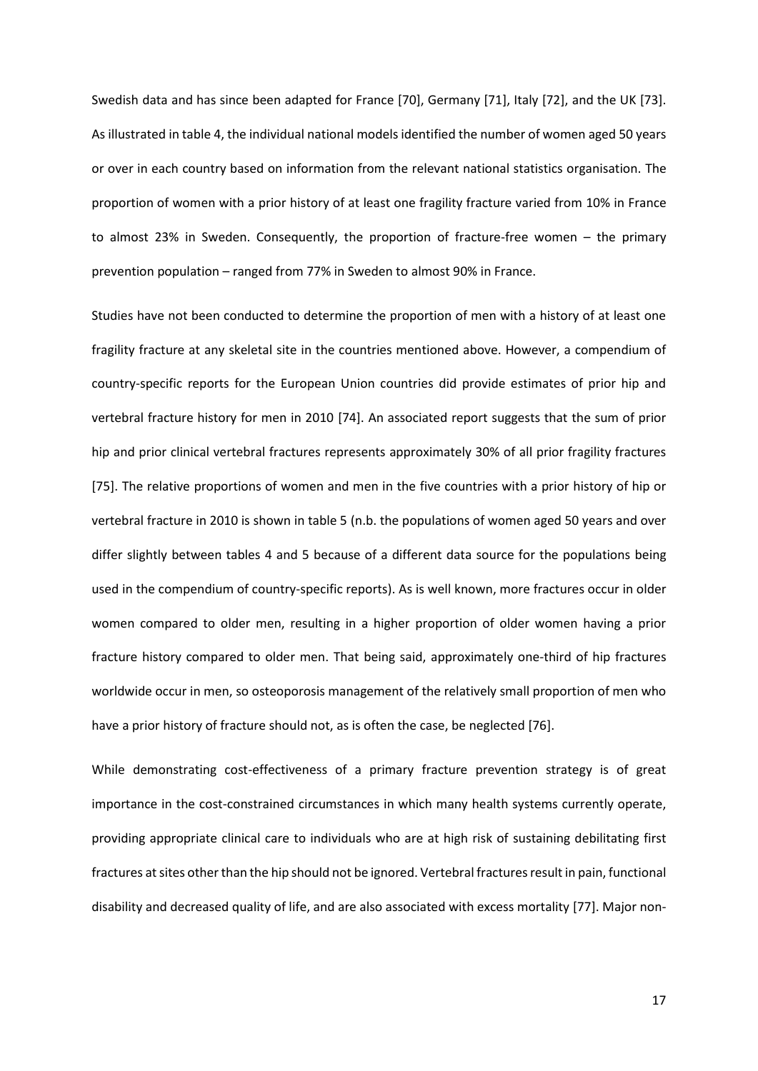Swedish data and has since been adapted for France [70], Germany [71], Italy [72], and the UK [73]. As illustrated in table 4, the individual national models identified the number of women aged 50 years or over in each country based on information from the relevant national statistics organisation. The proportion of women with a prior history of at least one fragility fracture varied from 10% in France to almost 23% in Sweden. Consequently, the proportion of fracture-free women – the primary prevention population – ranged from 77% in Sweden to almost 90% in France.

Studies have not been conducted to determine the proportion of men with a history of at least one fragility fracture at any skeletal site in the countries mentioned above. However, a compendium of country-specific reports for the European Union countries did provide estimates of prior hip and vertebral fracture history for men in 2010 [74]. An associated report suggests that the sum of prior hip and prior clinical vertebral fractures represents approximately 30% of all prior fragility fractures [75]. The relative proportions of women and men in the five countries with a prior history of hip or vertebral fracture in 2010 is shown in table 5 (n.b. the populations of women aged 50 years and over differ slightly between tables 4 and 5 because of a different data source for the populations being used in the compendium of country-specific reports). As is well known, more fractures occur in older women compared to older men, resulting in a higher proportion of older women having a prior fracture history compared to older men. That being said, approximately one-third of hip fractures worldwide occur in men, so osteoporosis management of the relatively small proportion of men who have a prior history of fracture should not, as is often the case, be neglected [76].

While demonstrating cost-effectiveness of a primary fracture prevention strategy is of great importance in the cost-constrained circumstances in which many health systems currently operate, providing appropriate clinical care to individuals who are at high risk of sustaining debilitating first fractures at sites other than the hip should not be ignored. Vertebral fractures result in pain, functional disability and decreased quality of life, and are also associated with excess mortality [77]. Major non-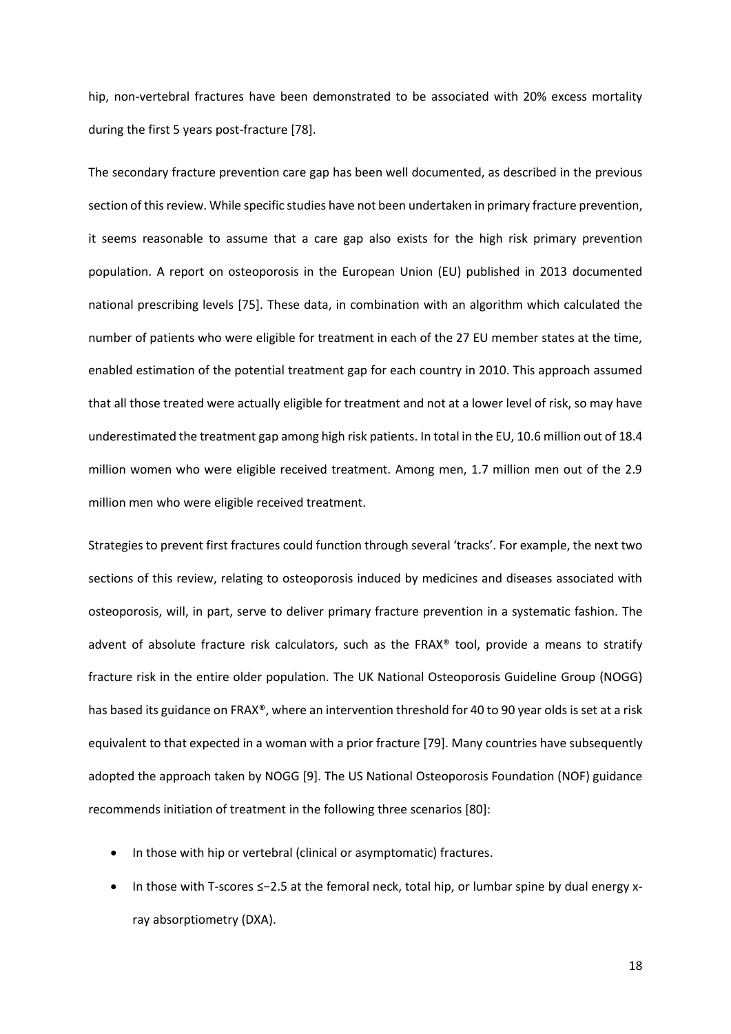hip, non-vertebral fractures have been demonstrated to be associated with 20% excess mortality during the first 5 years post-fracture [78].

The secondary fracture prevention care gap has been well documented, as described in the previous section of this review. While specific studies have not been undertaken in primary fracture prevention, it seems reasonable to assume that a care gap also exists for the high risk primary prevention population. A report on osteoporosis in the European Union (EU) published in 2013 documented national prescribing levels [75]. These data, in combination with an algorithm which calculated the number of patients who were eligible for treatment in each of the 27 EU member states at the time, enabled estimation of the potential treatment gap for each country in 2010. This approach assumed that all those treated were actually eligible for treatment and not at a lower level of risk, so may have underestimated the treatment gap among high risk patients. In total in the EU, 10.6 million out of 18.4 million women who were eligible received treatment. Among men, 1.7 million men out of the 2.9 million men who were eligible received treatment.

Strategies to prevent first fractures could function through several 'tracks'. For example, the next two sections of this review, relating to osteoporosis induced by medicines and diseases associated with osteoporosis, will, in part, serve to deliver primary fracture prevention in a systematic fashion. The advent of absolute fracture risk calculators, such as the FRAX® tool, provide a means to stratify fracture risk in the entire older population. The UK National Osteoporosis Guideline Group (NOGG) has based its guidance on FRAX®, where an intervention threshold for 40 to 90 year olds is set at a risk equivalent to that expected in a woman with a prior fracture [79]. Many countries have subsequently adopted the approach taken by NOGG [9]. The US National Osteoporosis Foundation (NOF) guidance recommends initiation of treatment in the following three scenarios [80]:

- In those with hip or vertebral (clinical or asymptomatic) fractures.
- In those with T-scores ≤−2.5 at the femoral neck, total hip, or lumbar spine by dual energy x-ray absorptiometry (DXA).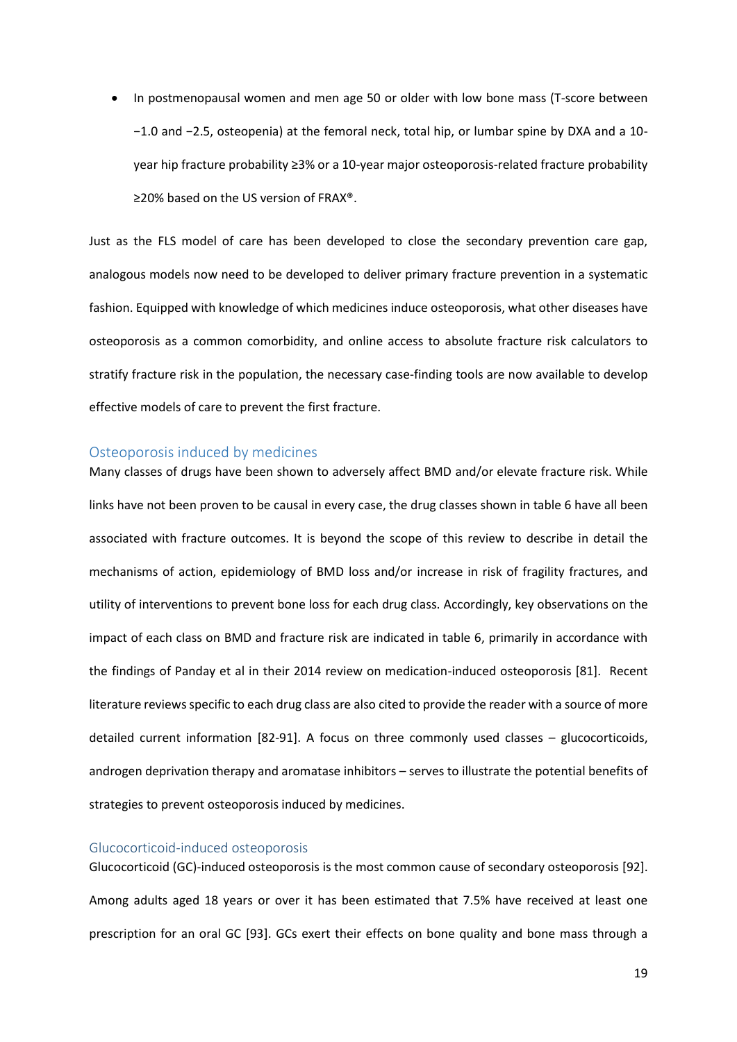- In postmenopausal women and men age 50 or older with low bone mass (T-score between −1.0 and −2.5, osteopenia) at the femoral neck, total hip, or lumbar spine by DXA and a 10-year hip fracture probability ≥3% or a 10-year major osteoporosis-related fracture probability ≥20% based on the US version of FRAX®.

Just as the FLS model of care has been developed to close the secondary prevention care gap, analogous models now need to be developed to deliver primary fracture prevention in a systematic fashion. Equipped with knowledge of which medicines induce osteoporosis, what other diseases have osteoporosis as a common comorbidity, and online access to absolute fracture risk calculators to stratify fracture risk in the population, the necessary case-finding tools are now available to develop effective models of care to prevent the first fracture.

## Osteoporosis induced by medicines

Many classes of drugs have been shown to adversely affect BMD and/or elevate fracture risk. While links have not been proven to be causal in every case, the drug classes shown in table 6 have all been associated with fracture outcomes. It is beyond the scope of this review to describe in detail the mechanisms of action, epidemiology of BMD loss and/or increase in risk of fragility fractures, and utility of interventions to prevent bone loss for each drug class. Accordingly, key observations on the impact of each class on BMD and fracture risk are indicated in table 6, primarily in accordance with the findings of Panday et al in their 2014 review on medication-induced osteoporosis [81]. Recent literature reviews specific to each drug class are also cited to provide the reader with a source of more detailed current information [82-91]. A focus on three commonly used classes – glucocorticoids, androgen deprivation therapy and aromatase inhibitors – serves to illustrate the potential benefits of strategies to prevent osteoporosis induced by medicines.

## Glucocorticoid-induced osteoporosis

Glucocorticoid (GC)-induced osteoporosis is the most common cause of secondary osteoporosis [92]. Among adults aged 18 years or over it has been estimated that 7.5% have received at least one prescription for an oral GC [93]. GCs exert their effects on bone quality and bone mass through a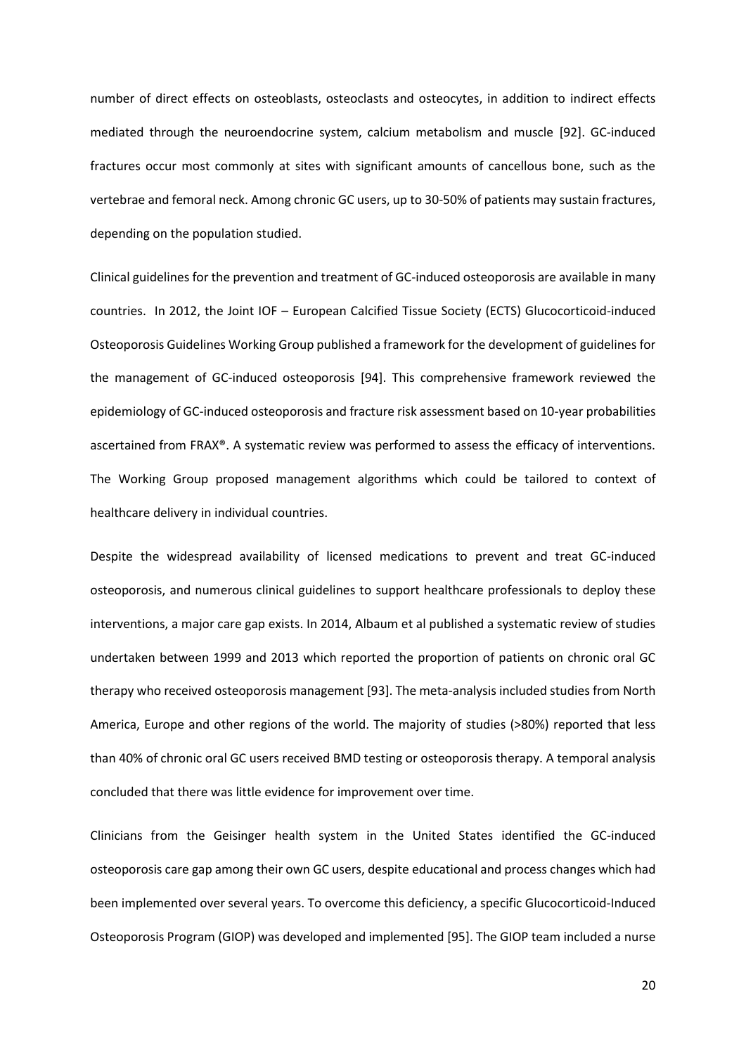number of direct effects on osteoblasts, osteoclasts and osteocytes, in addition to indirect effects mediated through the neuroendocrine system, calcium metabolism and muscle [92]. GC-induced fractures occur most commonly at sites with significant amounts of cancellous bone, such as the vertebrae and femoral neck. Among chronic GC users, up to 30-50% of patients may sustain fractures, depending on the population studied.

Clinical guidelines for the prevention and treatment of GC-induced osteoporosis are available in many countries. In 2012, the Joint IOF – European Calcified Tissue Society (ECTS) Glucocorticoid-induced Osteoporosis Guidelines Working Group published a framework for the development of guidelines for the management of GC-induced osteoporosis [94]. This comprehensive framework reviewed the epidemiology of GC-induced osteoporosis and fracture risk assessment based on 10-year probabilities ascertained from FRAX®. A systematic review was performed to assess the efficacy of interventions. The Working Group proposed management algorithms which could be tailored to context of healthcare delivery in individual countries.

Despite the widespread availability of licensed medications to prevent and treat GC-induced osteoporosis, and numerous clinical guidelines to support healthcare professionals to deploy these interventions, a major care gap exists. In 2014, Albaum et al published a systematic review of studies undertaken between 1999 and 2013 which reported the proportion of patients on chronic oral GC therapy who received osteoporosis management [93]. The meta-analysis included studies from North America, Europe and other regions of the world. The majority of studies (>80%) reported that less than 40% of chronic oral GC users received BMD testing or osteoporosis therapy. A temporal analysis concluded that there was little evidence for improvement over time.

Clinicians from the Geisinger health system in the United States identified the GC-induced osteoporosis care gap among their own GC users, despite educational and process changes which had been implemented over several years. To overcome this deficiency, a specific Glucocorticoid-Induced Osteoporosis Program (GIOP) was developed and implemented [95]. The GIOP team included a nurse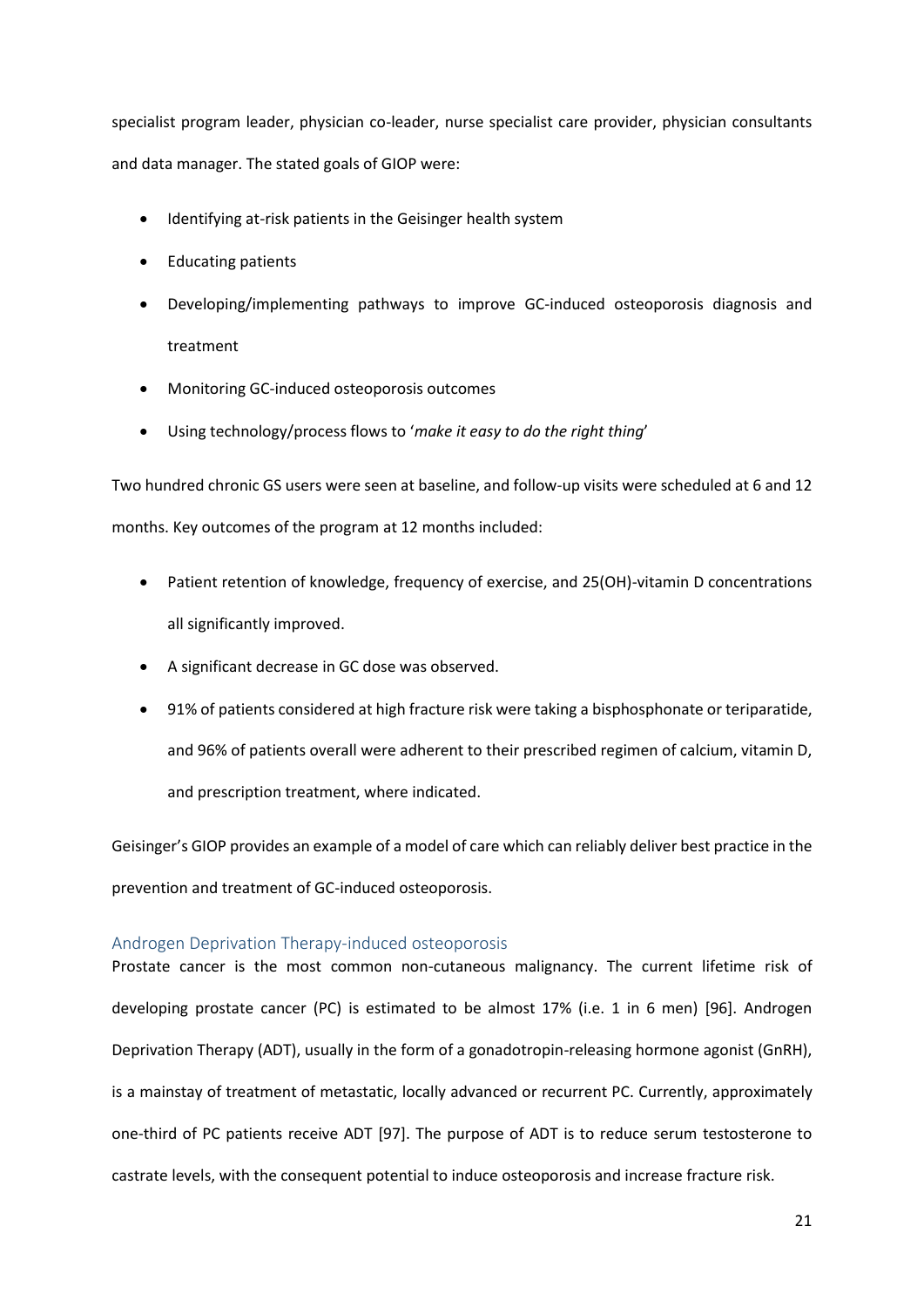specialist program leader, physician co-leader, nurse specialist care provider, physician consultants and data manager. The stated goals of GIOP were:

- Identifying at-risk patients in the Geisinger health system
- Educating patients
- Developing/implementing pathways to improve GC-induced osteoporosis diagnosis and treatment
- Monitoring GC-induced osteoporosis outcomes
- Using technology/process flows to '*make it easy to do the right thing*'

Two hundred chronic GS users were seen at baseline, and follow-up visits were scheduled at 6 and 12 months. Key outcomes of the program at 12 months included:

- Patient retention of knowledge, frequency of exercise, and 25(OH)-vitamin D concentrations all significantly improved.
- A significant decrease in GC dose was observed.
- 91% of patients considered at high fracture risk were taking a bisphosphonate or teriparatide, and 96% of patients overall were adherent to their prescribed regimen of calcium, vitamin D, and prescription treatment, where indicated.

Geisinger's GIOP provides an example of a model of care which can reliably deliver best practice in the prevention and treatment of GC-induced osteoporosis.

### Androgen Deprivation Therapy-induced osteoporosis

Prostate cancer is the most common non-cutaneous malignancy. The current lifetime risk of developing prostate cancer (PC) is estimated to be almost 17% (i.e. 1 in 6 men) [96]. Androgen Deprivation Therapy (ADT), usually in the form of a gonadotropin-releasing hormone agonist (GnRH), is a mainstay of treatment of metastatic, locally advanced or recurrent PC. Currently, approximately one-third of PC patients receive ADT [97]. The purpose of ADT is to reduce serum testosterone to castrate levels, with the consequent potential to induce osteoporosis and increase fracture risk.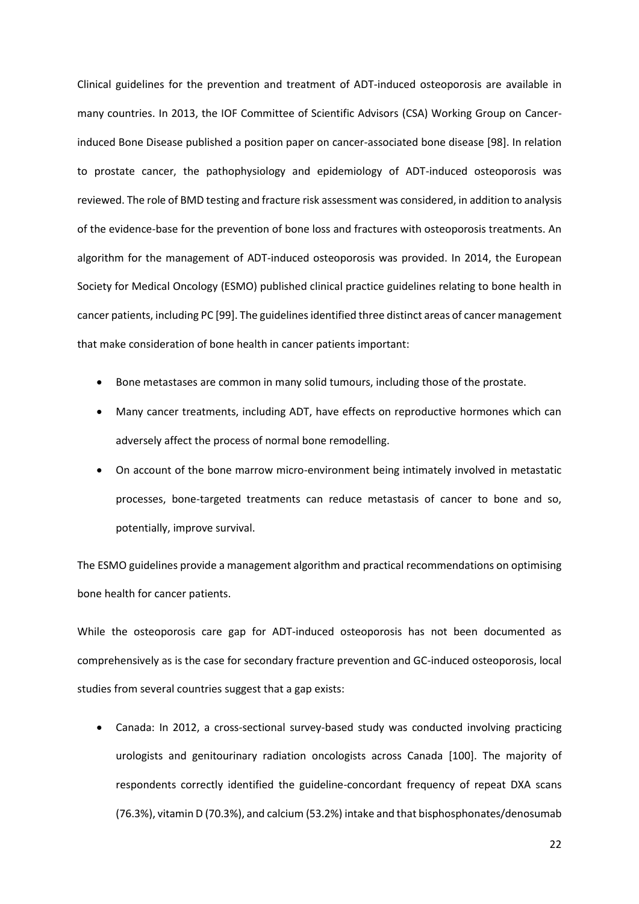Clinical guidelines for the prevention and treatment of ADT-induced osteoporosis are available in many countries. In 2013, the IOF Committee of Scientific Advisors (CSA) Working Group on Cancer-induced Bone Disease published a position paper on cancer-associated bone disease [98]. In relation to prostate cancer, the pathophysiology and epidemiology of ADT-induced osteoporosis was reviewed. The role of BMD testing and fracture risk assessment was considered, in addition to analysis of the evidence-base for the prevention of bone loss and fractures with osteoporosis treatments. An algorithm for the management of ADT-induced osteoporosis was provided. In 2014, the European Society for Medical Oncology (ESMO) published clinical practice guidelines relating to bone health in cancer patients, including PC [99]. The guidelines identified three distinct areas of cancer management that make consideration of bone health in cancer patients important:

- Bone metastases are common in many solid tumours, including those of the prostate.
- Many cancer treatments, including ADT, have effects on reproductive hormones which can adversely affect the process of normal bone remodelling.
- On account of the bone marrow micro-environment being intimately involved in metastatic processes, bone-targeted treatments can reduce metastasis of cancer to bone and so, potentially, improve survival.

The ESMO guidelines provide a management algorithm and practical recommendations on optimising bone health for cancer patients.

While the osteoporosis care gap for ADT-induced osteoporosis has not been documented as comprehensively as is the case for secondary fracture prevention and GC-induced osteoporosis, local studies from several countries suggest that a gap exists:

- Canada: In 2012, a cross-sectional survey-based study was conducted involving practicing urologists and genitourinary radiation oncologists across Canada [100]. The majority of respondents correctly identified the guideline-concordant frequency of repeat DXA scans (76.3%), vitamin D (70.3%), and calcium (53.2%) intake and that bisphosphonates/denosumab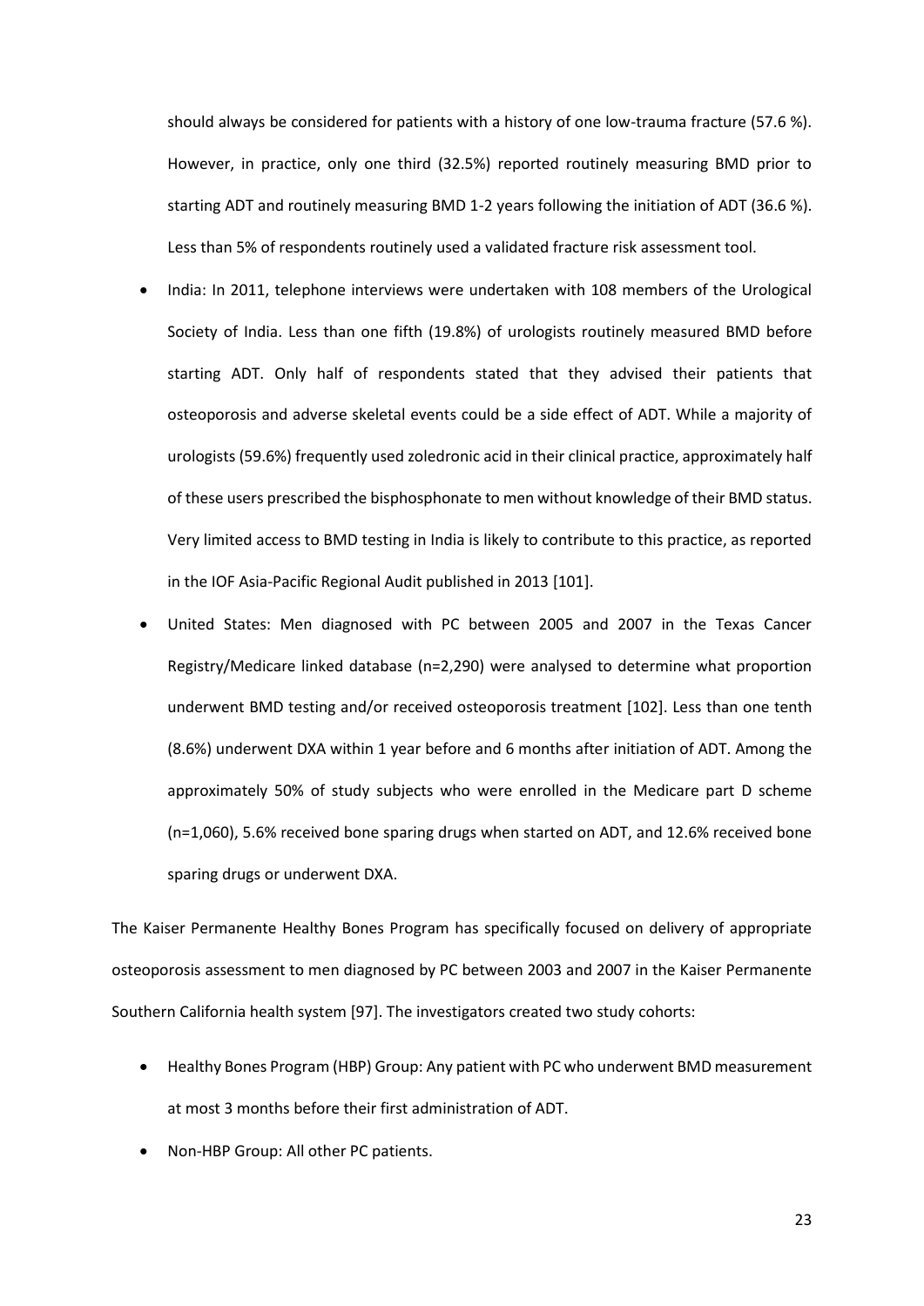should always be considered for patients with a history of one low-trauma fracture (57.6 %). However, in practice, only one third (32.5%) reported routinely measuring BMD prior to starting ADT and routinely measuring BMD 1-2 years following the initiation of ADT (36.6 %). Less than 5% of respondents routinely used a validated fracture risk assessment tool.

- India: In 2011, telephone interviews were undertaken with 108 members of the Urological Society of India. Less than one fifth (19.8%) of urologists routinely measured BMD before starting ADT. Only half of respondents stated that they advised their patients that osteoporosis and adverse skeletal events could be a side effect of ADT. While a majority of urologists (59.6%) frequently used zoledronic acid in their clinical practice, approximately half of these users prescribed the bisphosphonate to men without knowledge of their BMD status. Very limited access to BMD testing in India is likely to contribute to this practice, as reported in the IOF Asia-Pacific Regional Audit published in 2013 [101].
- United States: Men diagnosed with PC between 2005 and 2007 in the Texas Cancer Registry/Medicare linked database (n=2,290) were analysed to determine what proportion underwent BMD testing and/or received osteoporosis treatment [102]. Less than one tenth (8.6%) underwent DXA within 1 year before and 6 months after initiation of ADT. Among the approximately 50% of study subjects who were enrolled in the Medicare part D scheme (n=1,060), 5.6% received bone sparing drugs when started on ADT, and 12.6% received bone sparing drugs or underwent DXA.

The Kaiser Permanente Healthy Bones Program has specifically focused on delivery of appropriate osteoporosis assessment to men diagnosed by PC between 2003 and 2007 in the Kaiser Permanente Southern California health system [97]. The investigators created two study cohorts:

- Healthy Bones Program (HBP) Group: Any patient with PC who underwent BMD measurement at most 3 months before their first administration of ADT.
- Non-HBP Group: All other PC patients.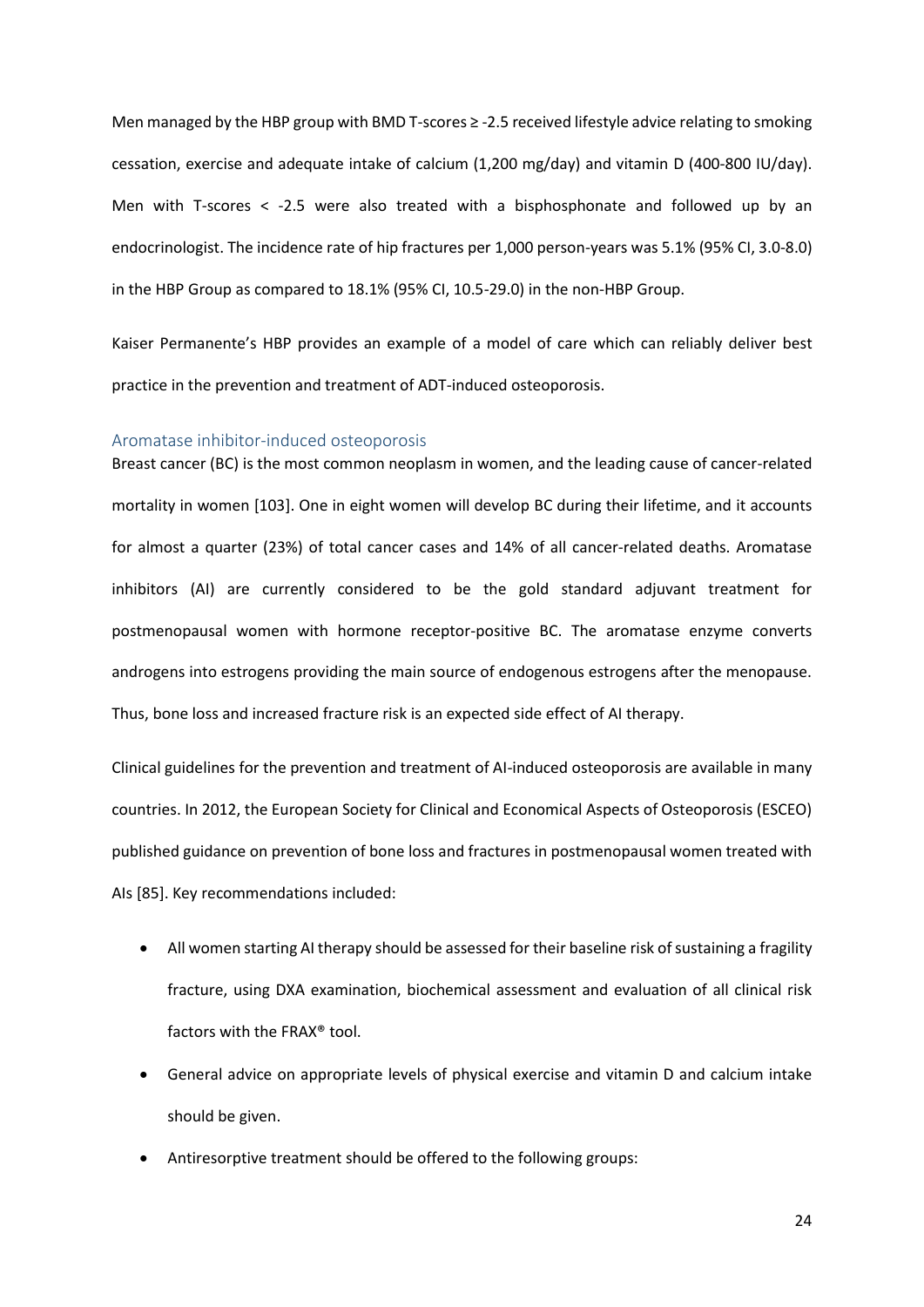Men managed by the HBP group with BMD T-scores ≥ -2.5 received lifestyle advice relating to smoking cessation, exercise and adequate intake of calcium (1,200 mg/day) and vitamin D (400-800 IU/day). Men with T-scores < -2.5 were also treated with a bisphosphonate and followed up by an endocrinologist. The incidence rate of hip fractures per 1,000 person-years was 5.1% (95% CI, 3.0-8.0) in the HBP Group as compared to 18.1% (95% CI, 10.5-29.0) in the non-HBP Group.

Kaiser Permanente's HBP provides an example of a model of care which can reliably deliver best practice in the prevention and treatment of ADT-induced osteoporosis.

### Aromatase inhibitor-induced osteoporosis

Breast cancer (BC) is the most common neoplasm in women, and the leading cause of cancer-related mortality in women [103]. One in eight women will develop BC during their lifetime, and it accounts for almost a quarter (23%) of total cancer cases and 14% of all cancer-related deaths. Aromatase inhibitors (AI) are currently considered to be the gold standard adjuvant treatment for postmenopausal women with hormone receptor-positive BC. The aromatase enzyme converts androgens into estrogens providing the main source of endogenous estrogens after the menopause. Thus, bone loss and increased fracture risk is an expected side effect of AI therapy.

Clinical guidelines for the prevention and treatment of AI-induced osteoporosis are available in many countries. In 2012, the European Society for Clinical and Economical Aspects of Osteoporosis (ESCEO) published guidance on prevention of bone loss and fractures in postmenopausal women treated with AIs [85]. Key recommendations included:

- All women starting AI therapy should be assessed for their baseline risk of sustaining a fragility fracture, using DXA examination, biochemical assessment and evaluation of all clinical risk factors with the FRAX® tool.
- General advice on appropriate levels of physical exercise and vitamin D and calcium intake should be given.
- Antiresorptive treatment should be offered to the following groups: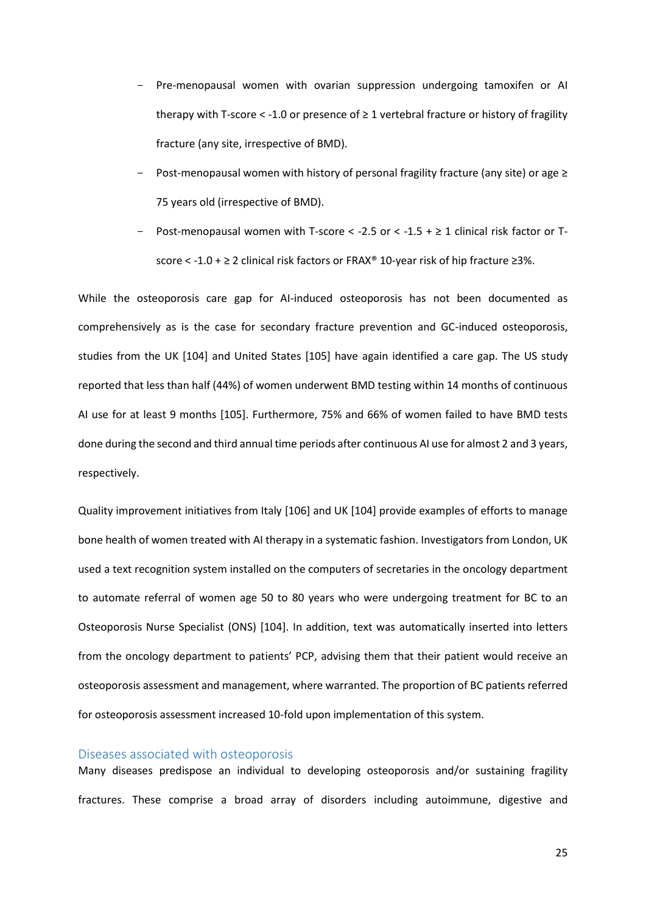- Pre-menopausal women with ovarian suppression undergoing tamoxifen or AI therapy with T-score < -1.0 or presence of ≥ 1 vertebral fracture or history of fragility fracture (any site, irrespective of BMD).
- Post-menopausal women with history of personal fragility fracture (any site) or age ≥ 75 years old (irrespective of BMD).
- Post-menopausal women with T-score < -2.5 or < -1.5 + ≥ 1 clinical risk factor or T-score < -1.0 + ≥ 2 clinical risk factors or FRAX® 10-year risk of hip fracture ≥3%.

While the osteoporosis care gap for AI-induced osteoporosis has not been documented as comprehensively as is the case for secondary fracture prevention and GC-induced osteoporosis, studies from the UK [104] and United States [105] have again identified a care gap. The US study reported that less than half (44%) of women underwent BMD testing within 14 months of continuous AI use for at least 9 months [105]. Furthermore, 75% and 66% of women failed to have BMD tests done during the second and third annual time periods after continuous AI use for almost 2 and 3 years, respectively.

Quality improvement initiatives from Italy [106] and UK [104] provide examples of efforts to manage bone health of women treated with AI therapy in a systematic fashion. Investigators from London, UK used a text recognition system installed on the computers of secretaries in the oncology department to automate referral of women age 50 to 80 years who were undergoing treatment for BC to an Osteoporosis Nurse Specialist (ONS) [104]. In addition, text was automatically inserted into letters from the oncology department to patients' PCP, advising them that their patient would receive an osteoporosis assessment and management, where warranted. The proportion of BC patients referred for osteoporosis assessment increased 10-fold upon implementation of this system.

## Diseases associated with osteoporosis

Many diseases predispose an individual to developing osteoporosis and/or sustaining fragility fractures. These comprise a broad array of disorders including autoimmune, digestive and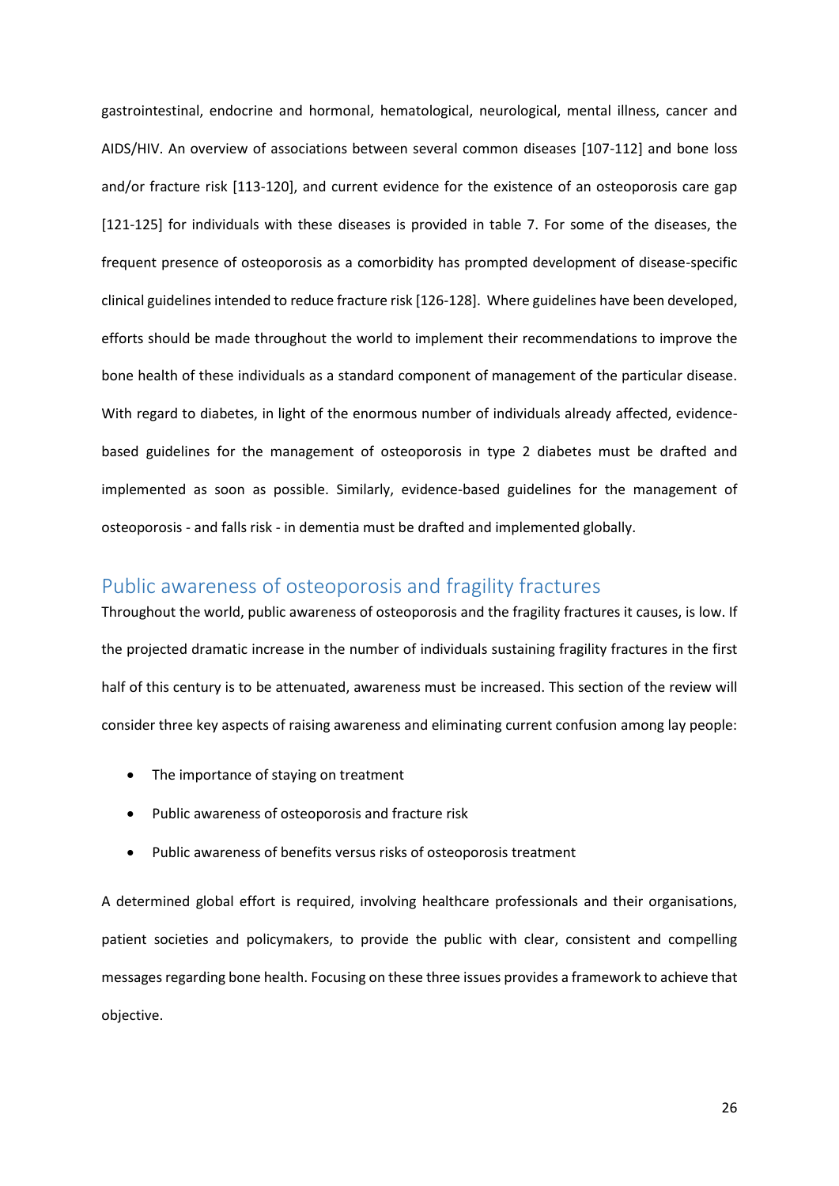gastrointestinal, endocrine and hormonal, hematological, neurological, mental illness, cancer and AIDS/HIV. An overview of associations between several common diseases [107-112] and bone loss and/or fracture risk [113-120], and current evidence for the existence of an osteoporosis care gap [121-125] for individuals with these diseases is provided in table 7. For some of the diseases, the frequent presence of osteoporosis as a comorbidity has prompted development of disease-specific clinical guidelines intended to reduce fracture risk [126-128]. Where guidelines have been developed, efforts should be made throughout the world to implement their recommendations to improve the bone health of these individuals as a standard component of management of the particular disease. With regard to diabetes, in light of the enormous number of individuals already affected, evidence-based guidelines for the management of osteoporosis in type 2 diabetes must be drafted and implemented as soon as possible. Similarly, evidence-based guidelines for the management of osteoporosis - and falls risk - in dementia must be drafted and implemented globally.

## Public awareness of osteoporosis and fragility fractures

Throughout the world, public awareness of osteoporosis and the fragility fractures it causes, is low. If the projected dramatic increase in the number of individuals sustaining fragility fractures in the first half of this century is to be attenuated, awareness must be increased. This section of the review will consider three key aspects of raising awareness and eliminating current confusion among lay people:

- The importance of staying on treatment
- Public awareness of osteoporosis and fracture risk
- Public awareness of benefits versus risks of osteoporosis treatment

A determined global effort is required, involving healthcare professionals and their organisations, patient societies and policymakers, to provide the public with clear, consistent and compelling messages regarding bone health. Focusing on these three issues provides a framework to achieve that objective.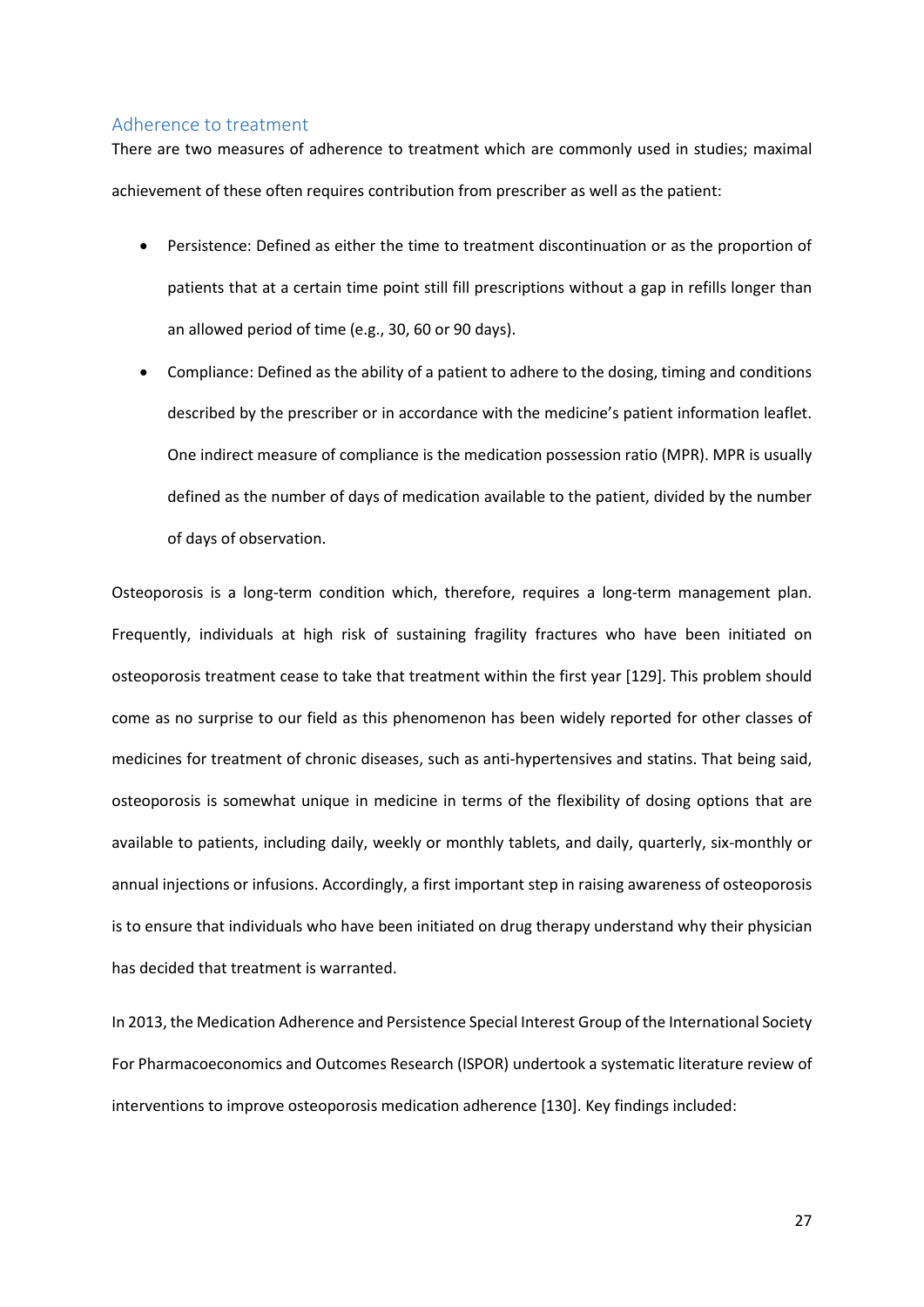## Adherence to treatment

There are two measures of adherence to treatment which are commonly used in studies; maximal achievement of these often requires contribution from prescriber as well as the patient:

- Persistence: Defined as either the time to treatment discontinuation or as the proportion of patients that at a certain time point still fill prescriptions without a gap in refills longer than an allowed period of time (e.g., 30, 60 or 90 days).
- Compliance: Defined as the ability of a patient to adhere to the dosing, timing and conditions described by the prescriber or in accordance with the medicine's patient information leaflet. One indirect measure of compliance is the medication possession ratio (MPR). MPR is usually defined as the number of days of medication available to the patient, divided by the number of days of observation.

Osteoporosis is a long-term condition which, therefore, requires a long-term management plan. Frequently, individuals at high risk of sustaining fragility fractures who have been initiated on osteoporosis treatment cease to take that treatment within the first year [129]. This problem should come as no surprise to our field as this phenomenon has been widely reported for other classes of medicines for treatment of chronic diseases, such as anti-hypertensives and statins. That being said, osteoporosis is somewhat unique in medicine in terms of the flexibility of dosing options that are available to patients, including daily, weekly or monthly tablets, and daily, quarterly, six-monthly or annual injections or infusions. Accordingly, a first important step in raising awareness of osteoporosis is to ensure that individuals who have been initiated on drug therapy understand why their physician has decided that treatment is warranted.

In 2013, the Medication Adherence and Persistence Special Interest Group of the International Society For Pharmacoeconomics and Outcomes Research (ISPOR) undertook a systematic literature review of interventions to improve osteoporosis medication adherence [130]. Key findings included: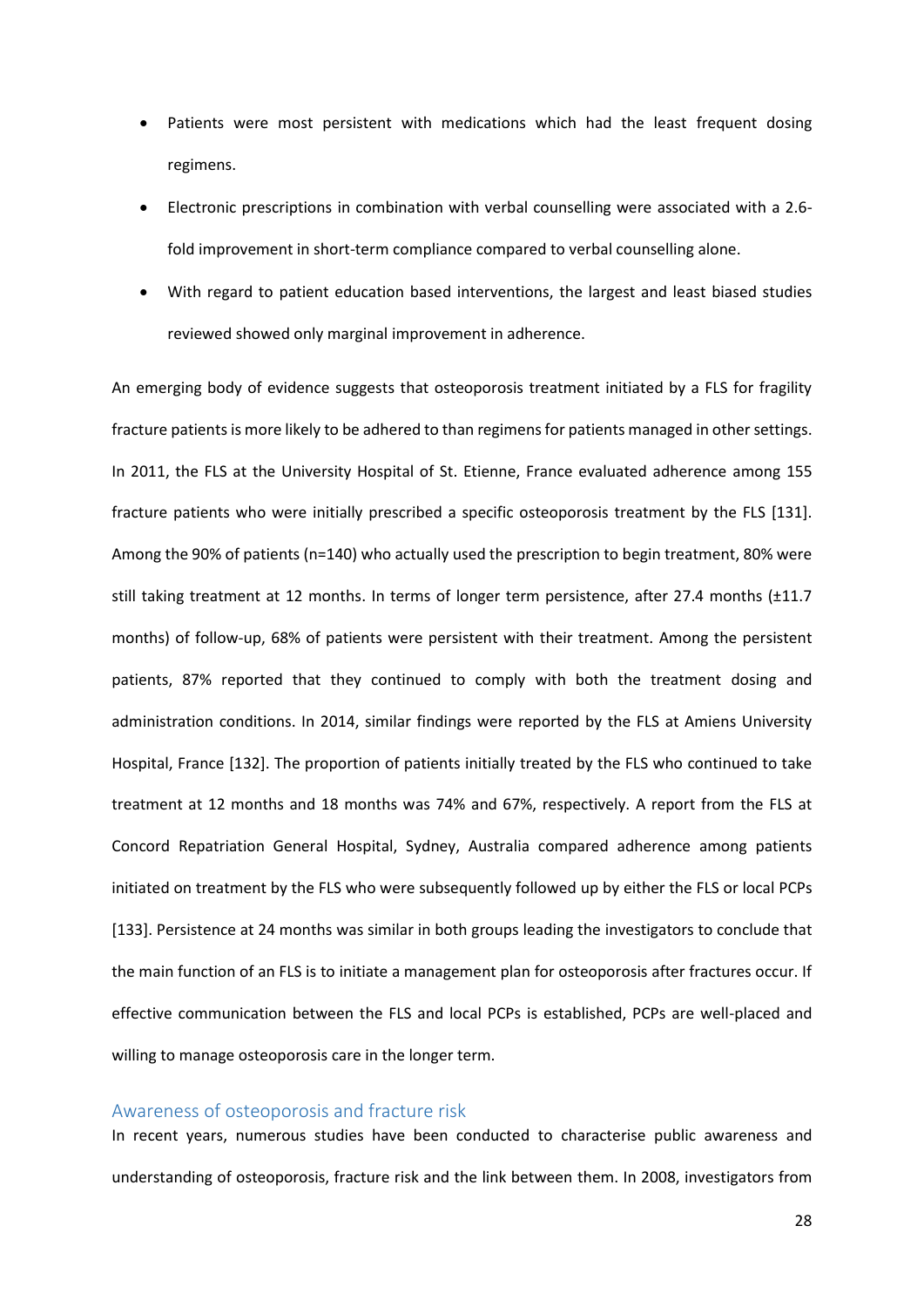- Patients were most persistent with medications which had the least frequent dosing regimens.
- Electronic prescriptions in combination with verbal counselling were associated with a 2.6-fold improvement in short-term compliance compared to verbal counselling alone.
- With regard to patient education based interventions, the largest and least biased studies reviewed showed only marginal improvement in adherence.

An emerging body of evidence suggests that osteoporosis treatment initiated by a FLS for fragility fracture patients is more likely to be adhered to than regimens for patients managed in other settings. In 2011, the FLS at the University Hospital of St. Etienne, France evaluated adherence among 155 fracture patients who were initially prescribed a specific osteoporosis treatment by the FLS [131]. Among the 90% of patients (n=140) who actually used the prescription to begin treatment, 80% were still taking treatment at 12 months. In terms of longer term persistence, after 27.4 months (±11.7 months) of follow-up, 68% of patients were persistent with their treatment. Among the persistent patients, 87% reported that they continued to comply with both the treatment dosing and administration conditions. In 2014, similar findings were reported by the FLS at Amiens University Hospital, France [132]. The proportion of patients initially treated by the FLS who continued to take treatment at 12 months and 18 months was 74% and 67%, respectively. A report from the FLS at Concord Repatriation General Hospital, Sydney, Australia compared adherence among patients initiated on treatment by the FLS who were subsequently followed up by either the FLS or local PCPs [133]. Persistence at 24 months was similar in both groups leading the investigators to conclude that the main function of an FLS is to initiate a management plan for osteoporosis after fractures occur. If effective communication between the FLS and local PCPs is established, PCPs are well-placed and willing to manage osteoporosis care in the longer term.

## Awareness of osteoporosis and fracture risk

In recent years, numerous studies have been conducted to characterise public awareness and understanding of osteoporosis, fracture risk and the link between them. In 2008, investigators from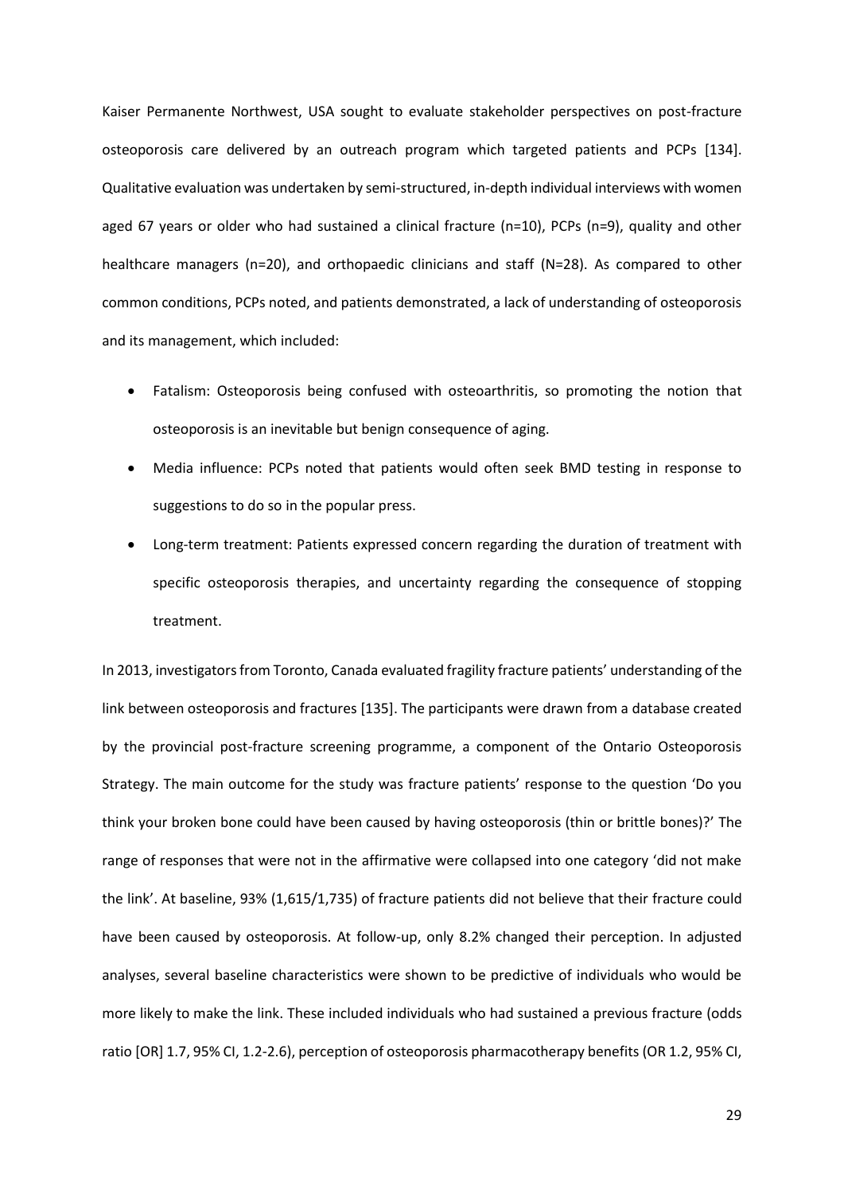Kaiser Permanente Northwest, USA sought to evaluate stakeholder perspectives on post-fracture osteoporosis care delivered by an outreach program which targeted patients and PCPs [134]. Qualitative evaluation was undertaken by semi-structured, in-depth individual interviews with women aged 67 years or older who had sustained a clinical fracture (n=10), PCPs (n=9), quality and other healthcare managers (n=20), and orthopaedic clinicians and staff (N=28). As compared to other common conditions, PCPs noted, and patients demonstrated, a lack of understanding of osteoporosis and its management, which included:

- Fatalism: Osteoporosis being confused with osteoarthritis, so promoting the notion that osteoporosis is an inevitable but benign consequence of aging.
- Media influence: PCPs noted that patients would often seek BMD testing in response to suggestions to do so in the popular press.
- Long-term treatment: Patients expressed concern regarding the duration of treatment with specific osteoporosis therapies, and uncertainty regarding the consequence of stopping treatment.

In 2013, investigators from Toronto, Canada evaluated fragility fracture patients' understanding of the link between osteoporosis and fractures [135]. The participants were drawn from a database created by the provincial post-fracture screening programme, a component of the Ontario Osteoporosis Strategy. The main outcome for the study was fracture patients' response to the question 'Do you think your broken bone could have been caused by having osteoporosis (thin or brittle bones)?' The range of responses that were not in the affirmative were collapsed into one category 'did not make the link'. At baseline, 93% (1,615/1,735) of fracture patients did not believe that their fracture could have been caused by osteoporosis. At follow-up, only 8.2% changed their perception. In adjusted analyses, several baseline characteristics were shown to be predictive of individuals who would be more likely to make the link. These included individuals who had sustained a previous fracture (odds ratio [OR] 1.7, 95% CI, 1.2-2.6), perception of osteoporosis pharmacotherapy benefits (OR 1.2, 95% CI,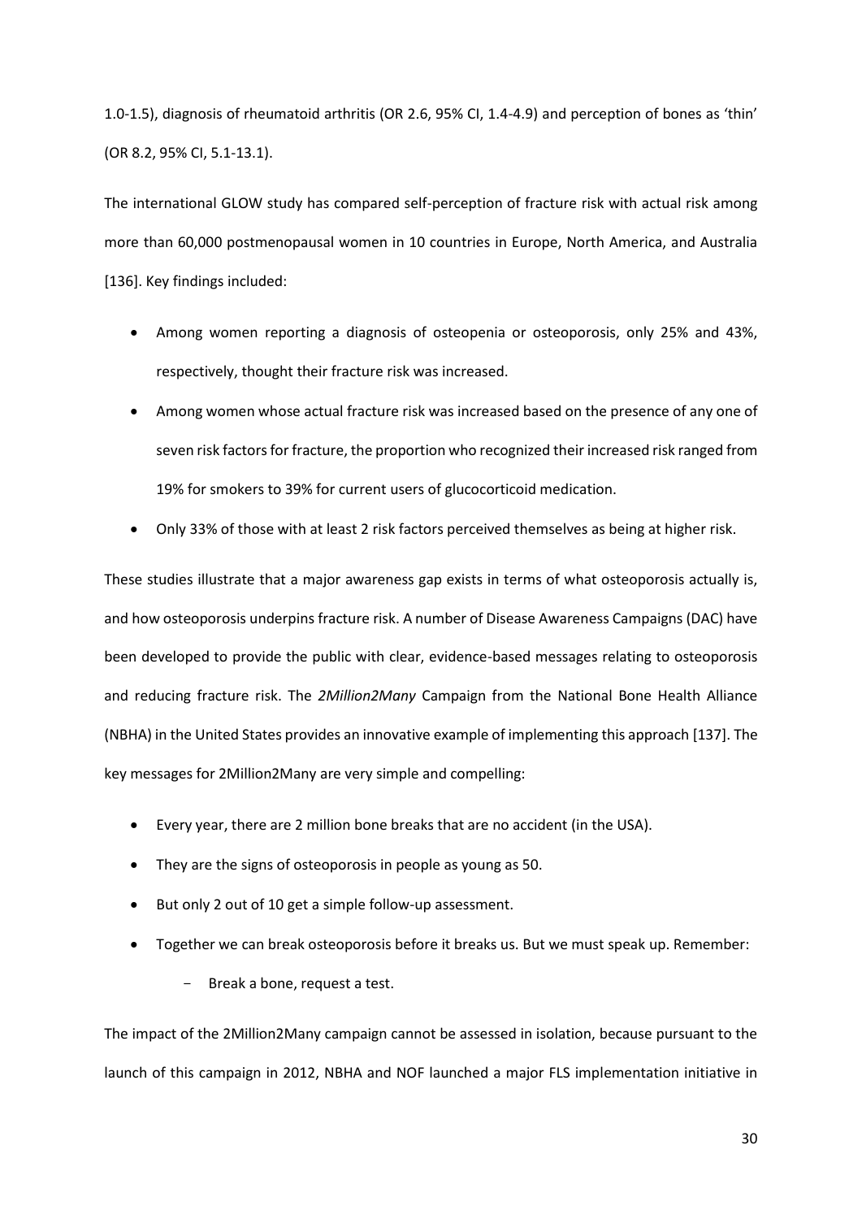1.0-1.5), diagnosis of rheumatoid arthritis (OR 2.6, 95% CI, 1.4-4.9) and perception of bones as 'thin' (OR 8.2, 95% CI, 5.1-13.1).

The international GLOW study has compared self-perception of fracture risk with actual risk among more than 60,000 postmenopausal women in 10 countries in Europe, North America, and Australia [136]. Key findings included:

- Among women reporting a diagnosis of osteopenia or osteoporosis, only 25% and 43%, respectively, thought their fracture risk was increased.
- Among women whose actual fracture risk was increased based on the presence of any one of seven risk factors for fracture, the proportion who recognized their increased risk ranged from 19% for smokers to 39% for current users of glucocorticoid medication.
- Only 33% of those with at least 2 risk factors perceived themselves as being at higher risk.

These studies illustrate that a major awareness gap exists in terms of what osteoporosis actually is, and how osteoporosis underpins fracture risk. A number of Disease Awareness Campaigns (DAC) have been developed to provide the public with clear, evidence-based messages relating to osteoporosis and reducing fracture risk. The *2Million2Many* Campaign from the National Bone Health Alliance (NBHA) in the United States provides an innovative example of implementing this approach [137]. The key messages for 2Million2Many are very simple and compelling:

- Every year, there are 2 million bone breaks that are no accident (in the USA).
- They are the signs of osteoporosis in people as young as 50.
- But only 2 out of 10 get a simple follow-up assessment.
- Together we can break osteoporosis before it breaks us. But we must speak up. Remember:
  - Break a bone, request a test.

The impact of the 2Million2Many campaign cannot be assessed in isolation, because pursuant to the launch of this campaign in 2012, NBHA and NOF launched a major FLS implementation initiative in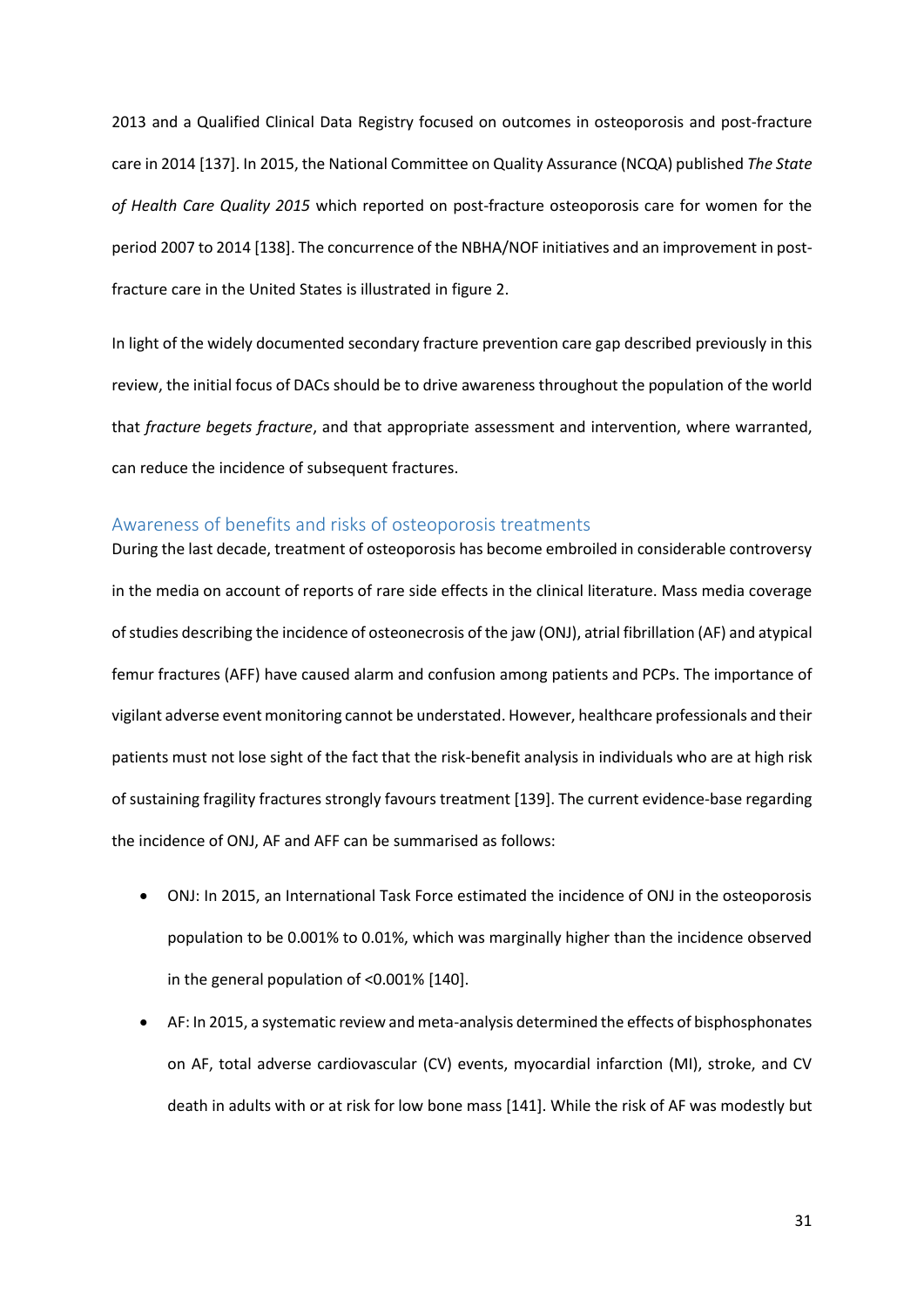2013 and a Qualified Clinical Data Registry focused on outcomes in osteoporosis and post-fracture care in 2014 [137]. In 2015, the National Committee on Quality Assurance (NCQA) published *The State of Health Care Quality 2015* which reported on post-fracture osteoporosis care for women for the period 2007 to 2014 [138]. The concurrence of the NBHA/NOF initiatives and an improvement in post-fracture care in the United States is illustrated in figure 2.

In light of the widely documented secondary fracture prevention care gap described previously in this review, the initial focus of DACs should be to drive awareness throughout the population of the world that *fracture begets fracture*, and that appropriate assessment and intervention, where warranted, can reduce the incidence of subsequent fractures.

### Awareness of benefits and risks of osteoporosis treatments

During the last decade, treatment of osteoporosis has become embroiled in considerable controversy in the media on account of reports of rare side effects in the clinical literature. Mass media coverage of studies describing the incidence of osteonecrosis of the jaw (ONJ), atrial fibrillation (AF) and atypical femur fractures (AFF) have caused alarm and confusion among patients and PCPs. The importance of vigilant adverse event monitoring cannot be understated. However, healthcare professionals and their patients must not lose sight of the fact that the risk-benefit analysis in individuals who are at high risk of sustaining fragility fractures strongly favours treatment [139]. The current evidence-base regarding the incidence of ONJ, AF and AFF can be summarised as follows:

- ONJ: In 2015, an International Task Force estimated the incidence of ONJ in the osteoporosis population to be 0.001% to 0.01%, which was marginally higher than the incidence observed in the general population of <0.001% [140].
- AF: In 2015, a systematic review and meta-analysis determined the effects of bisphosphonates on AF, total adverse cardiovascular (CV) events, myocardial infarction (MI), stroke, and CV death in adults with or at risk for low bone mass [141]. While the risk of AF was modestly but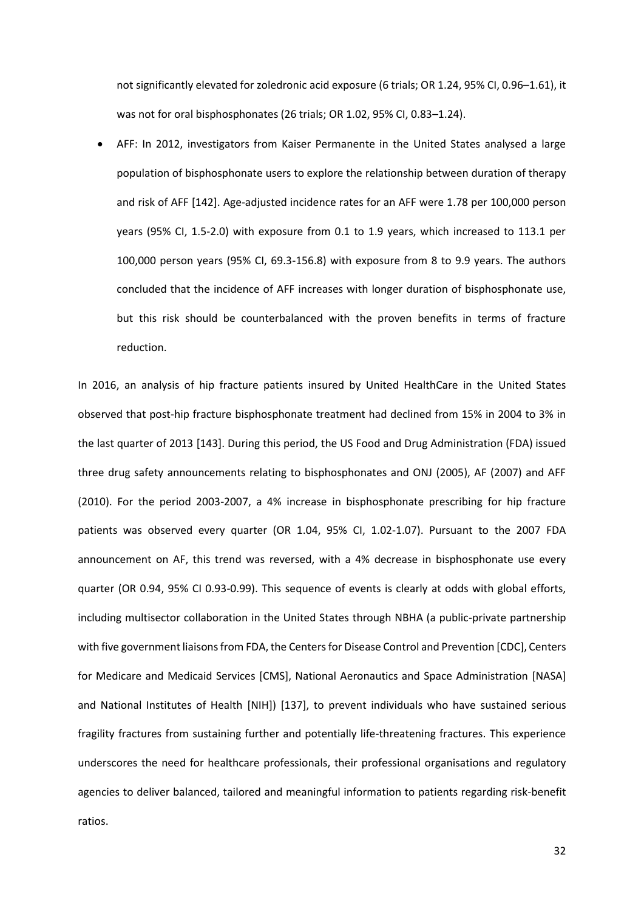not significantly elevated for zoledronic acid exposure (6 trials; OR 1.24, 95% CI, 0.96–1.61), it was not for oral bisphosphonates (26 trials; OR 1.02, 95% CI, 0.83–1.24).

- AFF: In 2012, investigators from Kaiser Permanente in the United States analysed a large population of bisphosphonate users to explore the relationship between duration of therapy and risk of AFF [142]. Age-adjusted incidence rates for an AFF were 1.78 per 100,000 person years (95% CI, 1.5-2.0) with exposure from 0.1 to 1.9 years, which increased to 113.1 per 100,000 person years (95% CI, 69.3-156.8) with exposure from 8 to 9.9 years. The authors concluded that the incidence of AFF increases with longer duration of bisphosphonate use, but this risk should be counterbalanced with the proven benefits in terms of fracture reduction.

In 2016, an analysis of hip fracture patients insured by United HealthCare in the United States observed that post-hip fracture bisphosphonate treatment had declined from 15% in 2004 to 3% in the last quarter of 2013 [143]. During this period, the US Food and Drug Administration (FDA) issued three drug safety announcements relating to bisphosphonates and ONJ (2005), AF (2007) and AFF (2010). For the period 2003-2007, a 4% increase in bisphosphonate prescribing for hip fracture patients was observed every quarter (OR 1.04, 95% CI, 1.02-1.07). Pursuant to the 2007 FDA announcement on AF, this trend was reversed, with a 4% decrease in bisphosphonate use every quarter (OR 0.94, 95% CI 0.93-0.99). This sequence of events is clearly at odds with global efforts, including multisector collaboration in the United States through NBHA (a public-private partnership with five government liaisons from FDA, the Centers for Disease Control and Prevention [CDC], Centers for Medicare and Medicaid Services [CMS], National Aeronautics and Space Administration [NASA] and National Institutes of Health [NIH]) [137], to prevent individuals who have sustained serious fragility fractures from sustaining further and potentially life-threatening fractures. This experience underscores the need for healthcare professionals, their professional organisations and regulatory agencies to deliver balanced, tailored and meaningful information to patients regarding risk-benefit ratios.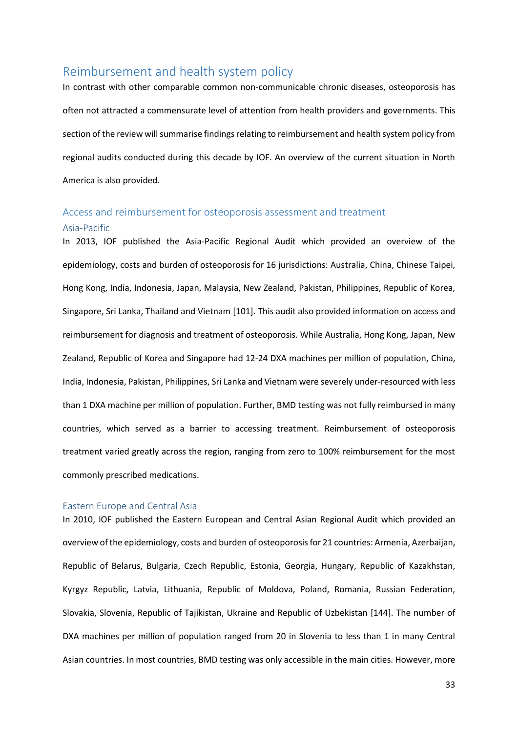## Reimbursement and health system policy

In contrast with other comparable common non-communicable chronic diseases, osteoporosis has often not attracted a commensurate level of attention from health providers and governments. This section of the review will summarise findings relating to reimbursement and health system policy from regional audits conducted during this decade by IOF. An overview of the current situation in North America is also provided.

### Access and reimbursement for osteoporosis assessment and treatment

#### Asia-Pacific

In 2013, IOF published the Asia-Pacific Regional Audit which provided an overview of the epidemiology, costs and burden of osteoporosis for 16 jurisdictions: Australia, China, Chinese Taipei, Hong Kong, India, Indonesia, Japan, Malaysia, New Zealand, Pakistan, Philippines, Republic of Korea, Singapore, Sri Lanka, Thailand and Vietnam [101]. This audit also provided information on access and reimbursement for diagnosis and treatment of osteoporosis. While Australia, Hong Kong, Japan, New Zealand, Republic of Korea and Singapore had 12-24 DXA machines per million of population, China, India, Indonesia, Pakistan, Philippines, Sri Lanka and Vietnam were severely under-resourced with less than 1 DXA machine per million of population. Further, BMD testing was not fully reimbursed in many countries, which served as a barrier to accessing treatment. Reimbursement of osteoporosis treatment varied greatly across the region, ranging from zero to 100% reimbursement for the most commonly prescribed medications.

#### Eastern Europe and Central Asia

In 2010, IOF published the Eastern European and Central Asian Regional Audit which provided an overview of the epidemiology, costs and burden of osteoporosis for 21 countries: Armenia, Azerbaijan, Republic of Belarus, Bulgaria, Czech Republic, Estonia, Georgia, Hungary, Republic of Kazakhstan, Kyrgyz Republic, Latvia, Lithuania, Republic of Moldova, Poland, Romania, Russian Federation, Slovakia, Slovenia, Republic of Tajikistan, Ukraine and Republic of Uzbekistan [144]. The number of DXA machines per million of population ranged from 20 in Slovenia to less than 1 in many Central Asian countries. In most countries, BMD testing was only accessible in the main cities. However, more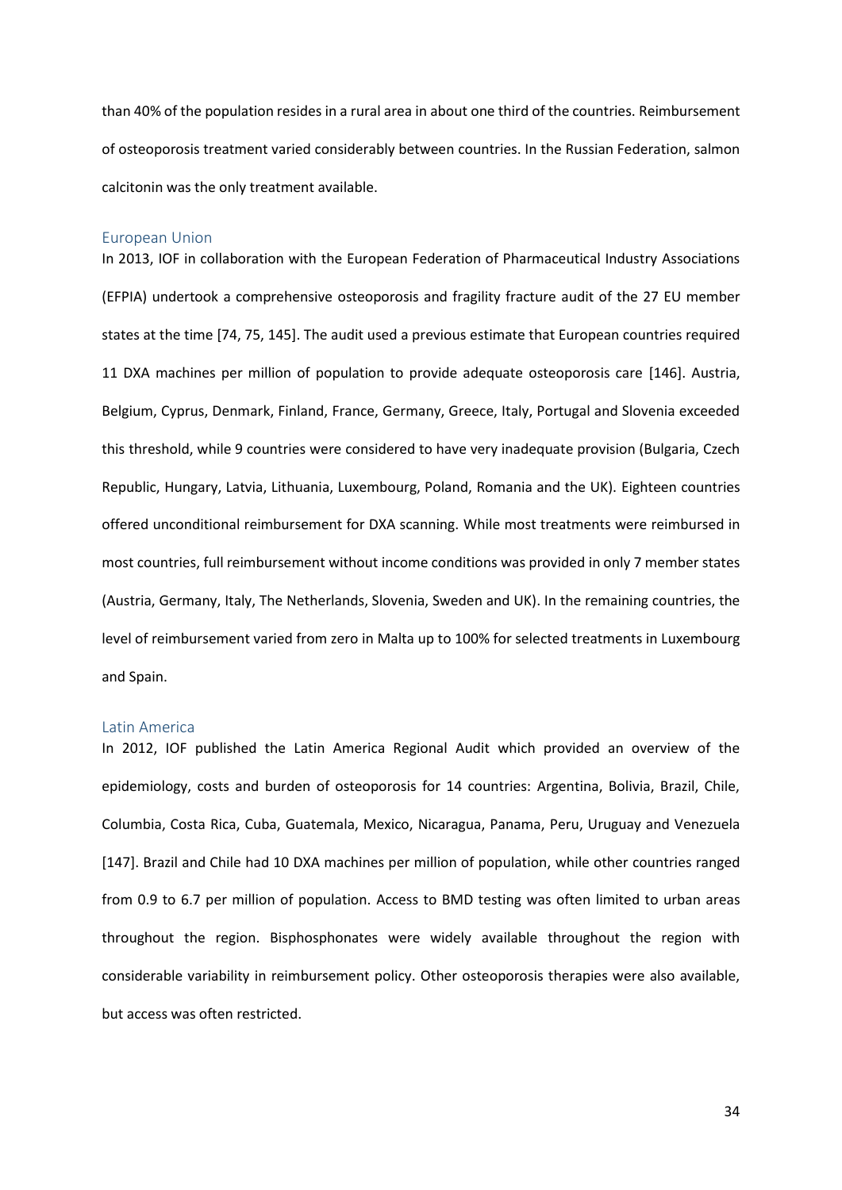than 40% of the population resides in a rural area in about one third of the countries. Reimbursement of osteoporosis treatment varied considerably between countries. In the Russian Federation, salmon calcitonin was the only treatment available.

### European Union

In 2013, IOF in collaboration with the European Federation of Pharmaceutical Industry Associations (EFPIA) undertook a comprehensive osteoporosis and fragility fracture audit of the 27 EU member states at the time [74, 75, 145]. The audit used a previous estimate that European countries required 11 DXA machines per million of population to provide adequate osteoporosis care [146]. Austria, Belgium, Cyprus, Denmark, Finland, France, Germany, Greece, Italy, Portugal and Slovenia exceeded this threshold, while 9 countries were considered to have very inadequate provision (Bulgaria, Czech Republic, Hungary, Latvia, Lithuania, Luxembourg, Poland, Romania and the UK). Eighteen countries offered unconditional reimbursement for DXA scanning. While most treatments were reimbursed in most countries, full reimbursement without income conditions was provided in only 7 member states (Austria, Germany, Italy, The Netherlands, Slovenia, Sweden and UK). In the remaining countries, the level of reimbursement varied from zero in Malta up to 100% for selected treatments in Luxembourg and Spain.

### Latin America

In 2012, IOF published the Latin America Regional Audit which provided an overview of the epidemiology, costs and burden of osteoporosis for 14 countries: Argentina, Bolivia, Brazil, Chile, Columbia, Costa Rica, Cuba, Guatemala, Mexico, Nicaragua, Panama, Peru, Uruguay and Venezuela [147]. Brazil and Chile had 10 DXA machines per million of population, while other countries ranged from 0.9 to 6.7 per million of population. Access to BMD testing was often limited to urban areas throughout the region. Bisphosphonates were widely available throughout the region with considerable variability in reimbursement policy. Other osteoporosis therapies were also available, but access was often restricted.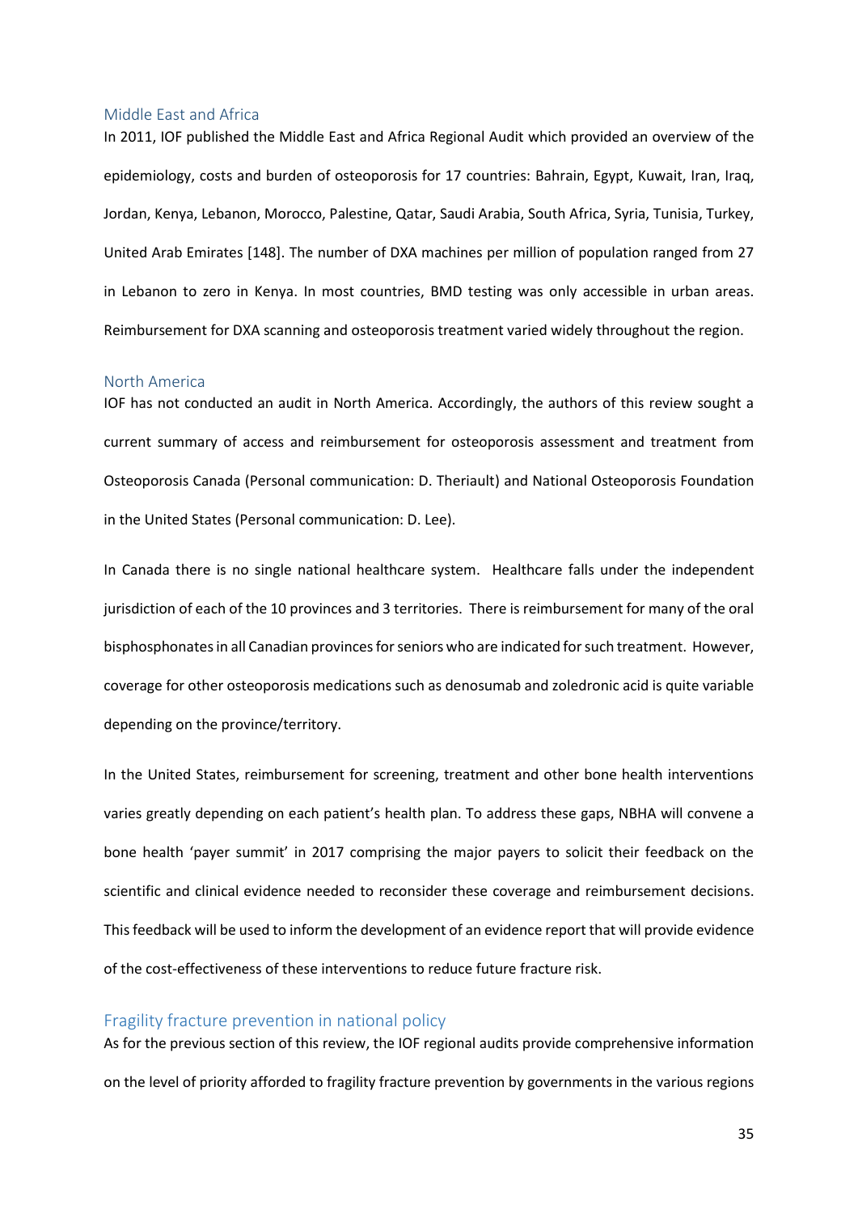### Middle East and Africa

In 2011, IOF published the Middle East and Africa Regional Audit which provided an overview of the epidemiology, costs and burden of osteoporosis for 17 countries: Bahrain, Egypt, Kuwait, Iran, Iraq, Jordan, Kenya, Lebanon, Morocco, Palestine, Qatar, Saudi Arabia, South Africa, Syria, Tunisia, Turkey, United Arab Emirates [148]. The number of DXA machines per million of population ranged from 27 in Lebanon to zero in Kenya. In most countries, BMD testing was only accessible in urban areas. Reimbursement for DXA scanning and osteoporosis treatment varied widely throughout the region.

### North America

IOF has not conducted an audit in North America. Accordingly, the authors of this review sought a current summary of access and reimbursement for osteoporosis assessment and treatment from Osteoporosis Canada (Personal communication: D. Theriault) and National Osteoporosis Foundation in the United States (Personal communication: D. Lee).

In Canada there is no single national healthcare system. Healthcare falls under the independent jurisdiction of each of the 10 provinces and 3 territories. There is reimbursement for many of the oral bisphosphonates in all Canadian provinces for seniors who are indicated for such treatment. However, coverage for other osteoporosis medications such as denosumab and zoledronic acid is quite variable depending on the province/territory.

In the United States, reimbursement for screening, treatment and other bone health interventions varies greatly depending on each patient's health plan. To address these gaps, NBHA will convene a bone health 'payer summit' in 2017 comprising the major payers to solicit their feedback on the scientific and clinical evidence needed to reconsider these coverage and reimbursement decisions. This feedback will be used to inform the development of an evidence report that will provide evidence of the cost-effectiveness of these interventions to reduce future fracture risk.

## Fragility fracture prevention in national policy

As for the previous section of this review, the IOF regional audits provide comprehensive information on the level of priority afforded to fragility fracture prevention by governments in the various regions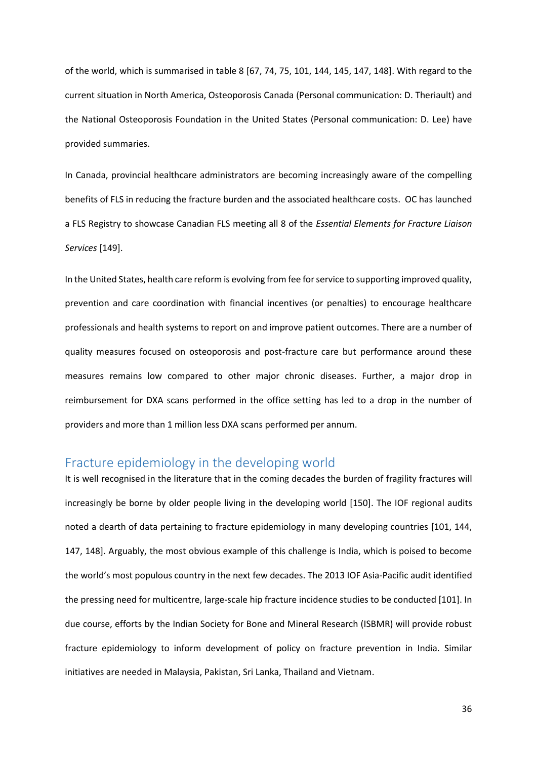of the world, which is summarised in table 8 [67, 74, 75, 101, 144, 145, 147, 148]. With regard to the current situation in North America, Osteoporosis Canada (Personal communication: D. Theriault) and the National Osteoporosis Foundation in the United States (Personal communication: D. Lee) have provided summaries.

In Canada, provincial healthcare administrators are becoming increasingly aware of the compelling benefits of FLS in reducing the fracture burden and the associated healthcare costs. OC has launched a FLS Registry to showcase Canadian FLS meeting all 8 of the *Essential Elements for Fracture Liaison Services* [149].

In the United States, health care reform is evolving from fee for service to supporting improved quality, prevention and care coordination with financial incentives (or penalties) to encourage healthcare professionals and health systems to report on and improve patient outcomes. There are a number of quality measures focused on osteoporosis and post-fracture care but performance around these measures remains low compared to other major chronic diseases. Further, a major drop in reimbursement for DXA scans performed in the office setting has led to a drop in the number of providers and more than 1 million less DXA scans performed per annum.

## Fracture epidemiology in the developing world

It is well recognised in the literature that in the coming decades the burden of fragility fractures will increasingly be borne by older people living in the developing world [150]. The IOF regional audits noted a dearth of data pertaining to fracture epidemiology in many developing countries [101, 144, 147, 148]. Arguably, the most obvious example of this challenge is India, which is poised to become the world's most populous country in the next few decades. The 2013 IOF Asia-Pacific audit identified the pressing need for multicentre, large-scale hip fracture incidence studies to be conducted [101]. In due course, efforts by the Indian Society for Bone and Mineral Research (ISBMR) will provide robust fracture epidemiology to inform development of policy on fracture prevention in India. Similar initiatives are needed in Malaysia, Pakistan, Sri Lanka, Thailand and Vietnam.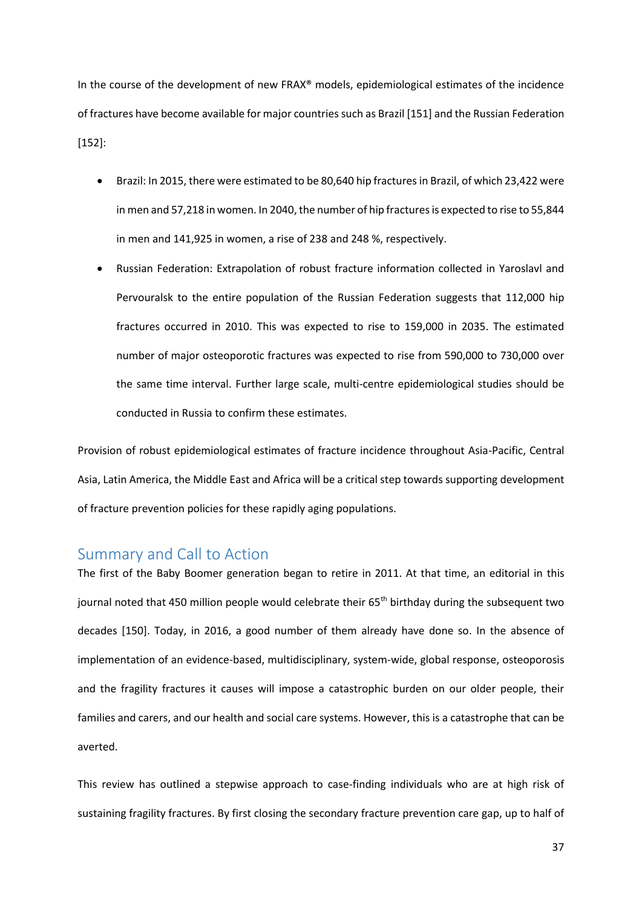In the course of the development of new FRAX® models, epidemiological estimates of the incidence of fractures have become available for major countries such as Brazil [151] and the Russian Federation [152]:

- Brazil: In 2015, there were estimated to be 80,640 hip fractures in Brazil, of which 23,422 were in men and 57,218 in women. In 2040, the number of hip fractures is expected to rise to 55,844 in men and 141,925 in women, a rise of 238 and 248 %, respectively.
- Russian Federation: Extrapolation of robust fracture information collected in Yaroslavl and Pervouralsk to the entire population of the Russian Federation suggests that 112,000 hip fractures occurred in 2010. This was expected to rise to 159,000 in 2035. The estimated number of major osteoporotic fractures was expected to rise from 590,000 to 730,000 over the same time interval. Further large scale, multi-centre epidemiological studies should be conducted in Russia to confirm these estimates.

Provision of robust epidemiological estimates of fracture incidence throughout Asia-Pacific, Central Asia, Latin America, the Middle East and Africa will be a critical step towards supporting development of fracture prevention policies for these rapidly aging populations.

## Summary and Call to Action

The first of the Baby Boomer generation began to retire in 2011. At that time, an editorial in this journal noted that 450 million people would celebrate their 65th birthday during the subsequent two decades [150]. Today, in 2016, a good number of them already have done so. In the absence of implementation of an evidence-based, multidisciplinary, system-wide, global response, osteoporosis and the fragility fractures it causes will impose a catastrophic burden on our older people, their families and carers, and our health and social care systems. However, this is a catastrophe that can be averted.

This review has outlined a stepwise approach to case-finding individuals who are at high risk of sustaining fragility fractures. By first closing the secondary fracture prevention care gap, up to half of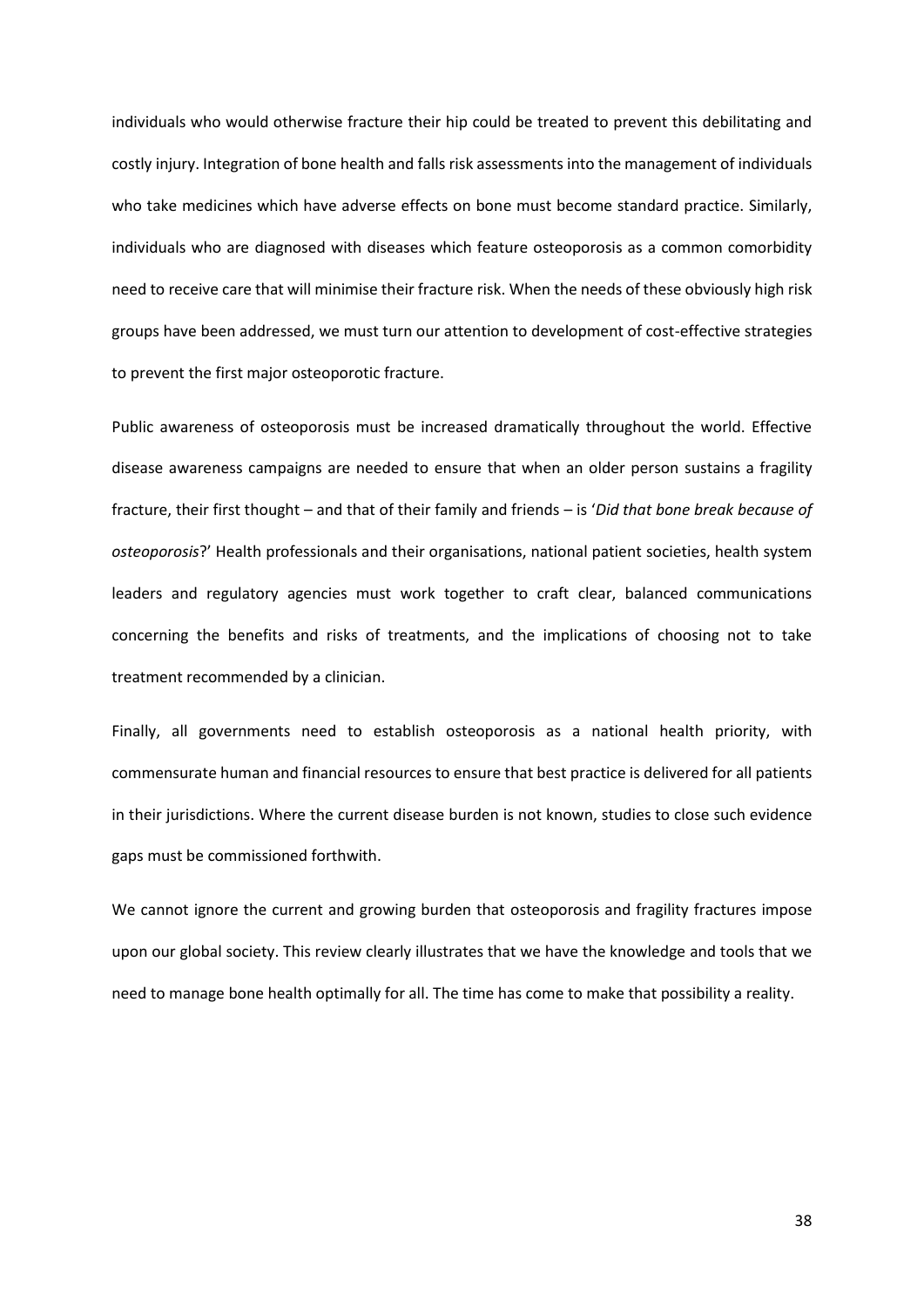individuals who would otherwise fracture their hip could be treated to prevent this debilitating and costly injury. Integration of bone health and falls risk assessments into the management of individuals who take medicines which have adverse effects on bone must become standard practice. Similarly, individuals who are diagnosed with diseases which feature osteoporosis as a common comorbidity need to receive care that will minimise their fracture risk. When the needs of these obviously high risk groups have been addressed, we must turn our attention to development of cost-effective strategies to prevent the first major osteoporotic fracture.

Public awareness of osteoporosis must be increased dramatically throughout the world. Effective disease awareness campaigns are needed to ensure that when an older person sustains a fragility fracture, their first thought – and that of their family and friends – is '*Did that bone break because of osteoporosis*?' Health professionals and their organisations, national patient societies, health system leaders and regulatory agencies must work together to craft clear, balanced communications concerning the benefits and risks of treatments, and the implications of choosing not to take treatment recommended by a clinician.

Finally, all governments need to establish osteoporosis as a national health priority, with commensurate human and financial resources to ensure that best practice is delivered for all patients in their jurisdictions. Where the current disease burden is not known, studies to close such evidence gaps must be commissioned forthwith.

We cannot ignore the current and growing burden that osteoporosis and fragility fractures impose upon our global society. This review clearly illustrates that we have the knowledge and tools that we need to manage bone health optimally for all. The time has come to make that possibility a reality.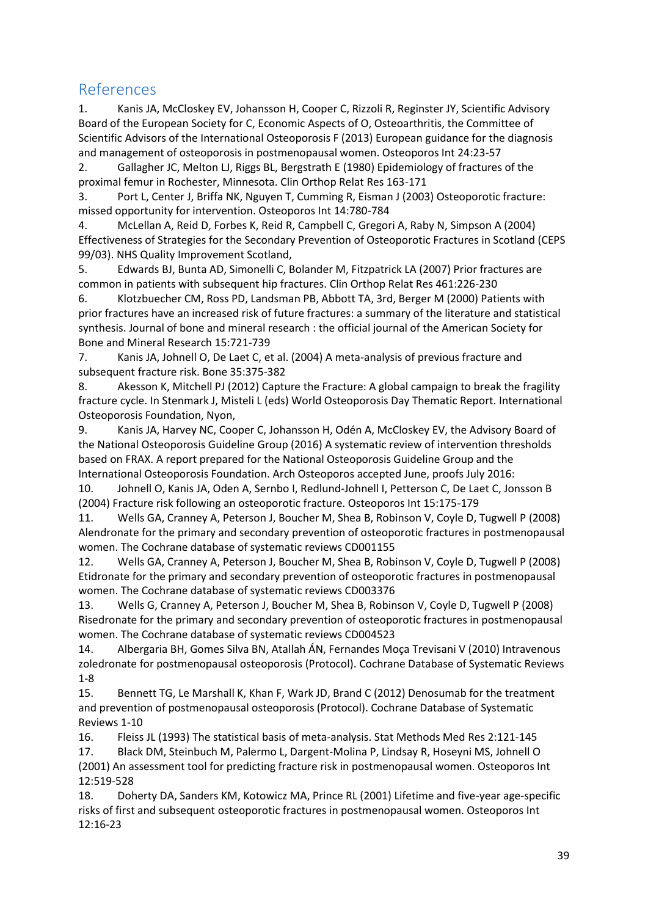## References

1. Kanis JA, McCloskey EV, Johansson H, Cooper C, Rizzoli R, Reginster JY, Scientific Advisory Board of the European Society for C, Economic Aspects of O, Osteoarthritis, the Committee of Scientific Advisors of the International Osteoporosis F (2013) European guidance for the diagnosis and management of osteoporosis in postmenopausal women. Osteoporos Int 24:23-57
2. Gallagher JC, Melton LJ, Riggs BL, Bergstrath E (1980) Epidemiology of fractures of the proximal femur in Rochester, Minnesota. Clin Orthop Relat Res 163-171
3. Port L, Center J, Briffa NK, Nguyen T, Cumming R, Eisman J (2003) Osteoporotic fracture: missed opportunity for intervention. Osteoporos Int 14:780-784
4. McLellan A, Reid D, Forbes K, Reid R, Campbell C, Gregori A, Raby N, Simpson A (2004) Effectiveness of Strategies for the Secondary Prevention of Osteoporotic Fractures in Scotland (CEPS 99/03). NHS Quality Improvement Scotland,
5. Edwards BJ, Bunta AD, Simonelli C, Bolander M, Fitzpatrick LA (2007) Prior fractures are common in patients with subsequent hip fractures. Clin Orthop Relat Res 461:226-230
6. Klotzbuecher CM, Ross PD, Landsman PB, Abbott TA, 3rd, Berger M (2000) Patients with prior fractures have an increased risk of future fractures: a summary of the literature and statistical synthesis. Journal of bone and mineral research : the official journal of the American Society for Bone and Mineral Research 15:721-739
7. Kanis JA, Johnell O, De Laet C, et al. (2004) A meta-analysis of previous fracture and subsequent fracture risk. Bone 35:375-382
8. Akesson K, Mitchell PJ (2012) Capture the Fracture: A global campaign to break the fragility fracture cycle. In Stenmark J, Misteli L (eds) World Osteoporosis Day Thematic Report. International Osteoporosis Foundation, Nyon,
9. Kanis JA, Harvey NC, Cooper C, Johansson H, Odén A, McCloskey EV, the Advisory Board of the National Osteoporosis Guideline Group (2016) A systematic review of intervention thresholds based on FRAX. A report prepared for the National Osteoporosis Guideline Group and the International Osteoporosis Foundation. Arch Osteoporos accepted June, proofs July 2016:
10. Johnell O, Kanis JA, Oden A, Sernbo I, Redlund-Johnell I, Petterson C, De Laet C, Jonsson B (2004) Fracture risk following an osteoporotic fracture. Osteoporos Int 15:175-179
11. Wells GA, Cranney A, Peterson J, Boucher M, Shea B, Robinson V, Coyle D, Tugwell P (2008) Alendronate for the primary and secondary prevention of osteoporotic fractures in postmenopausal women. The Cochrane database of systematic reviews CD001155
12. Wells GA, Cranney A, Peterson J, Boucher M, Shea B, Robinson V, Coyle D, Tugwell P (2008) Etidronate for the primary and secondary prevention of osteoporotic fractures in postmenopausal women. The Cochrane database of systematic reviews CD003376
13. Wells G, Cranney A, Peterson J, Boucher M, Shea B, Robinson V, Coyle D, Tugwell P (2008) Risedronate for the primary and secondary prevention of osteoporotic fractures in postmenopausal women. The Cochrane database of systematic reviews CD004523
14. Albergaria BH, Gomes Silva BN, Atallah ÁN, Fernandes Moça Trevisani V (2010) Intravenous zoledronate for postmenopausal osteoporosis (Protocol). Cochrane Database of Systematic Reviews 1-8
15. Bennett TG, Le Marshall K, Khan F, Wark JD, Brand C (2012) Denosumab for the treatment and prevention of postmenopausal osteoporosis (Protocol). Cochrane Database of Systematic Reviews 1-10
16. Fleiss JL (1993) The statistical basis of meta-analysis. Stat Methods Med Res 2:121-145
17. Black DM, Steinbuch M, Palermo L, Dargent-Molina P, Lindsay R, Hoseyni MS, Johnell O (2001) An assessment tool for predicting fracture risk in postmenopausal women. Osteoporos Int 12:519-528
18. Doherty DA, Sanders KM, Kotowicz MA, Prince RL (2001) Lifetime and five-year age-specific risks of first and subsequent osteoporotic fractures in postmenopausal women. Osteoporos Int 12:16-23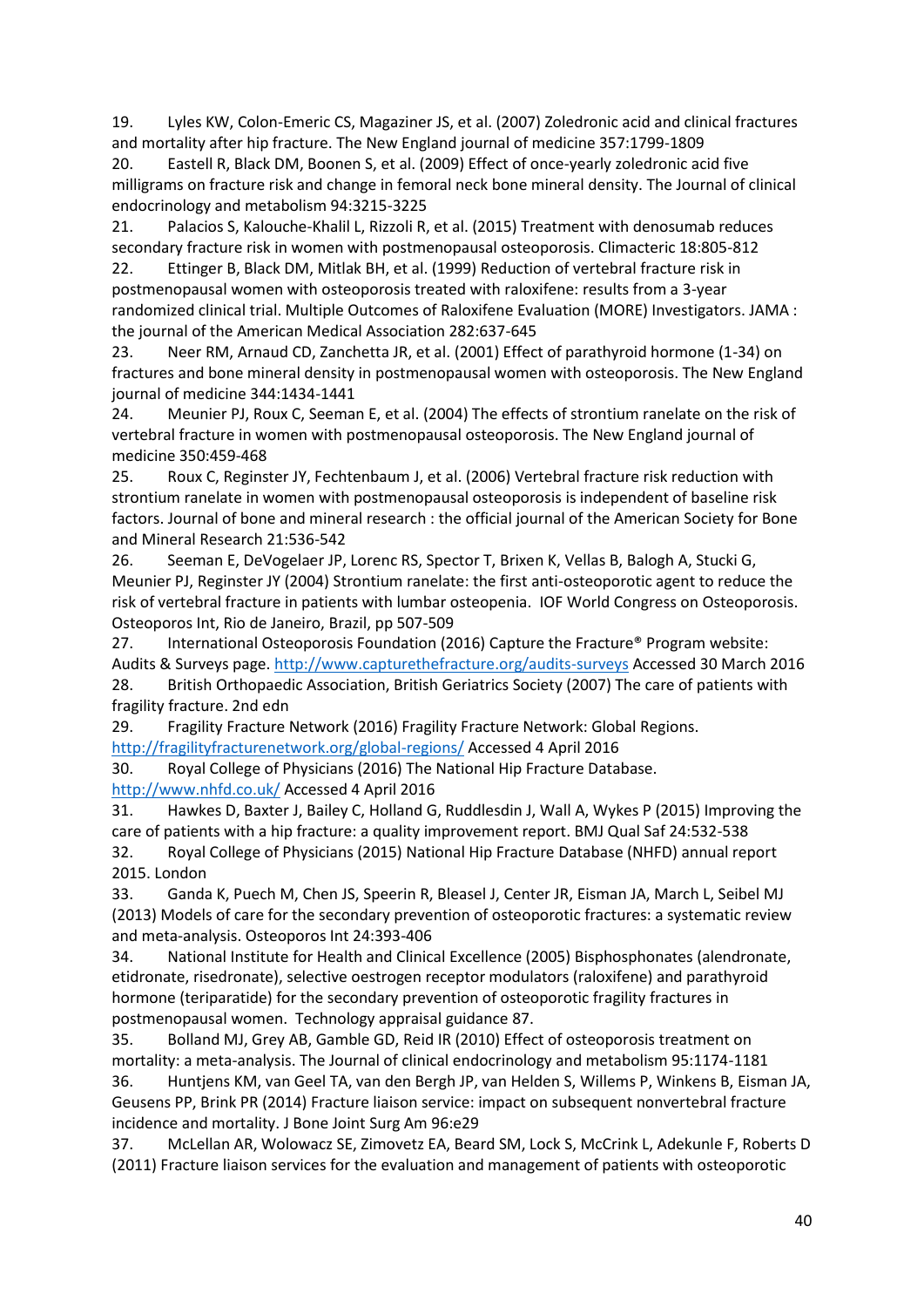19. Lyles KW, Colon-Emeric CS, Magaziner JS, et al. (2007) Zoledronic acid and clinical fractures and mortality after hip fracture. The New England journal of medicine 357:1799-1809
20. Eastell R, Black DM, Boonen S, et al. (2009) Effect of once-yearly zoledronic acid five milligrams on fracture risk and change in femoral neck bone mineral density. The Journal of clinical endocrinology and metabolism 94:3215-3225
21. Palacios S, Kalouche-Khalil L, Rizzoli R, et al. (2015) Treatment with denosumab reduces secondary fracture risk in women with postmenopausal osteoporosis. Climacteric 18:805-812
22. Ettinger B, Black DM, Mitlak BH, et al. (1999) Reduction of vertebral fracture risk in postmenopausal women with osteoporosis treated with raloxifene: results from a 3-year randomized clinical trial. Multiple Outcomes of Raloxifene Evaluation (MORE) Investigators. JAMA : the journal of the American Medical Association 282:637-645
23. Neer RM, Arnaud CD, Zanchetta JR, et al. (2001) Effect of parathyroid hormone (1-34) on fractures and bone mineral density in postmenopausal women with osteoporosis. The New England journal of medicine 344:1434-1441
24. Meunier PJ, Roux C, Seeman E, et al. (2004) The effects of strontium ranelate on the risk of vertebral fracture in women with postmenopausal osteoporosis. The New England journal of medicine 350:459-468
25. Roux C, Reginster JY, Fechtenbaum J, et al. (2006) Vertebral fracture risk reduction with strontium ranelate in women with postmenopausal osteoporosis is independent of baseline risk factors. Journal of bone and mineral research : the official journal of the American Society for Bone and Mineral Research 21:536-542
26. Seeman E, DeVogelaer JP, Lorenc RS, Spector T, Brixen K, Vellas B, Balogh A, Stucki G, Meunier PJ, Reginster JY (2004) Strontium ranelate: the first anti-osteoporotic agent to reduce the risk of vertebral fracture in patients with lumbar osteopenia. IOF World Congress on Osteoporosis. Osteoporos Int, Rio de Janeiro, Brazil, pp 507-509
27. International Osteoporosis Foundation (2016) Capture the Fracture® Program website: Audits & Surveys page. http://www.capturethefracture.org/audits-surveys Accessed 30 March 2016
28. British Orthopaedic Association, British Geriatrics Society (2007) The care of patients with fragility fracture. 2nd edn
29. Fragility Fracture Network (2016) Fragility Fracture Network: Global Regions. http://fragilityfracturenetwork.org/global-regions/ Accessed 4 April 2016
30. Royal College of Physicians (2016) The National Hip Fracture Database. http://www.nhfd.co.uk/ Accessed 4 April 2016
31. Hawkes D, Baxter J, Bailey C, Holland G, Ruddlesdin J, Wall A, Wykes P (2015) Improving the care of patients with a hip fracture: a quality improvement report. BMJ Qual Saf 24:532-538
32. Royal College of Physicians (2015) National Hip Fracture Database (NHFD) annual report 2015. London
33. Ganda K, Puech M, Chen JS, Speerin R, Bleasel J, Center JR, Eisman JA, March L, Seibel MJ (2013) Models of care for the secondary prevention of osteoporotic fractures: a systematic review and meta-analysis. Osteoporos Int 24:393-406
34. National Institute for Health and Clinical Excellence (2005) Bisphosphonates (alendronate, etidronate, risedronate), selective oestrogen receptor modulators (raloxifene) and parathyroid hormone (teriparatide) for the secondary prevention of osteoporotic fragility fractures in postmenopausal women. Technology appraisal guidance 87.
35. Bolland MJ, Grey AB, Gamble GD, Reid IR (2010) Effect of osteoporosis treatment on mortality: a meta-analysis. The Journal of clinical endocrinology and metabolism 95:1174-1181
36. Huntjens KM, van Geel TA, van den Bergh JP, van Helden S, Willems P, Winkens B, Eisman JA, Geusens PP, Brink PR (2014) Fracture liaison service: impact on subsequent nonvertebral fracture incidence and mortality. J Bone Joint Surg Am 96:e29
37. McLellan AR, Wolowacz SE, Zimovetz EA, Beard SM, Lock S, McCrink L, Adekunle F, Roberts D (2011) Fracture liaison services for the evaluation and management of patients with osteoporotic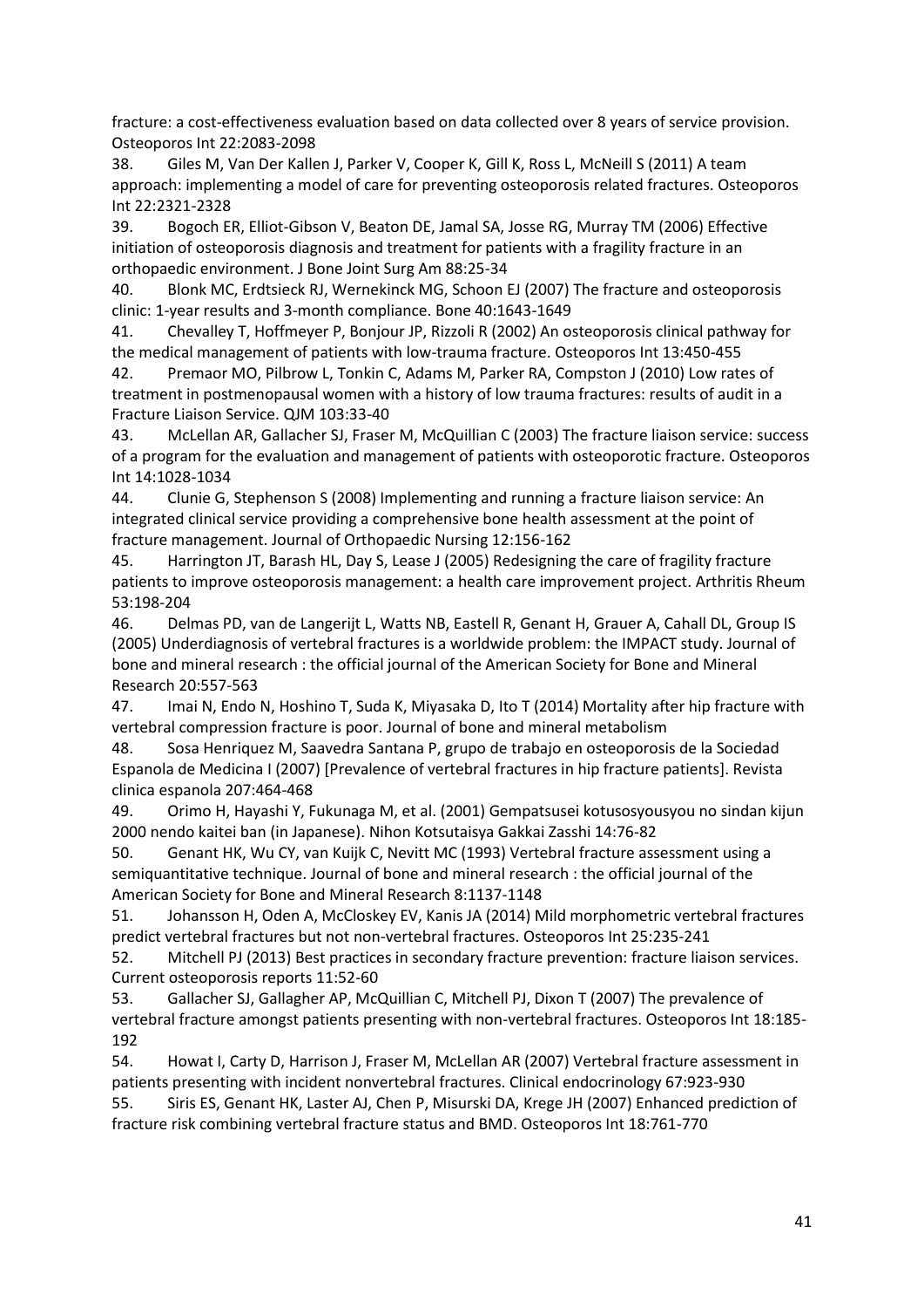fracture: a cost-effectiveness evaluation based on data collected over 8 years of service provision. Osteoporos Int 22:2083-2098

38. Giles M, Van Der Kallen J, Parker V, Cooper K, Gill K, Ross L, McNeill S (2011) A team approach: implementing a model of care for preventing osteoporosis related fractures. Osteoporos Int 22:2321-2328

39. Bogoch ER, Elliot-Gibson V, Beaton DE, Jamal SA, Josse RG, Murray TM (2006) Effective initiation of osteoporosis diagnosis and treatment for patients with a fragility fracture in an orthopaedic environment. J Bone Joint Surg Am 88:25-34

40. Blonk MC, Erdtsieck RJ, Wernekinck MG, Schoon EJ (2007) The fracture and osteoporosis clinic: 1-year results and 3-month compliance. Bone 40:1643-1649

41. Chevalley T, Hoffmeyer P, Bonjour JP, Rizzoli R (2002) An osteoporosis clinical pathway for the medical management of patients with low-trauma fracture. Osteoporos Int 13:450-455

42. Premaor MO, Pilbrow L, Tonkin C, Adams M, Parker RA, Compston J (2010) Low rates of treatment in postmenopausal women with a history of low trauma fractures: results of audit in a Fracture Liaison Service. QJM 103:33-40

43. McLellan AR, Gallacher SJ, Fraser M, McQuillian C (2003) The fracture liaison service: success of a program for the evaluation and management of patients with osteoporotic fracture. Osteoporos Int 14:1028-1034

44. Clunie G, Stephenson S (2008) Implementing and running a fracture liaison service: An integrated clinical service providing a comprehensive bone health assessment at the point of fracture management. Journal of Orthopaedic Nursing 12:156-162

45. Harrington JT, Barash HL, Day S, Lease J (2005) Redesigning the care of fragility fracture patients to improve osteoporosis management: a health care improvement project. Arthritis Rheum 53:198-204

46. Delmas PD, van de Langerijt L, Watts NB, Eastell R, Genant H, Grauer A, Cahall DL, Group IS (2005) Underdiagnosis of vertebral fractures is a worldwide problem: the IMPACT study. Journal of bone and mineral research : the official journal of the American Society for Bone and Mineral Research 20:557-563

47. Imai N, Endo N, Hoshino T, Suda K, Miyasaka D, Ito T (2014) Mortality after hip fracture with vertebral compression fracture is poor. Journal of bone and mineral metabolism

48. Sosa Henriquez M, Saavedra Santana P, grupo de trabajo en osteoporosis de la Sociedad Espanola de Medicina I (2007) [Prevalence of vertebral fractures in hip fracture patients]. Revista clinica espanola 207:464-468

49. Orimo H, Hayashi Y, Fukunaga M, et al. (2001) Gempatsusei kotusosyousyou no sindan kijun 2000 nendo kaitei ban (in Japanese). Nihon Kotsutaisya Gakkai Zasshi 14:76-82

50. Genant HK, Wu CY, van Kuijk C, Nevitt MC (1993) Vertebral fracture assessment using a semiquantitative technique. Journal of bone and mineral research : the official journal of the American Society for Bone and Mineral Research 8:1137-1148

51. Johansson H, Oden A, McCloskey EV, Kanis JA (2014) Mild morphometric vertebral fractures predict vertebral fractures but not non-vertebral fractures. Osteoporos Int 25:235-241

52. Mitchell PJ (2013) Best practices in secondary fracture prevention: fracture liaison services. Current osteoporosis reports 11:52-60

53. Gallacher SJ, Gallagher AP, McQuillian C, Mitchell PJ, Dixon T (2007) The prevalence of vertebral fracture amongst patients presenting with non-vertebral fractures. Osteoporos Int 18:185-192

54. Howat I, Carty D, Harrison J, Fraser M, McLellan AR (2007) Vertebral fracture assessment in patients presenting with incident nonvertebral fractures. Clinical endocrinology 67:923-930

55. Siris ES, Genant HK, Laster AJ, Chen P, Misurski DA, Krege JH (2007) Enhanced prediction of fracture risk combining vertebral fracture status and BMD. Osteoporos Int 18:761-770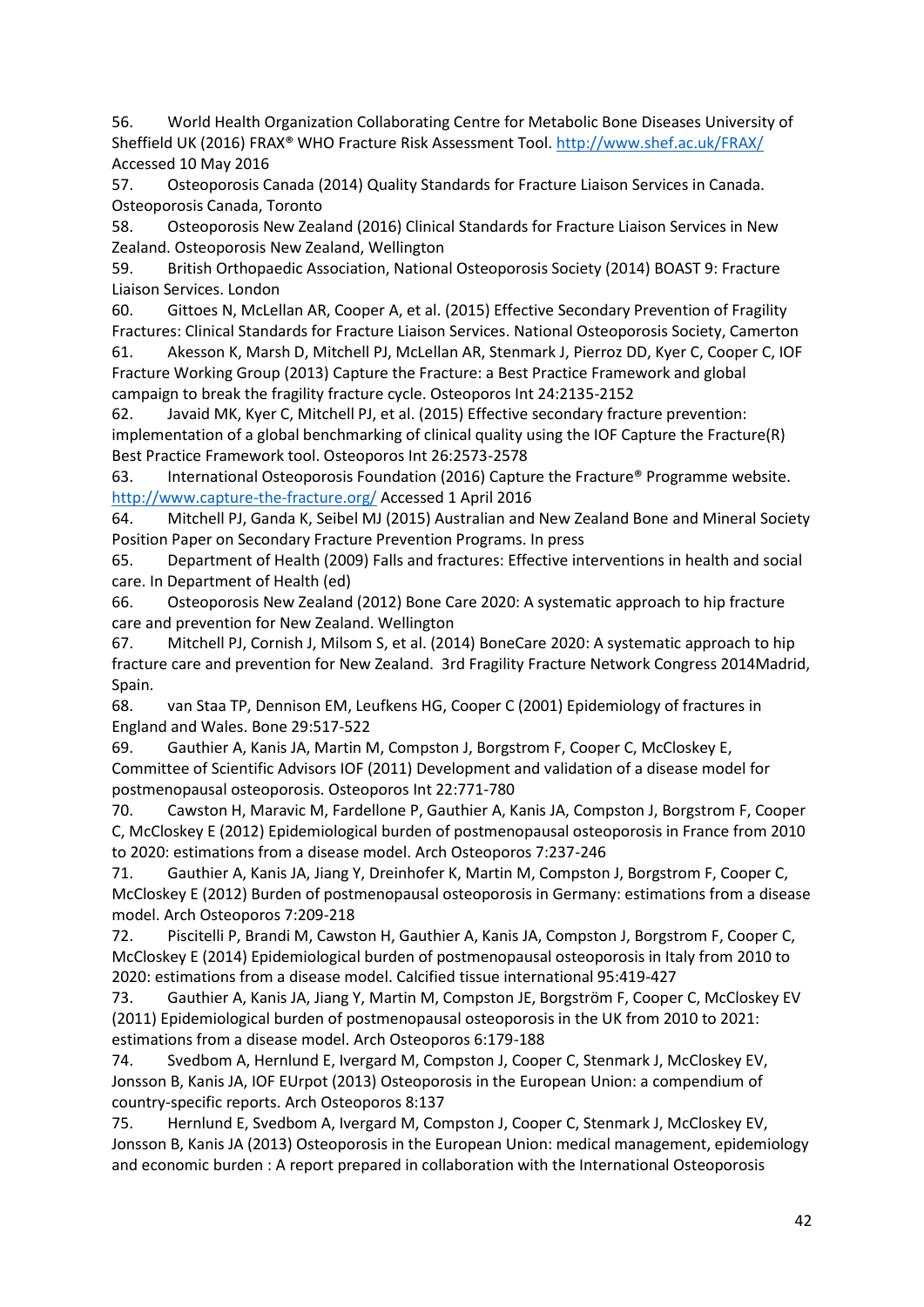56. World Health Organization Collaborating Centre for Metabolic Bone Diseases University of Sheffield UK (2016) FRAX® WHO Fracture Risk Assessment Tool. http://www.shef.ac.uk/FRAX/ Accessed 10 May 2016

57. Osteoporosis Canada (2014) Quality Standards for Fracture Liaison Services in Canada. Osteoporosis Canada, Toronto

58. Osteoporosis New Zealand (2016) Clinical Standards for Fracture Liaison Services in New Zealand. Osteoporosis New Zealand, Wellington

59. British Orthopaedic Association, National Osteoporosis Society (2014) BOAST 9: Fracture Liaison Services. London

60. Gittoes N, McLellan AR, Cooper A, et al. (2015) Effective Secondary Prevention of Fragility Fractures: Clinical Standards for Fracture Liaison Services. National Osteoporosis Society, Camerton

61. Akesson K, Marsh D, Mitchell PJ, McLellan AR, Stenmark J, Pierroz DD, Kyer C, Cooper C, IOF Fracture Working Group (2013) Capture the Fracture: a Best Practice Framework and global campaign to break the fragility fracture cycle. Osteoporos Int 24:2135-2152

62. Javaid MK, Kyer C, Mitchell PJ, et al. (2015) Effective secondary fracture prevention: implementation of a global benchmarking of clinical quality using the IOF Capture the Fracture(R) Best Practice Framework tool. Osteoporos Int 26:2573-2578

63. International Osteoporosis Foundation (2016) Capture the Fracture® Programme website. http://www.capture-the-fracture.org/ Accessed 1 April 2016

64. Mitchell PJ, Ganda K, Seibel MJ (2015) Australian and New Zealand Bone and Mineral Society Position Paper on Secondary Fracture Prevention Programs. In press

65. Department of Health (2009) Falls and fractures: Effective interventions in health and social care. In Department of Health (ed)

66. Osteoporosis New Zealand (2012) Bone Care 2020: A systematic approach to hip fracture care and prevention for New Zealand. Wellington

67. Mitchell PJ, Cornish J, Milsom S, et al. (2014) BoneCare 2020: A systematic approach to hip fracture care and prevention for New Zealand. 3rd Fragility Fracture Network Congress 2014Madrid, Spain.

68. van Staa TP, Dennison EM, Leufkens HG, Cooper C (2001) Epidemiology of fractures in England and Wales. Bone 29:517-522

69. Gauthier A, Kanis JA, Martin M, Compston J, Borgstrom F, Cooper C, McCloskey E, Committee of Scientific Advisors IOF (2011) Development and validation of a disease model for postmenopausal osteoporosis. Osteoporos Int 22:771-780

70. Cawston H, Maravic M, Fardellone P, Gauthier A, Kanis JA, Compston J, Borgstrom F, Cooper C, McCloskey E (2012) Epidemiological burden of postmenopausal osteoporosis in France from 2010 to 2020: estimations from a disease model. Arch Osteoporos 7:237-246

71. Gauthier A, Kanis JA, Jiang Y, Dreinhofer K, Martin M, Compston J, Borgstrom F, Cooper C, McCloskey E (2012) Burden of postmenopausal osteoporosis in Germany: estimations from a disease model. Arch Osteoporos 7:209-218

72. Piscitelli P, Brandi M, Cawston H, Gauthier A, Kanis JA, Compston J, Borgstrom F, Cooper C, McCloskey E (2014) Epidemiological burden of postmenopausal osteoporosis in Italy from 2010 to 2020: estimations from a disease model. Calcified tissue international 95:419-427

73. Gauthier A, Kanis JA, Jiang Y, Martin M, Compston JE, Borgström F, Cooper C, McCloskey EV (2011) Epidemiological burden of postmenopausal osteoporosis in the UK from 2010 to 2021: estimations from a disease model. Arch Osteoporos 6:179-188

74. Svedbom A, Hernlund E, Ivergard M, Compston J, Cooper C, Stenmark J, McCloskey EV, Jonsson B, Kanis JA, IOF EUrpot (2013) Osteoporosis in the European Union: a compendium of country-specific reports. Arch Osteoporos 8:137

75. Hernlund E, Svedbom A, Ivergard M, Compston J, Cooper C, Stenmark J, McCloskey EV, Jonsson B, Kanis JA (2013) Osteoporosis in the European Union: medical management, epidemiology and economic burden : A report prepared in collaboration with the International Osteoporosis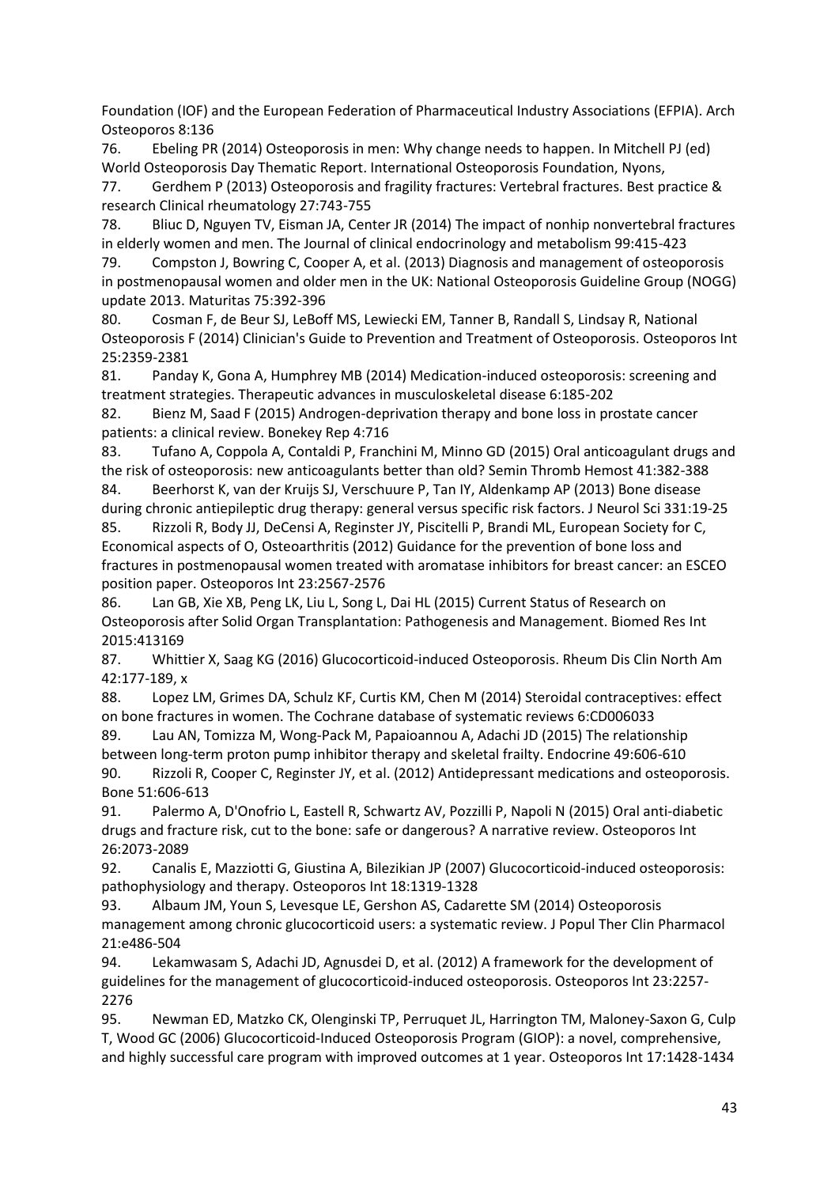Foundation (IOF) and the European Federation of Pharmaceutical Industry Associations (EFPIA). Arch Osteoporos 8:136

76. Ebeling PR (2014) Osteoporosis in men: Why change needs to happen. In Mitchell PJ (ed) World Osteoporosis Day Thematic Report. International Osteoporosis Foundation, Nyons,

77. Gerdhem P (2013) Osteoporosis and fragility fractures: Vertebral fractures. Best practice & research Clinical rheumatology 27:743-755

78. Bliuc D, Nguyen TV, Eisman JA, Center JR (2014) The impact of nonhip nonvertebral fractures in elderly women and men. The Journal of clinical endocrinology and metabolism 99:415-423

79. Compston J, Bowring C, Cooper A, et al. (2013) Diagnosis and management of osteoporosis in postmenopausal women and older men in the UK: National Osteoporosis Guideline Group (NOGG) update 2013. Maturitas 75:392-396

80. Cosman F, de Beur SJ, LeBoff MS, Lewiecki EM, Tanner B, Randall S, Lindsay R, National Osteoporosis F (2014) Clinician's Guide to Prevention and Treatment of Osteoporosis. Osteoporos Int 25:2359-2381

81. Panday K, Gona A, Humphrey MB (2014) Medication-induced osteoporosis: screening and treatment strategies. Therapeutic advances in musculoskeletal disease 6:185-202

82. Bienz M, Saad F (2015) Androgen-deprivation therapy and bone loss in prostate cancer patients: a clinical review. Bonekey Rep 4:716

83. Tufano A, Coppola A, Contaldi P, Franchini M, Minno GD (2015) Oral anticoagulant drugs and the risk of osteoporosis: new anticoagulants better than old? Semin Thromb Hemost 41:382-388

84. Beerhorst K, van der Kruijs SJ, Verschuure P, Tan IY, Aldenkamp AP (2013) Bone disease during chronic antiepileptic drug therapy: general versus specific risk factors. J Neurol Sci 331:19-25

85. Rizzoli R, Body JJ, DeCensi A, Reginster JY, Piscitelli P, Brandi ML, European Society for C, Economical aspects of O, Osteoarthritis (2012) Guidance for the prevention of bone loss and fractures in postmenopausal women treated with aromatase inhibitors for breast cancer: an ESCEO position paper. Osteoporos Int 23:2567-2576

86. Lan GB, Xie XB, Peng LK, Liu L, Song L, Dai HL (2015) Current Status of Research on Osteoporosis after Solid Organ Transplantation: Pathogenesis and Management. Biomed Res Int 2015:413169

87. Whittier X, Saag KG (2016) Glucocorticoid-induced Osteoporosis. Rheum Dis Clin North Am 42:177-189, x

88. Lopez LM, Grimes DA, Schulz KF, Curtis KM, Chen M (2014) Steroidal contraceptives: effect on bone fractures in women. The Cochrane database of systematic reviews 6:CD006033

89. Lau AN, Tomizza M, Wong-Pack M, Papaioannou A, Adachi JD (2015) The relationship between long-term proton pump inhibitor therapy and skeletal frailty. Endocrine 49:606-610

90. Rizzoli R, Cooper C, Reginster JY, et al. (2012) Antidepressant medications and osteoporosis. Bone 51:606-613

91. Palermo A, D'Onofrio L, Eastell R, Schwartz AV, Pozzilli P, Napoli N (2015) Oral anti-diabetic drugs and fracture risk, cut to the bone: safe or dangerous? A narrative review. Osteoporos Int 26:2073-2089

92. Canalis E, Mazziotti G, Giustina A, Bilezikian JP (2007) Glucocorticoid-induced osteoporosis: pathophysiology and therapy. Osteoporos Int 18:1319-1328

93. Albaum JM, Youn S, Levesque LE, Gershon AS, Cadarette SM (2014) Osteoporosis management among chronic glucocorticoid users: a systematic review. J Popul Ther Clin Pharmacol 21:e486-504

94. Lekamwasam S, Adachi JD, Agnusdei D, et al. (2012) A framework for the development of guidelines for the management of glucocorticoid-induced osteoporosis. Osteoporos Int 23:2257-2276

95. Newman ED, Matzko CK, Olenginski TP, Perruquet JL, Harrington TM, Maloney-Saxon G, Culp T, Wood GC (2006) Glucocorticoid-Induced Osteoporosis Program (GIOP): a novel, comprehensive, and highly successful care program with improved outcomes at 1 year. Osteoporos Int 17:1428-1434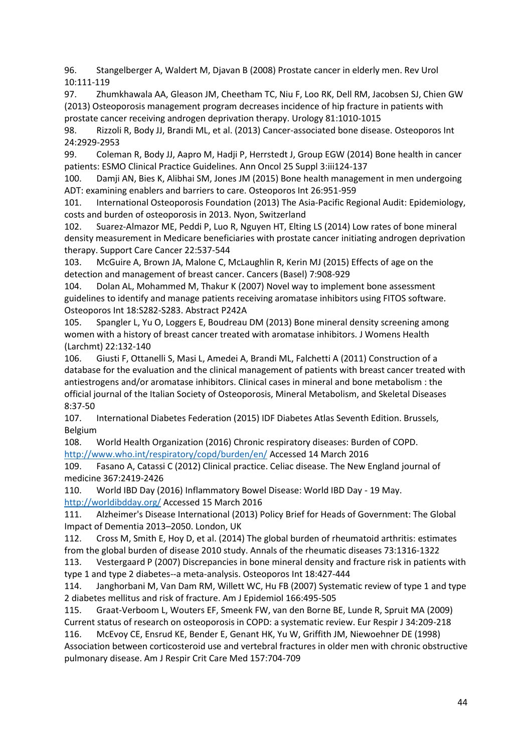96. Stangelberger A, Waldert M, Djavan B (2008) Prostate cancer in elderly men. Rev Urol 10:111-119

97. Zhumkhawala AA, Gleason JM, Cheetham TC, Niu F, Loo RK, Dell RM, Jacobsen SJ, Chien GW (2013) Osteoporosis management program decreases incidence of hip fracture in patients with prostate cancer receiving androgen deprivation therapy. Urology 81:1010-1015

98. Rizzoli R, Body JJ, Brandi ML, et al. (2013) Cancer-associated bone disease. Osteoporos Int 24:2929-2953

99. Coleman R, Body JJ, Aapro M, Hadji P, Herrstedt J, Group EGW (2014) Bone health in cancer patients: ESMO Clinical Practice Guidelines. Ann Oncol 25 Suppl 3:iii124-137

100. Damji AN, Bies K, Alibhai SM, Jones JM (2015) Bone health management in men undergoing ADT: examining enablers and barriers to care. Osteoporos Int 26:951-959

101. International Osteoporosis Foundation (2013) The Asia-Pacific Regional Audit: Epidemiology, costs and burden of osteoporosis in 2013. Nyon, Switzerland

102. Suarez-Almazor ME, Peddi P, Luo R, Nguyen HT, Elting LS (2014) Low rates of bone mineral density measurement in Medicare beneficiaries with prostate cancer initiating androgen deprivation therapy. Support Care Cancer 22:537-544

103. McGuire A, Brown JA, Malone C, McLaughlin R, Kerin MJ (2015) Effects of age on the detection and management of breast cancer. Cancers (Basel) 7:908-929

104. Dolan AL, Mohammed M, Thakur K (2007) Novel way to implement bone assessment guidelines to identify and manage patients receiving aromatase inhibitors using FITOS software. Osteoporos Int 18:S282-S283. Abstract P242A

105. Spangler L, Yu O, Loggers E, Boudreau DM (2013) Bone mineral density screening among women with a history of breast cancer treated with aromatase inhibitors. J Womens Health (Larchmt) 22:132-140

106. Giusti F, Ottanelli S, Masi L, Amedei A, Brandi ML, Falchetti A (2011) Construction of a database for the evaluation and the clinical management of patients with breast cancer treated with antiestrogens and/or aromatase inhibitors. Clinical cases in mineral and bone metabolism : the official journal of the Italian Society of Osteoporosis, Mineral Metabolism, and Skeletal Diseases 8:37-50

107. International Diabetes Federation (2015) IDF Diabetes Atlas Seventh Edition. Brussels, Belgium

108. World Health Organization (2016) Chronic respiratory diseases: Burden of COPD. http://www.who.int/respiratory/copd/burden/en/ Accessed 14 March 2016

109. Fasano A, Catassi C (2012) Clinical practice. Celiac disease. The New England journal of medicine 367:2419-2426

110. World IBD Day (2016) Inflammatory Bowel Disease: World IBD Day - 19 May. http://worldibdday.org/ Accessed 15 March 2016

111. Alzheimer's Disease International (2013) Policy Brief for Heads of Government: The Global Impact of Dementia 2013–2050. London, UK

112. Cross M, Smith E, Hoy D, et al. (2014) The global burden of rheumatoid arthritis: estimates from the global burden of disease 2010 study. Annals of the rheumatic diseases 73:1316-1322

113. Vestergaard P (2007) Discrepancies in bone mineral density and fracture risk in patients with type 1 and type 2 diabetes--a meta-analysis. Osteoporos Int 18:427-444

114. Janghorbani M, Van Dam RM, Willett WC, Hu FB (2007) Systematic review of type 1 and type 2 diabetes mellitus and risk of fracture. Am J Epidemiol 166:495-505

115. Graat-Verboom L, Wouters EF, Smeenk FW, van den Borne BE, Lunde R, Spruit MA (2009) Current status of research on osteoporosis in COPD: a systematic review. Eur Respir J 34:209-218

116. McEvoy CE, Ensrud KE, Bender E, Genant HK, Yu W, Griffith JM, Niewoehner DE (1998) Association between corticosteroid use and vertebral fractures in older men with chronic obstructive pulmonary disease. Am J Respir Crit Care Med 157:704-709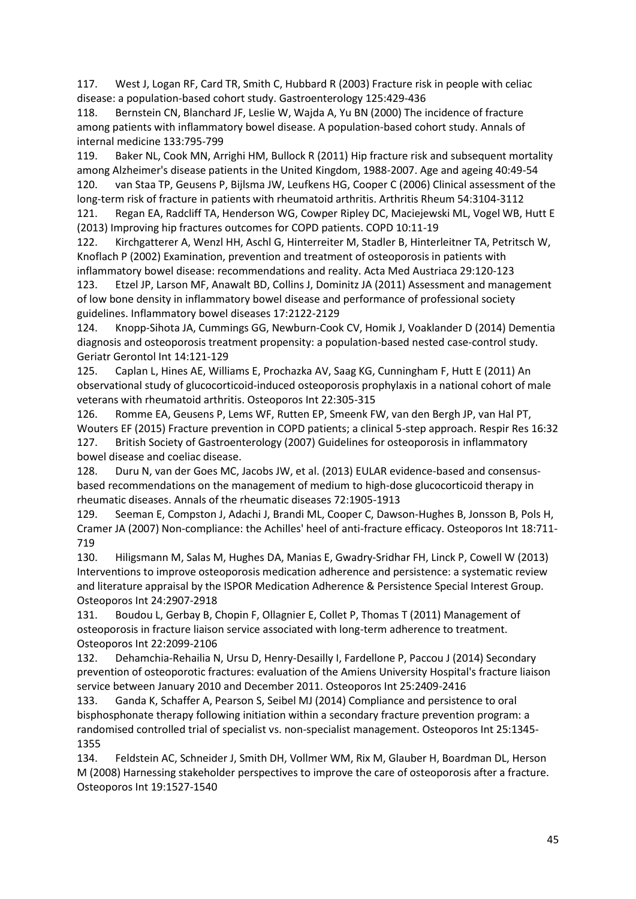117. West J, Logan RF, Card TR, Smith C, Hubbard R (2003) Fracture risk in people with celiac disease: a population-based cohort study. Gastroenterology 125:429-436

118. Bernstein CN, Blanchard JF, Leslie W, Wajda A, Yu BN (2000) The incidence of fracture among patients with inflammatory bowel disease. A population-based cohort study. Annals of internal medicine 133:795-799

119. Baker NL, Cook MN, Arrighi HM, Bullock R (2011) Hip fracture risk and subsequent mortality among Alzheimer's disease patients in the United Kingdom, 1988-2007. Age and ageing 40:49-54

120. van Staa TP, Geusens P, Bijlsma JW, Leufkens HG, Cooper C (2006) Clinical assessment of the long-term risk of fracture in patients with rheumatoid arthritis. Arthritis Rheum 54:3104-3112

121. Regan EA, Radcliff TA, Henderson WG, Cowper Ripley DC, Maciejewski ML, Vogel WB, Hutt E (2013) Improving hip fractures outcomes for COPD patients. COPD 10:11-19

122. Kirchgatterer A, Wenzl HH, Aschl G, Hinterreiter M, Stadler B, Hinterleitner TA, Petritsch W, Knoflach P (2002) Examination, prevention and treatment of osteoporosis in patients with inflammatory bowel disease: recommendations and reality. Acta Med Austriaca 29:120-123

123. Etzel JP, Larson MF, Anawalt BD, Collins J, Dominitz JA (2011) Assessment and management of low bone density in inflammatory bowel disease and performance of professional society guidelines. Inflammatory bowel diseases 17:2122-2129

124. Knopp-Sihota JA, Cummings GG, Newburn-Cook CV, Homik J, Voaklander D (2014) Dementia diagnosis and osteoporosis treatment propensity: a population-based nested case-control study. Geriatr Gerontol Int 14:121-129

125. Caplan L, Hines AE, Williams E, Prochazka AV, Saag KG, Cunningham F, Hutt E (2011) An observational study of glucocorticoid-induced osteoporosis prophylaxis in a national cohort of male veterans with rheumatoid arthritis. Osteoporos Int 22:305-315

126. Romme EA, Geusens P, Lems WF, Rutten EP, Smeenk FW, van den Bergh JP, van Hal PT, Wouters EF (2015) Fracture prevention in COPD patients; a clinical 5-step approach. Respir Res 16:32

127. British Society of Gastroenterology (2007) Guidelines for osteoporosis in inflammatory bowel disease and coeliac disease.

128. Duru N, van der Goes MC, Jacobs JW, et al. (2013) EULAR evidence-based and consensus-based recommendations on the management of medium to high-dose glucocorticoid therapy in rheumatic diseases. Annals of the rheumatic diseases 72:1905-1913

129. Seeman E, Compston J, Adachi J, Brandi ML, Cooper C, Dawson-Hughes B, Jonsson B, Pols H, Cramer JA (2007) Non-compliance: the Achilles' heel of anti-fracture efficacy. Osteoporos Int 18:711-719

130. Hiligsmann M, Salas M, Hughes DA, Manias E, Gwadry-Sridhar FH, Linck P, Cowell W (2013) Interventions to improve osteoporosis medication adherence and persistence: a systematic review and literature appraisal by the ISPOR Medication Adherence & Persistence Special Interest Group. Osteoporos Int 24:2907-2918

131. Boudou L, Gerbay B, Chopin F, Ollagnier E, Collet P, Thomas T (2011) Management of osteoporosis in fracture liaison service associated with long-term adherence to treatment. Osteoporos Int 22:2099-2106

132. Dehamchia-Rehailia N, Ursu D, Henry-Desailly I, Fardellone P, Paccou J (2014) Secondary prevention of osteoporotic fractures: evaluation of the Amiens University Hospital's fracture liaison service between January 2010 and December 2011. Osteoporos Int 25:2409-2416

133. Ganda K, Schaffer A, Pearson S, Seibel MJ (2014) Compliance and persistence to oral bisphosphonate therapy following initiation within a secondary fracture prevention program: a randomised controlled trial of specialist vs. non-specialist management. Osteoporos Int 25:1345-1355

134. Feldstein AC, Schneider J, Smith DH, Vollmer WM, Rix M, Glauber H, Boardman DL, Herson M (2008) Harnessing stakeholder perspectives to improve the care of osteoporosis after a fracture. Osteoporos Int 19:1527-1540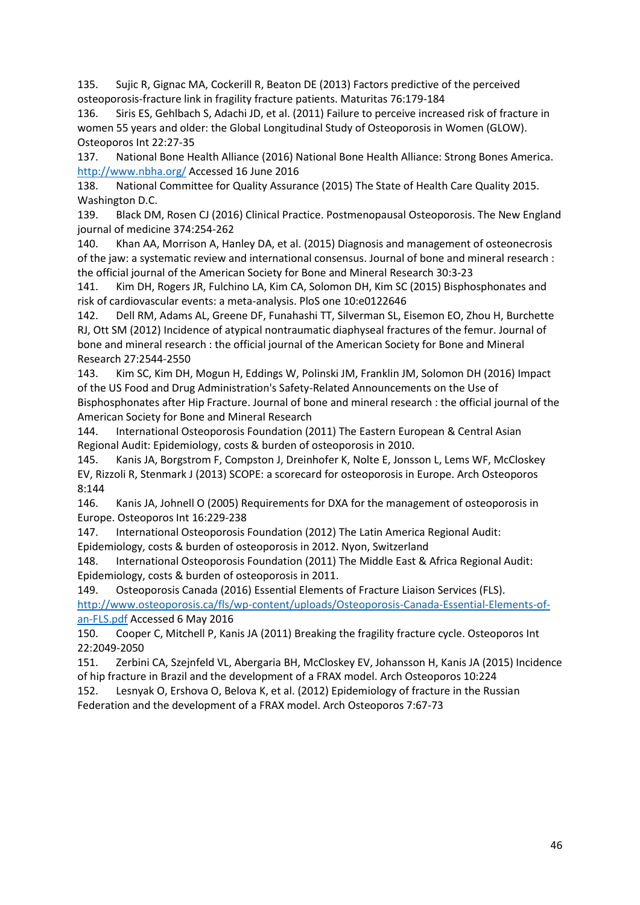135. Sujic R, Gignac MA, Cockerill R, Beaton DE (2013) Factors predictive of the perceived osteoporosis-fracture link in fragility fracture patients. Maturitas 76:179-184

136. Siris ES, Gehlbach S, Adachi JD, et al. (2011) Failure to perceive increased risk of fracture in women 55 years and older: the Global Longitudinal Study of Osteoporosis in Women (GLOW). Osteoporos Int 22:27-35

137. National Bone Health Alliance (2016) National Bone Health Alliance: Strong Bones America. http://www.nbha.org/ Accessed 16 June 2016

138. National Committee for Quality Assurance (2015) The State of Health Care Quality 2015. Washington D.C.

139. Black DM, Rosen CJ (2016) Clinical Practice. Postmenopausal Osteoporosis. The New England journal of medicine 374:254-262

140. Khan AA, Morrison A, Hanley DA, et al. (2015) Diagnosis and management of osteonecrosis of the jaw: a systematic review and international consensus. Journal of bone and mineral research : the official journal of the American Society for Bone and Mineral Research 30:3-23

141. Kim DH, Rogers JR, Fulchino LA, Kim CA, Solomon DH, Kim SC (2015) Bisphosphonates and risk of cardiovascular events: a meta-analysis. PloS one 10:e0122646

142. Dell RM, Adams AL, Greene DF, Funahashi TT, Silverman SL, Eisemon EO, Zhou H, Burchette RJ, Ott SM (2012) Incidence of atypical nontraumatic diaphyseal fractures of the femur. Journal of bone and mineral research : the official journal of the American Society for Bone and Mineral Research 27:2544-2550

143. Kim SC, Kim DH, Mogun H, Eddings W, Polinski JM, Franklin JM, Solomon DH (2016) Impact of the US Food and Drug Administration's Safety-Related Announcements on the Use of Bisphosphonates after Hip Fracture. Journal of bone and mineral research : the official journal of the American Society for Bone and Mineral Research

144. International Osteoporosis Foundation (2011) The Eastern European & Central Asian Regional Audit: Epidemiology, costs & burden of osteoporosis in 2010.

145. Kanis JA, Borgstrom F, Compston J, Dreinhofer K, Nolte E, Jonsson L, Lems WF, McCloskey EV, Rizzoli R, Stenmark J (2013) SCOPE: a scorecard for osteoporosis in Europe. Arch Osteoporos 8:144

146. Kanis JA, Johnell O (2005) Requirements for DXA for the management of osteoporosis in Europe. Osteoporos Int 16:229-238

147. International Osteoporosis Foundation (2012) The Latin America Regional Audit: Epidemiology, costs & burden of osteoporosis in 2012. Nyon, Switzerland

148. International Osteoporosis Foundation (2011) The Middle East & Africa Regional Audit: Epidemiology, costs & burden of osteoporosis in 2011.

149. Osteoporosis Canada (2016) Essential Elements of Fracture Liaison Services (FLS). http://www.osteoporosis.ca/fls/wp-content/uploads/Osteoporosis-Canada-Essential-Elements-of-an-FLS.pdf Accessed 6 May 2016

150. Cooper C, Mitchell P, Kanis JA (2011) Breaking the fragility fracture cycle. Osteoporos Int 22:2049-2050

151. Zerbini CA, Szejnfeld VL, Abergaria BH, McCloskey EV, Johansson H, Kanis JA (2015) Incidence of hip fracture in Brazil and the development of a FRAX model. Arch Osteoporos 10:224

152. Lesnyak O, Ershova O, Belova K, et al. (2012) Epidemiology of fracture in the Russian Federation and the development of a FRAX model. Arch Osteoporos 7:67-73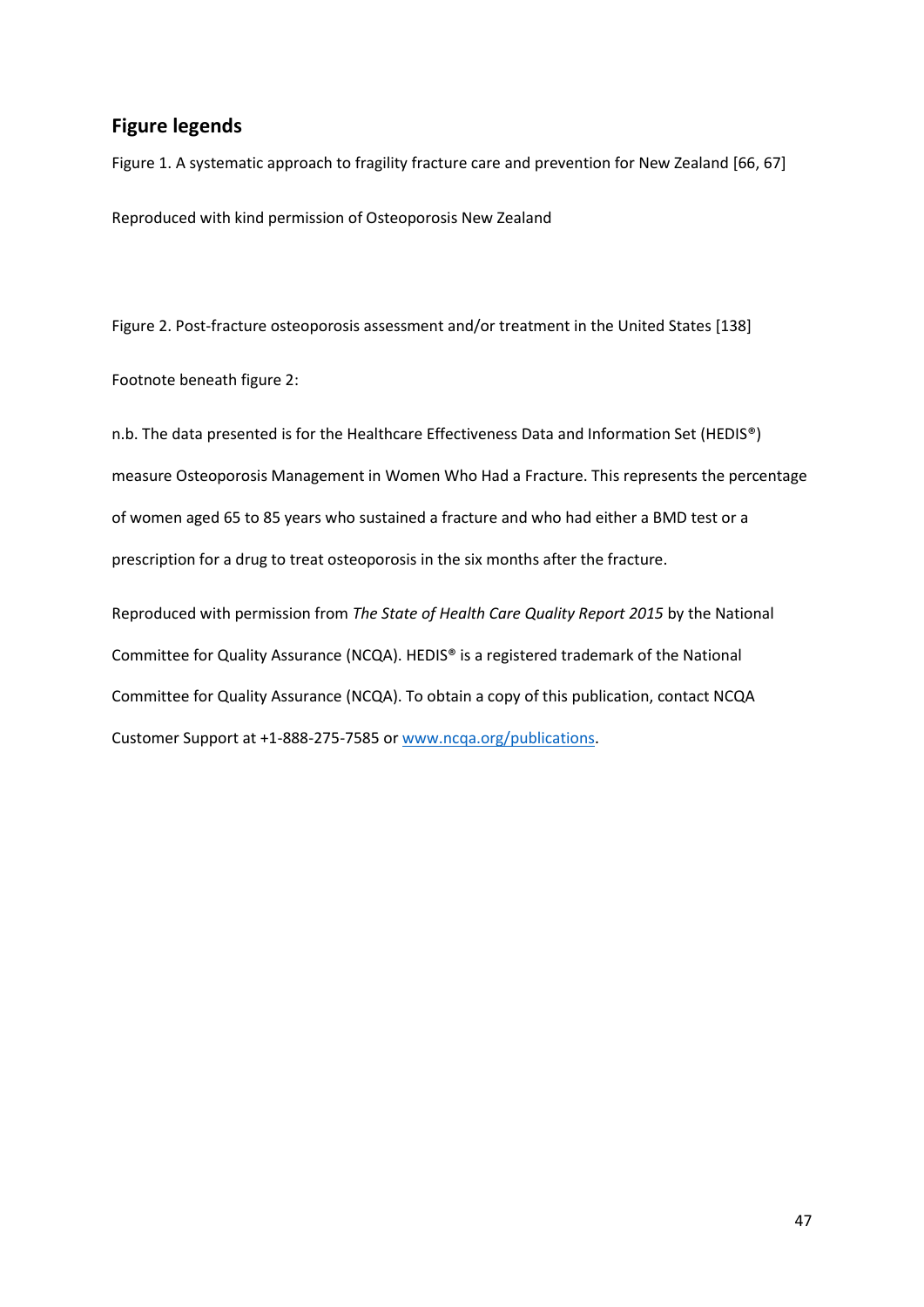## Figure legends

Figure 1. A systematic approach to fragility fracture care and prevention for New Zealand [66, 67]

Reproduced with kind permission of Osteoporosis New Zealand

Figure 2. Post-fracture osteoporosis assessment and/or treatment in the United States [138]

Footnote beneath figure 2:

n.b. The data presented is for the Healthcare Effectiveness Data and Information Set (HEDIS®) measure Osteoporosis Management in Women Who Had a Fracture. This represents the percentage of women aged 65 to 85 years who sustained a fracture and who had either a BMD test or a prescription for a drug to treat osteoporosis in the six months after the fracture.

Reproduced with permission from *The State of Health Care Quality Report 2015* by the National Committee for Quality Assurance (NCQA). HEDIS® is a registered trademark of the National Committee for Quality Assurance (NCQA). To obtain a copy of this publication, contact NCQA Customer Support at +1-888-275-7585 or [www.ncqa.org/publications](http://www.ncqa.org/publications).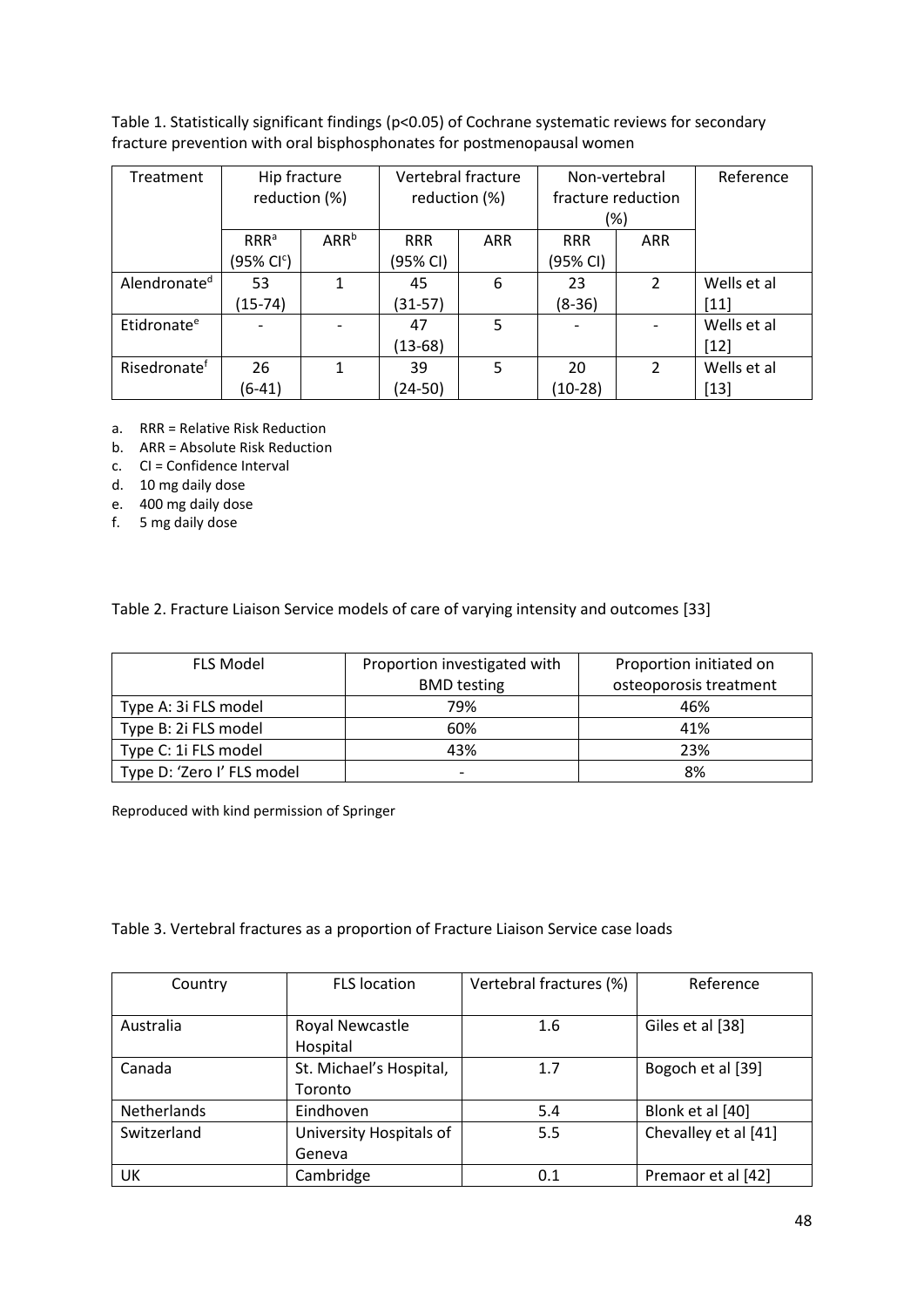Table 1. Statistically significant findings ($p<0.05$) of Cochrane systematic reviews for secondary fracture prevention with oral bisphosphonates for postmenopausal women

| Treatment | Hip fracture reduction (%) | | Vertebral fracture reduction (%) | | Non-vertebral fracture reduction (%) | | Reference |
|---|---|---|---|---|---|---|---|
| | RRR[a] (95% CI[c]) | ARR[b] | RRR (95% CI) | ARR | RRR (95% CI) | ARR | |
| Alendronate[d] | 53 (15-74) | 1 | 45 (31-57) | 6 | 23 (8-36) | 2 | Wells et al [11] |
| Etidronate[e] | - | - | 47 (13-68) | 5 | - | - | Wells et al [12] |
| Risedronate[f] | 26 (6-41) | 1 | 39 (24-50) | 5 | 20 (10-28) | 2 | Wells et al [13] |

a. RRR = Relative Risk Reduction
b. ARR = Absolute Risk Reduction
c. CI = Confidence Interval
d. 10 mg daily dose
e. 400 mg daily dose
f. 5 mg daily dose

Table 2. Fracture Liaison Service models of care of varying intensity and outcomes [33]

| FLS Model | Proportion investigated with BMD testing | Proportion initiated on osteoporosis treatment |
|---|---|---|
| Type A: 3i FLS model | 79% | 46% |
| Type B: 2i FLS model | 60% | 41% |
| Type C: 1i FLS model | 43% | 23% |
| Type D: 'Zero I' FLS model | - | 8% |

Reproduced with kind permission of Springer

Table 3. Vertebral fractures as a proportion of Fracture Liaison Service case loads

| Country | FLS location | Vertebral fractures (%) | Reference |
|---|---|---|---|
| Australia | Royal Newcastle Hospital | 1.6 | Giles et al [38] |
| Canada | St. Michael's Hospital, Toronto | 1.7 | Bogoch et al [39] |
| Netherlands | Eindhoven | 5.4 | Blonk et al [40] |
| Switzerland | University Hospitals of Geneva | 5.5 | Chevalley et al [41] |
| UK | Cambridge | 0.1 | Premaor et al [42] |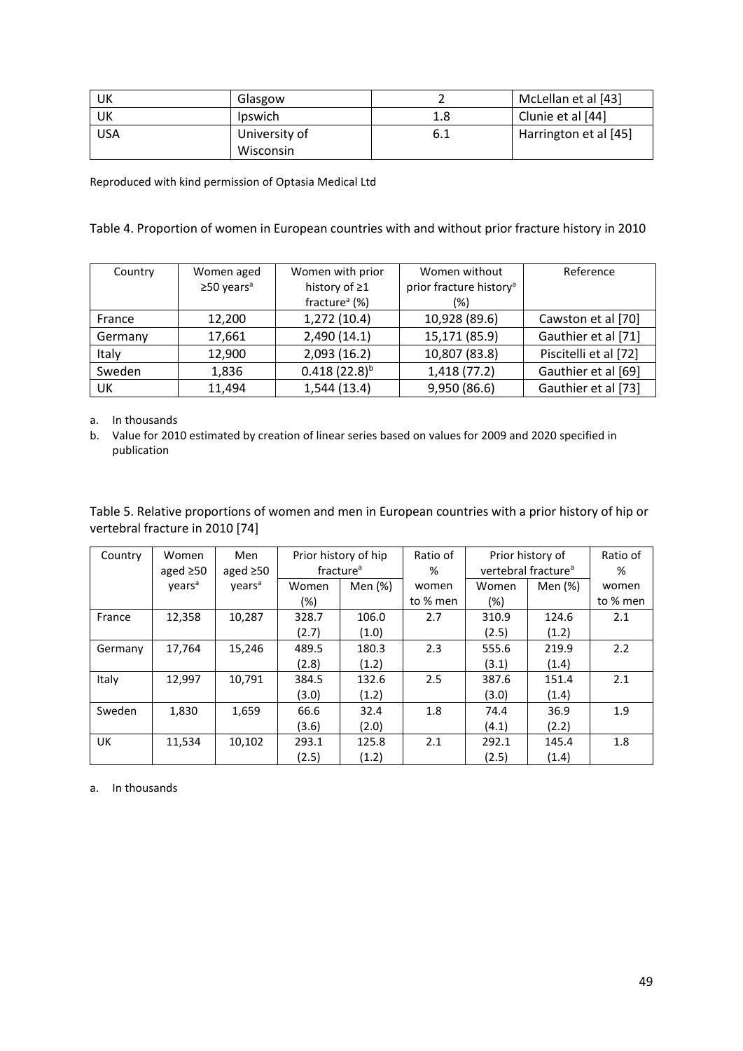| UK | Glasgow | 2 | McLellan et al [43] |
|---|---|---|---|
| UK | Ipswich | 1.8 | Clunie et al [44] |
| USA | University of Wisconsin | 6.1 | Harrington et al [45] |

Reproduced with kind permission of Optasia Medical Ltd

Table 4. Proportion of women in European countries with and without prior fracture history in 2010

| Country | Women aged ≥50 years[a] | Women with prior history of ≥1 fracture[a] (%) | Women without prior fracture history[a] (%) | Reference |
|---|---|---|---|---|
| France | 12,200 | 1,272 (10.4) | 10,928 (89.6) | Cawston et al [70] |
| Germany | 17,661 | 2,490 (14.1) | 15,171 (85.9) | Gauthier et al [71] |
| Italy | 12,900 | 2,093 (16.2) | 10,807 (83.8) | Piscitelli et al [72] |
| Sweden | 1,836 | 0.418 (22.8)[b] | 1,418 (77.2) | Gauthier et al [69] |
| UK | 11,494 | 1,544 (13.4) | 9,950 (86.6) | Gauthier et al [73] |

a. In thousands

b. Value for 2010 estimated by creation of linear series based on values for 2009 and 2020 specified in publication

Table 5. Relative proportions of women and men in European countries with a prior history of hip or vertebral fracture in 2010 [74]

| Country | Women aged ≥50 years[a] | Men aged ≥50 years[a] | Prior history of hip fracture[a] | | Ratio of % women to % men | Prior history of vertebral fracture[a] | | Ratio of % women to % men |
|---|---|---|---|---|---|---|---|---|
| | | | Women (%) | Men (%) | | Women (%) | Men (%) | |
| France | 12,358 | 10,287 | 328.7 (2.7) | 106.0 (1.0) | 2.7 | 310.9 (2.5) | 124.6 (1.2) | 2.1 |
| Germany | 17,764 | 15,246 | 489.5 (2.8) | 180.3 (1.2) | 2.3 | 555.6 (3.1) | 219.9 (1.4) | 2.2 |
| Italy | 12,997 | 10,791 | 384.5 (3.0) | 132.6 (1.2) | 2.5 | 387.6 (3.0) | 151.4 (1.4) | 2.1 |
| Sweden | 1,830 | 1,659 | 66.6 (3.6) | 32.4 (2.0) | 1.8 | 74.4 (4.1) | 36.9 (2.2) | 1.9 |
| UK | 11,534 | 10,102 | 293.1 (2.5) | 125.8 (1.2) | 2.1 | 292.1 (2.5) | 145.4 (1.4) | 1.8 |

a. In thousands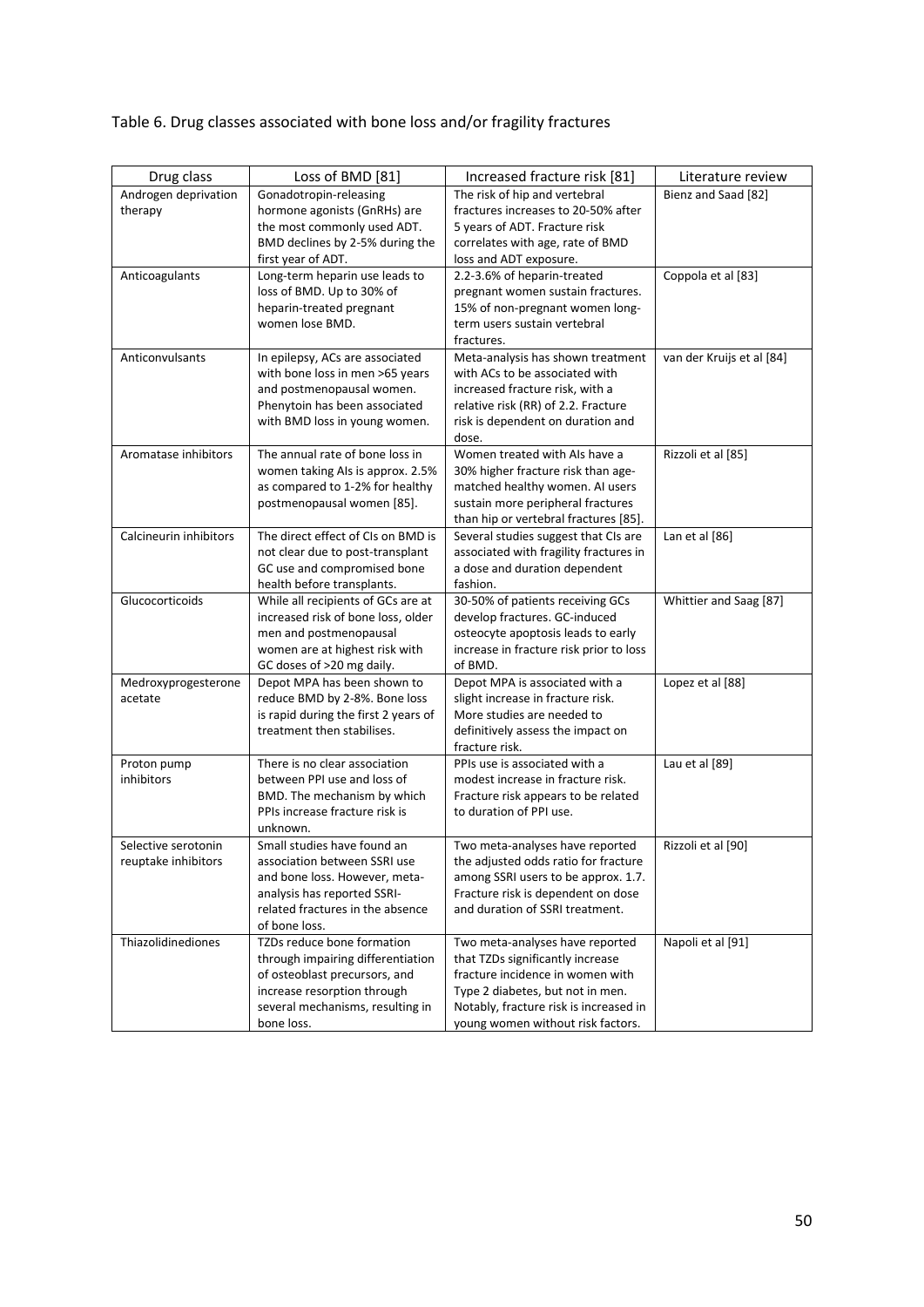Table 6. Drug classes associated with bone loss and/or fragility fractures

| Drug class | Loss of BMD [81] | Increased fracture risk [81] | Literature review |
|---|---|---|---|
| Androgen deprivation therapy | Gonadotropin-releasing hormone agonists (GnRHs) are the most commonly used ADT. BMD declines by 2-5% during the first year of ADT. | The risk of hip and vertebral fractures increases to 20-50% after 5 years of ADT. Fracture risk correlates with age, rate of BMD loss and ADT exposure. | Bienz and Saad [82] |
| Anticoagulants | Long-term heparin use leads to loss of BMD. Up to 30% of heparin-treated pregnant women lose BMD. | 2.2-3.6% of heparin-treated pregnant women sustain fractures. 15% of non-pregnant women long-term users sustain vertebral fractures. | Coppola et al [83] |
| Anticonvulsants | In epilepsy, ACs are associated with bone loss in men >65 years and postmenopausal women. Phenytoin has been associated with BMD loss in young women. | Meta-analysis has shown treatment with ACs to be associated with increased fracture risk, with a relative risk (RR) of 2.2. Fracture risk is dependent on duration and dose. | van der Kruijs et al [84] |
| Aromatase inhibitors | The annual rate of bone loss in women taking AIs is approx. 2.5% as compared to 1-2% for healthy postmenopausal women [85]. | Women treated with AIs have a 30% higher fracture risk than age-matched healthy women. AI users sustain more peripheral fractures than hip or vertebral fractures [85]. | Rizzoli et al [85] |
| Calcineurin inhibitors | The direct effect of CIs on BMD is not clear due to post-transplant GC use and compromised bone health before transplants. | Several studies suggest that CIs are associated with fragility fractures in a dose and duration dependent fashion. | Lan et al [86] |
| Glucocorticoids | While all recipients of GCs are at increased risk of bone loss, older men and postmenopausal women are at highest risk with GC doses of >20 mg daily. | 30-50% of patients receiving GCs develop fractures. GC-induced osteocyte apoptosis leads to early increase in fracture risk prior to loss of BMD. | Whittier and Saag [87] |
| Medroxyprogesterone acetate | Depot MPA has been shown to reduce BMD by 2-8%. Bone loss is rapid during the first 2 years of treatment then stabilises. | Depot MPA is associated with a slight increase in fracture risk. More studies are needed to definitively assess the impact on fracture risk. | Lopez et al [88] |
| Proton pump inhibitors | There is no clear association between PPI use and loss of BMD. The mechanism by which PPIs increase fracture risk is unknown. | PPIs use is associated with a modest increase in fracture risk. Fracture risk appears to be related to duration of PPI use. | Lau et al [89] |
| Selective serotonin reuptake inhibitors | Small studies have found an association between SSRI use and bone loss. However, meta-analysis has reported SSRI-related fractures in the absence of bone loss. | Two meta-analyses have reported the adjusted odds ratio for fracture among SSRI users to be approx. 1.7. Fracture risk is dependent on dose and duration of SSRI treatment. | Rizzoli et al [90] |
| Thiazolidinediones | TZDs reduce bone formation through impairing differentiation of osteoblast precursors, and increase resorption through several mechanisms, resulting in bone loss. | Two meta-analyses have reported that TZDs significantly increase fracture incidence in women with Type 2 diabetes, but not in men. Notably, fracture risk is increased in young women without risk factors. | Napoli et al [91] |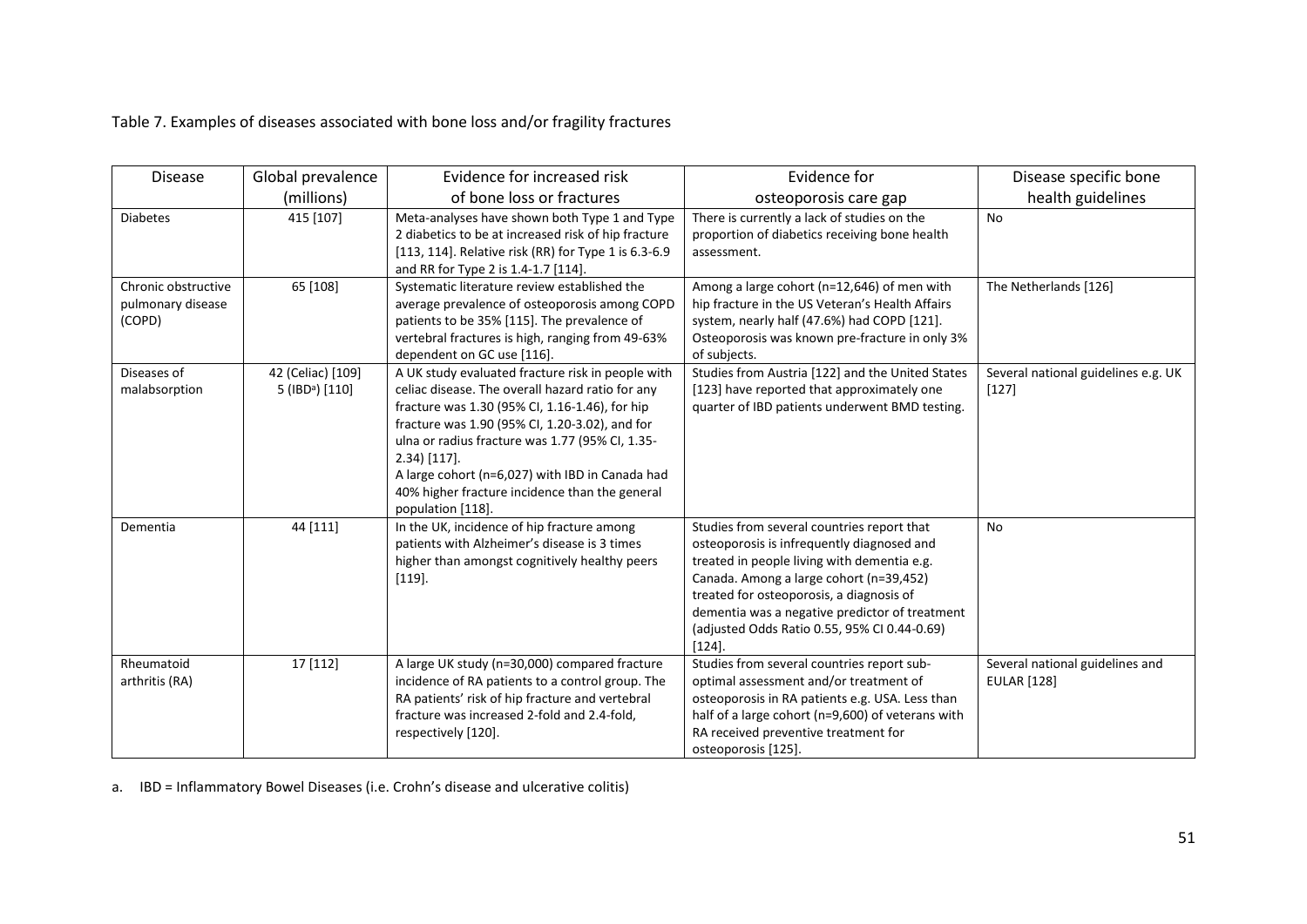Table 7. Examples of diseases associated with bone loss and/or fragility fractures

| Disease | Global prevalence (millions) | Evidence for increased risk of bone loss or fractures | Evidence for osteoporosis care gap | Disease specific bone health guidelines |
|---|---|---|---|---|
| Diabetes | 415 [107] | Meta-analyses have shown both Type 1 and Type 2 diabetics to be at increased risk of hip fracture [113, 114]. Relative risk (RR) for Type 1 is 6.3-6.9 and RR for Type 2 is 1.4-1.7 [114]. | There is currently a lack of studies on the proportion of diabetics receiving bone health assessment. | No |
| Chronic obstructive pulmonary disease (COPD) | 65 [108] | Systematic literature review established the average prevalence of osteoporosis among COPD patients to be 35% [115]. The prevalence of vertebral fractures is high, ranging from 49-63% dependent on GC use [116]. | Among a large cohort (n=12,646) of men with hip fracture in the US Veteran's Health Affairs system, nearly half (47.6%) had COPD [121]. Osteoporosis was known pre-fracture in only 3% of subjects. | The Netherlands [126] |
| Diseases of malabsorption | 42 (Celiac) [109]<br>5 (IBD[a]) [110] | A UK study evaluated fracture risk in people with celiac disease. The overall hazard ratio for any fracture was 1.30 (95% CI, 1.16-1.46), for hip fracture was 1.90 (95% CI, 1.20-3.02), and for ulna or radius fracture was 1.77 (95% CI, 1.35-2.34) [117].<br>A large cohort (n=6,027) with IBD in Canada had 40% higher fracture incidence than the general population [118]. | Studies from Austria [122] and the United States [123] have reported that approximately one quarter of IBD patients underwent BMD testing. | Several national guidelines e.g. UK [127] |
| Dementia | 44 [111] | In the UK, incidence of hip fracture among patients with Alzheimer's disease is 3 times higher than amongst cognitively healthy peers [119]. | Studies from several countries report that osteoporosis is infrequently diagnosed and treated in people living with dementia e.g. Canada. Among a large cohort (n=39,452) treated for osteoporosis, a diagnosis of dementia was a negative predictor of treatment (adjusted Odds Ratio 0.55, 95% CI 0.44-0.69) [124]. | No |
| Rheumatoid arthritis (RA) | 17 [112] | A large UK study (n=30,000) compared fracture incidence of RA patients to a control group. The RA patients' risk of hip fracture and vertebral fracture was increased 2-fold and 2.4-fold, respectively [120]. | Studies from several countries report sub-optimal assessment and/or treatment of osteoporosis in RA patients e.g. USA. Less than half of a large cohort (n=9,600) of veterans with RA received preventive treatment for osteoporosis [125]. | Several national guidelines and EULAR [128] |

a. IBD = Inflammatory Bowel Diseases (i.e. Crohn's disease and ulcerative colitis)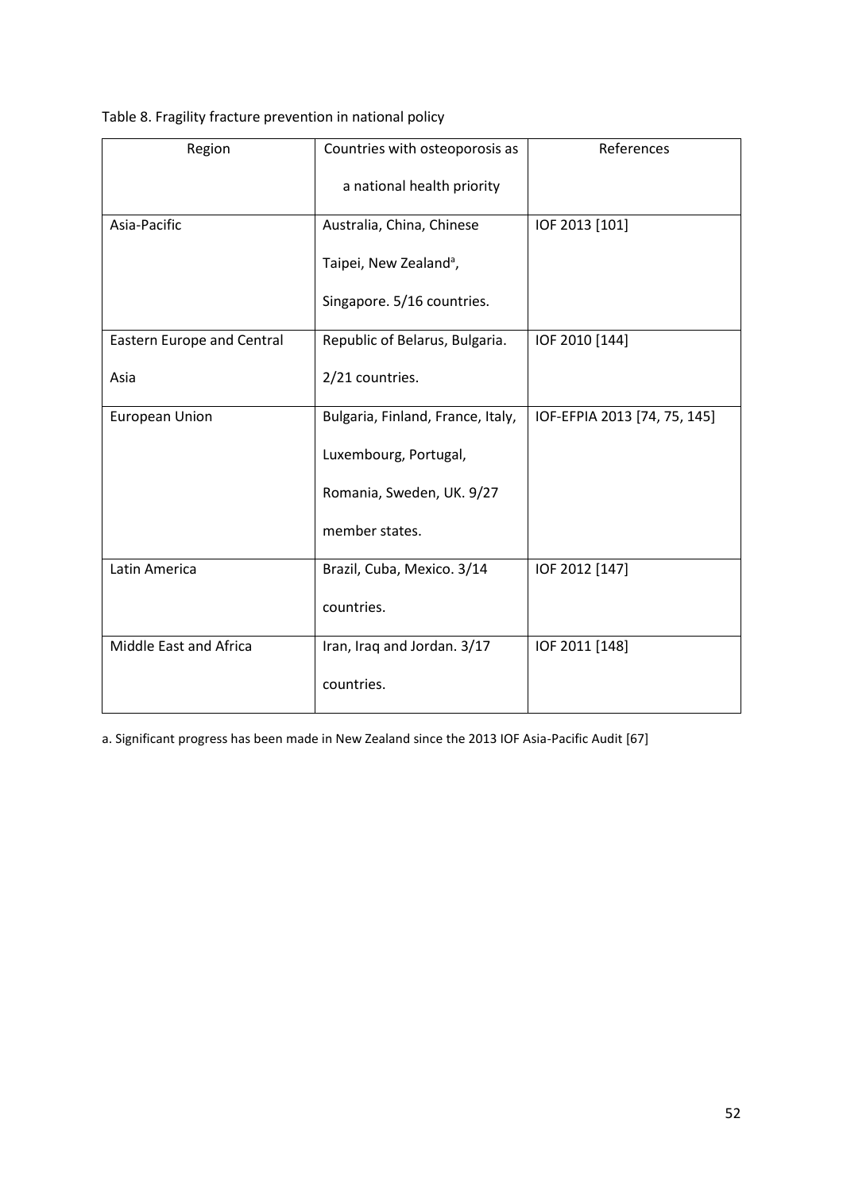Table 8. Fragility fracture prevention in national policy

| Region | Countries with osteoporosis as a national health priority | References |
| --- | --- | --- |
| Asia-Pacific | Australia, China, Chinese Taipei, New Zealand[a], Singapore. 5/16 countries. | IOF 2013 [101] |
| Eastern Europe and Central Asia | Republic of Belarus, Bulgaria. 2/21 countries. | IOF 2010 [144] |
| European Union | Bulgaria, Finland, France, Italy, Luxembourg, Portugal, Romania, Sweden, UK. 9/27 member states. | IOF-EFPIA 2013 [74, 75, 145] |
| Latin America | Brazil, Cuba, Mexico. 3/14 countries. | IOF 2012 [147] |
| Middle East and Africa | Iran, Iraq and Jordan. 3/17 countries. | IOF 2011 [148] |

a. Significant progress has been made in New Zealand since the 2013 IOF Asia-Pacific Audit [67]